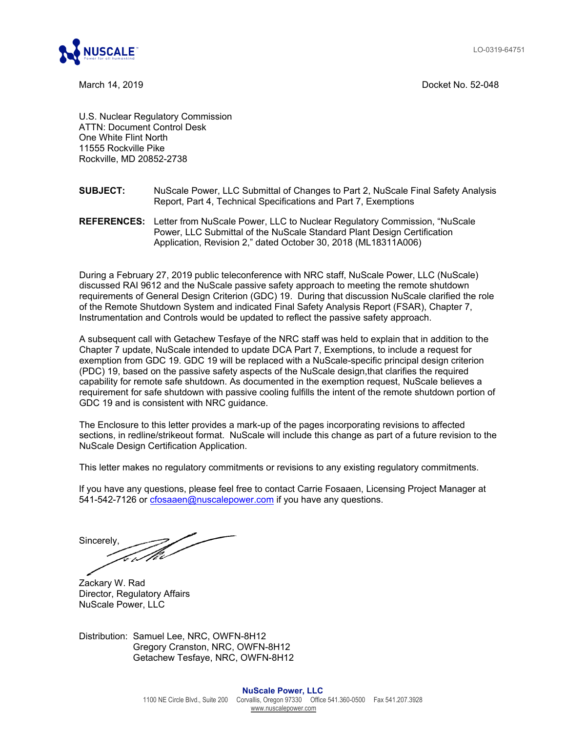LO-0319-64751

March 14, 2019

Docket No. 52-048

U.S. Nuclear Regulatory Commission
ATTN: Document Control Desk
One White Flint North
11555 Rockville Pike
Rockville, MD 20852-2738

**SUBJECT:** NuScale Power, LLC Submittal of Changes to Part 2, NuScale Final Safety Analysis Report, Part 4, Technical Specifications and Part 7, Exemptions

**REFERENCES:** Letter from NuScale Power, LLC to Nuclear Regulatory Commission, "NuScale Power, LLC Submittal of the NuScale Standard Plant Design Certification Application, Revision 2," dated October 30, 2018 (ML18311A006)

During a February 27, 2019 public teleconference with NRC staff, NuScale Power, LLC (NuScale) discussed RAI 9612 and the NuScale passive safety approach to meeting the remote shutdown requirements of General Design Criterion (GDC) 19. During that discussion NuScale clarified the role of the Remote Shutdown System and indicated Final Safety Analysis Report (FSAR), Chapter 7, Instrumentation and Controls would be updated to reflect the passive safety approach.

A subsequent call with Getachew Tesfaye of the NRC staff was held to explain that in addition to the Chapter 7 update, NuScale intended to update DCA Part 7, Exemptions, to include a request for exemption from GDC 19. GDC 19 will be replaced with a NuScale-specific principal design criterion (PDC) 19, based on the passive safety aspects of the NuScale design,that clarifies the required capability for remote safe shutdown. As documented in the exemption request, NuScale believes a requirement for safe shutdown with passive cooling fulfills the intent of the remote shutdown portion of GDC 19 and is consistent with NRC guidance.

The Enclosure to this letter provides a mark-up of the pages incorporating revisions to affected sections, in redline/strikeout format. NuScale will include this change as part of a future revision to the NuScale Design Certification Application.

This letter makes no regulatory commitments or revisions to any existing regulatory commitments.

If you have any questions, please feel free to contact Carrie Fosaaen, Licensing Project Manager at 541-542-7126 or cfosaaen@nuscalepower.com if you have any questions.

Sincerely,

Zackary W. Rad
Director, Regulatory Affairs
NuScale Power, LLC

Distribution: Samuel Lee, NRC, OWFN-8H12
Gregory Cranston, NRC, OWFN-8H12
Getachew Tesfaye, NRC, OWFN-8H12

**NuScale Power, LLC**
1100 NE Circle Blvd., Suite 200 Corvallis, Oregon 97330 Office 541.360-0500 Fax 541.207.3928
www.nuscalepower.com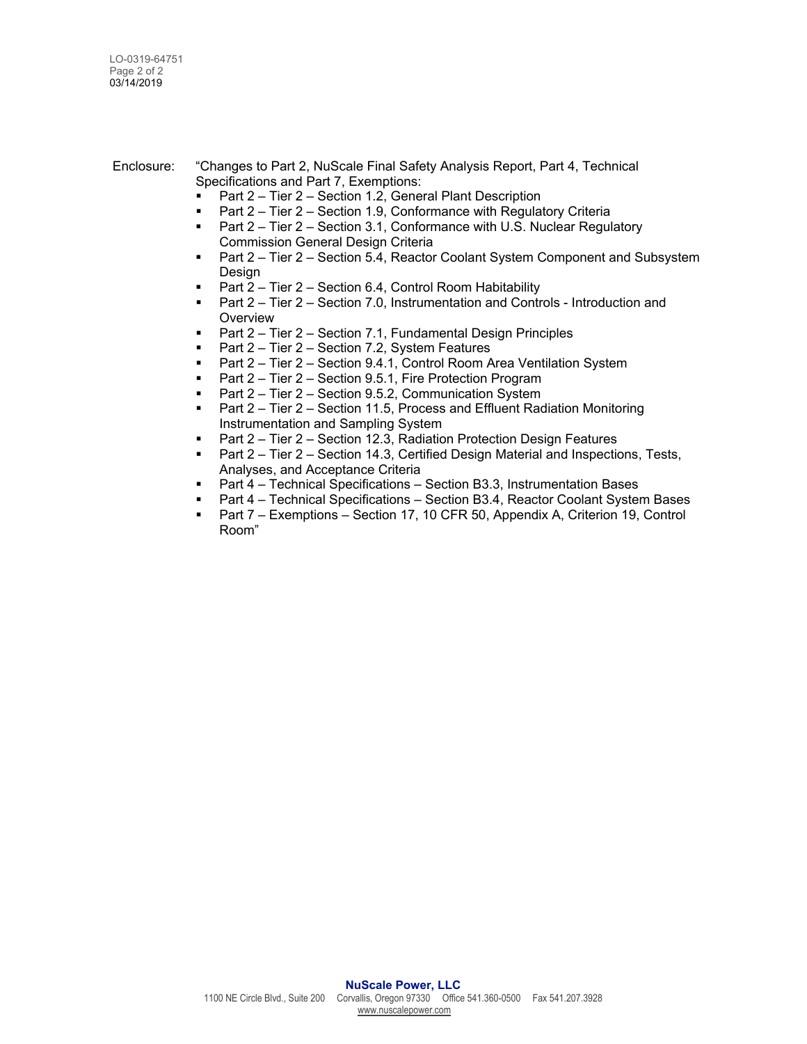Enclosure: "Changes to Part 2, NuScale Final Safety Analysis Report, Part 4, Technical Specifications and Part 7, Exemptions:

- Part 2 – Tier 2 – Section 1.2, General Plant Description
- Part 2 – Tier 2 – Section 1.9, Conformance with Regulatory Criteria
- Part 2 – Tier 2 – Section 3.1, Conformance with U.S. Nuclear Regulatory Commission General Design Criteria
- Part 2 – Tier 2 – Section 5.4, Reactor Coolant System Component and Subsystem Design
- Part 2 – Tier 2 – Section 6.4, Control Room Habitability
- Part 2 – Tier 2 – Section 7.0, Instrumentation and Controls - Introduction and Overview
- Part 2 – Tier 2 – Section 7.1, Fundamental Design Principles
- Part 2 – Tier 2 – Section 7.2, System Features
- Part 2 – Tier 2 – Section 9.4.1, Control Room Area Ventilation System
- Part 2 – Tier 2 – Section 9.5.1, Fire Protection Program
- Part 2 – Tier 2 – Section 9.5.2, Communication System
- Part 2 – Tier 2 – Section 11.5, Process and Effluent Radiation Monitoring Instrumentation and Sampling System
- Part 2 – Tier 2 – Section 12.3, Radiation Protection Design Features
- Part 2 – Tier 2 – Section 14.3, Certified Design Material and Inspections, Tests, Analyses, and Acceptance Criteria
- Part 4 – Technical Specifications – Section B3.3, Instrumentation Bases
- Part 4 – Technical Specifications – Section B3.4, Reactor Coolant System Bases
- Part 7 – Exemptions – Section 17, 10 CFR 50, Appendix A, Criterion 19, Control Room"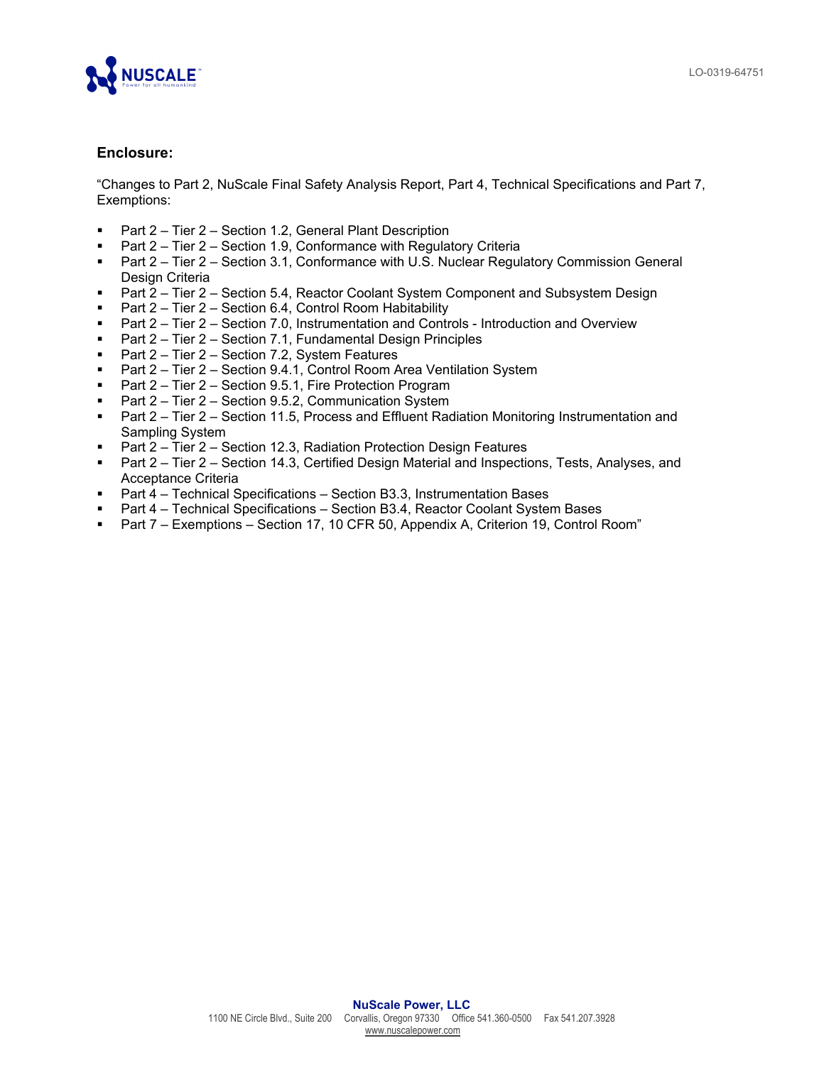**Enclosure:**

“Changes to Part 2, NuScale Final Safety Analysis Report, Part 4, Technical Specifications and Part 7, Exemptions:

- Part 2 – Tier 2 – Section 1.2, General Plant Description
- Part 2 – Tier 2 – Section 1.9, Conformance with Regulatory Criteria
- Part 2 – Tier 2 – Section 3.1, Conformance with U.S. Nuclear Regulatory Commission General Design Criteria
- Part 2 – Tier 2 – Section 5.4, Reactor Coolant System Component and Subsystem Design
- Part 2 – Tier 2 – Section 6.4, Control Room Habitability
- Part 2 – Tier 2 – Section 7.0, Instrumentation and Controls - Introduction and Overview
- Part 2 – Tier 2 – Section 7.1, Fundamental Design Principles
- Part 2 – Tier 2 – Section 7.2, System Features
- Part 2 – Tier 2 – Section 9.4.1, Control Room Area Ventilation System
- Part 2 – Tier 2 – Section 9.5.1, Fire Protection Program
- Part 2 – Tier 2 – Section 9.5.2, Communication System
- Part 2 – Tier 2 – Section 11.5, Process and Effluent Radiation Monitoring Instrumentation and Sampling System
- Part 2 – Tier 2 – Section 12.3, Radiation Protection Design Features
- Part 2 – Tier 2 – Section 14.3, Certified Design Material and Inspections, Tests, Analyses, and Acceptance Criteria
- Part 4 – Technical Specifications – Section B3.3, Instrumentation Bases
- Part 4 – Technical Specifications – Section B3.4, Reactor Coolant System Bases
- Part 7 – Exemptions – Section 17, 10 CFR 50, Appendix A, Criterion 19, Control Room”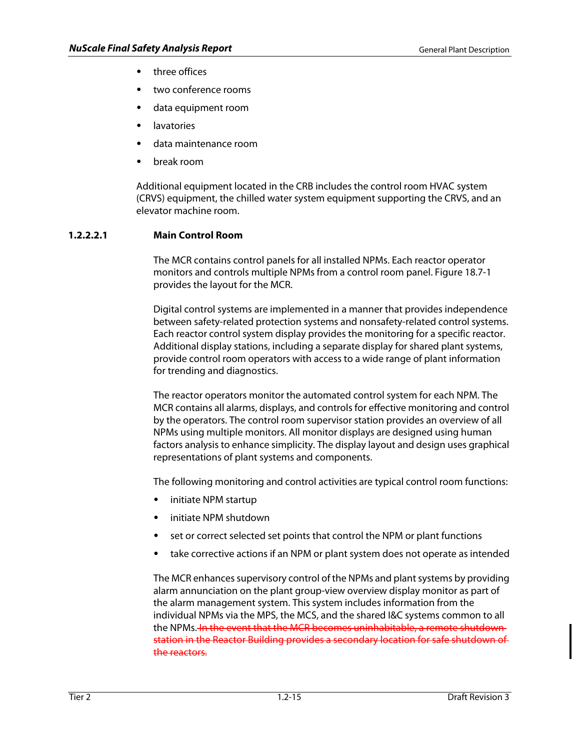- three offices
- two conference rooms
- data equipment room
- lavatories
- data maintenance room
- break room

Additional equipment located in the CRB includes the control room HVAC system (CRVS) equipment, the chilled water system equipment supporting the CRVS, and an elevator machine room.

##### 1.2.2.2.1 Main Control Room

The MCR contains control panels for all installed NPMs. Each reactor operator monitors and controls multiple NPMs from a control room panel. Figure 18.7-1 provides the layout for the MCR.

Digital control systems are implemented in a manner that provides independence between safety-related protection systems and nonsafety-related control systems. Each reactor control system display provides the monitoring for a specific reactor. Additional display stations, including a separate display for shared plant systems, provide control room operators with access to a wide range of plant information for trending and diagnostics.

The reactor operators monitor the automated control system for each NPM. The MCR contains all alarms, displays, and controls for effective monitoring and control by the operators. The control room supervisor station provides an overview of all NPMs using multiple monitors. All monitor displays are designed using human factors analysis to enhance simplicity. The display layout and design uses graphical representations of plant systems and components.

The following monitoring and control activities are typical control room functions:

- initiate NPM startup
- initiate NPM shutdown
- set or correct selected set points that control the NPM or plant functions
- take corrective actions if an NPM or plant system does not operate as intended

The MCR enhances supervisory control of the NPMs and plant systems by providing alarm annunciation on the plant group-view overview display monitor as part of the alarm management system. This system includes information from the individual NPMs via the MPS, the MCS, and the shared I&C systems common to all the NPMs. ~~In the event that the MCR becomes uninhabitable, a remote shutdown station in the Reactor Building provides a secondary location for safe shutdown of the reactors.~~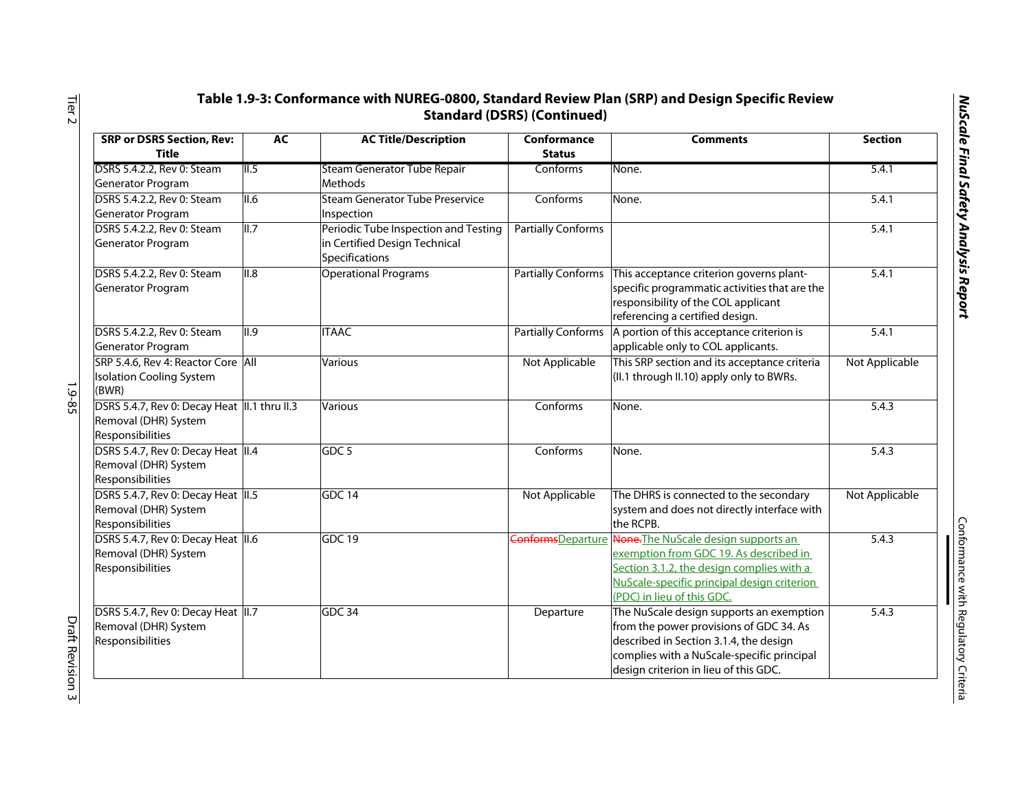**Table 1.9-3: Conformance with NUREG-0800, Standard Review Plan (SRP) and Design Specific Review Standard (DSRS) (Continued)**

| SRP or DSRS Section, Rev: Title | AC | AC Title/Description | Conformance Status | Comments | Section |
|---|---|---|---|---|---|
| DSRS 5.4.2.2, Rev 0: Steam Generator Program | II.5 | Steam Generator Tube Repair Methods | Conforms | None. | 5.4.1 |
| DSRS 5.4.2.2, Rev 0: Steam Generator Program | II.6 | Steam Generator Tube Preservice Inspection | Conforms | None. | 5.4.1 |
| DSRS 5.4.2.2, Rev 0: Steam Generator Program | II.7 | Periodic Tube Inspection and Testing in Certified Design Technical Specifications | Partially Conforms | | 5.4.1 |
| DSRS 5.4.2.2, Rev 0: Steam Generator Program | II.8 | Operational Programs | Partially Conforms | This acceptance criterion governs plant-specific programmatic activities that are the responsibility of the COL applicant referencing a certified design. | 5.4.1 |
| DSRS 5.4.2.2, Rev 0: Steam Generator Program | II.9 | ITAAC | Partially Conforms | A portion of this acceptance criterion is applicable only to COL applicants. | 5.4.1 |
| SRP 5.4.6, Rev 4: Reactor Core Isolation Cooling System (BWR) | All | Various | Not Applicable | This SRP section and its acceptance criteria (II.1 through II.10) apply only to BWRs. | Not Applicable |
| DSRS 5.4.7, Rev 0: Decay Heat Removal (DHR) System Responsibilities | II.1 thru II.3 | Various | Conforms | None. | 5.4.3 |
| DSRS 5.4.7, Rev 0: Decay Heat Removal (DHR) System Responsibilities | II.4 | GDC 5 | Conforms | None. | 5.4.3 |
| DSRS 5.4.7, Rev 0: Decay Heat Removal (DHR) System Responsibilities | II.5 | GDC 14 | Not Applicable | The DHRS is connected to the secondary system and does not directly interface with the RCPB. | Not Applicable |
| DSRS 5.4.7, Rev 0: Decay Heat Removal (DHR) System Responsibilities | II.6 | GDC 19 | ~~Conforms~~Departure | ~~None.~~The NuScale design supports an exemption from GDC 19. As described in Section 3.1.2, the design complies with a NuScale-specific principal design criterion (PDC) in lieu of this GDC. | 5.4.3 |
| DSRS 5.4.7, Rev 0: Decay Heat Removal (DHR) System Responsibilities | II.7 | GDC 34 | Departure | The NuScale design supports an exemption from the power provisions of GDC 34. As described in Section 3.1.4, the design complies with a NuScale-specific principal design criterion in lieu of this GDC. | 5.4.3 |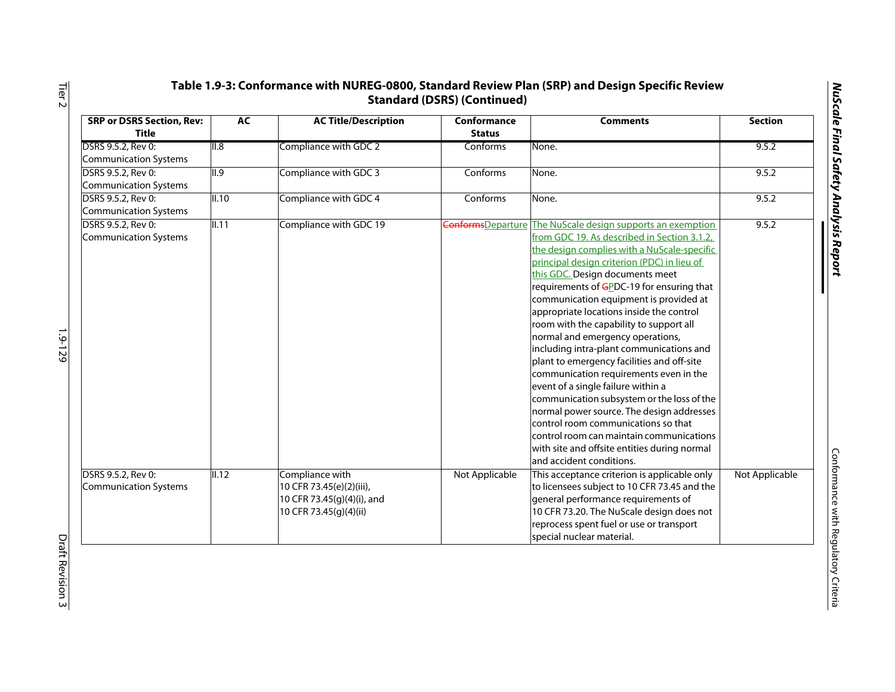**Table 1.9-3: Conformance with NUREG-0800, Standard Review Plan (SRP) and Design Specific Review Standard (DSRS) (Continued)**

| SRP or DSRS Section, Rev: Title | AC | AC Title/Description | Conformance Status | Comments | Section |
|---|---|---|---|---|---|
| DSRS 9.5.2, Rev 0: Communication Systems | II.8 | Compliance with GDC 2 | Conforms | None. | 9.5.2 |
| DSRS 9.5.2, Rev 0: Communication Systems | II.9 | Compliance with GDC 3 | Conforms | None. | 9.5.2 |
| DSRS 9.5.2, Rev 0: Communication Systems | II.10 | Compliance with GDC 4 | Conforms | None. | 9.5.2 |
| DSRS 9.5.2, Rev 0: Communication Systems | II.11 | Compliance with GDC 19 | ~~Conforms~~Departure | The NuScale design supports an exemption from GDC 19. As described in Section 3.1.2, the design complies with a NuScale-specific principal design criterion (PDC) in lieu of this GDC. Design documents meet requirements of ~~G~~PDC-19 for ensuring that communication equipment is provided at appropriate locations inside the control room with the capability to support all normal and emergency operations, including intra-plant communications and plant to emergency facilities and off-site communication requirements even in the event of a single failure within a communication subsystem or the loss of the normal power source. The design addresses control room communications so that control room can maintain communications with site and offsite entities during normal and accident conditions. | 9.5.2 |
| DSRS 9.5.2, Rev 0: Communication Systems | II.12 | Compliance with 10 CFR 73.45(e)(2)(iii), 10 CFR 73.45(g)(4)(i), and 10 CFR 73.45(g)(4)(ii) | Not Applicable | This acceptance criterion is applicable only to licensees subject to 10 CFR 73.45 and the general performance requirements of 10 CFR 73.20. The NuScale design does not reprocess spent fuel or use or transport special nuclear material. | Not Applicable |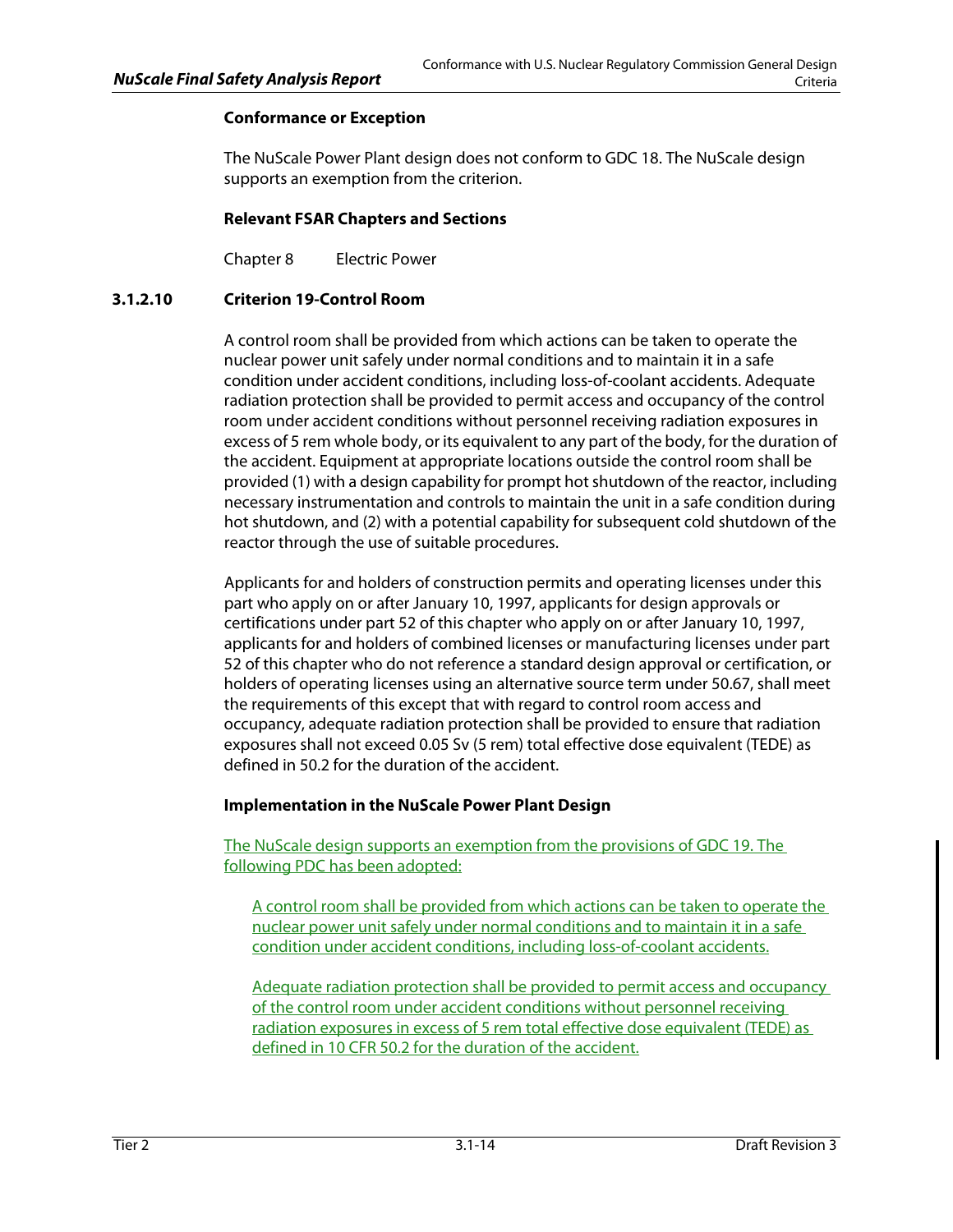**Conformance or Exception**

The NuScale Power Plant design does not conform to GDC 18. The NuScale design supports an exemption from the criterion.

**Relevant FSAR Chapters and Sections**

Chapter 8 Electric Power

### 3.1.2.10 Criterion 19-Control Room

A control room shall be provided from which actions can be taken to operate the nuclear power unit safely under normal conditions and to maintain it in a safe condition under accident conditions, including loss-of-coolant accidents. Adequate radiation protection shall be provided to permit access and occupancy of the control room under accident conditions without personnel receiving radiation exposures in excess of 5 rem whole body, or its equivalent to any part of the body, for the duration of the accident. Equipment at appropriate locations outside the control room shall be provided (1) with a design capability for prompt hot shutdown of the reactor, including necessary instrumentation and controls to maintain the unit in a safe condition during hot shutdown, and (2) with a potential capability for subsequent cold shutdown of the reactor through the use of suitable procedures.

Applicants for and holders of construction permits and operating licenses under this part who apply on or after January 10, 1997, applicants for design approvals or certifications under part 52 of this chapter who apply on or after January 10, 1997, applicants for and holders of combined licenses or manufacturing licenses under part 52 of this chapter who do not reference a standard design approval or certification, or holders of operating licenses using an alternative source term under 50.67, shall meet the requirements of this except that with regard to control room access and occupancy, adequate radiation protection shall be provided to ensure that radiation exposures shall not exceed 0.05 Sv (5 rem) total effective dose equivalent (TEDE) as defined in 50.2 for the duration of the accident.

**Implementation in the NuScale Power Plant Design**

The NuScale design supports an exemption from the provisions of GDC 19. The following PDC has been adopted:

> A control room shall be provided from which actions can be taken to operate the nuclear power unit safely under normal conditions and to maintain it in a safe condition under accident conditions, including loss-of-coolant accidents.
>
> Adequate radiation protection shall be provided to permit access and occupancy of the control room under accident conditions without personnel receiving radiation exposures in excess of 5 rem total effective dose equivalent (TEDE) as defined in 10 CFR 50.2 for the duration of the accident.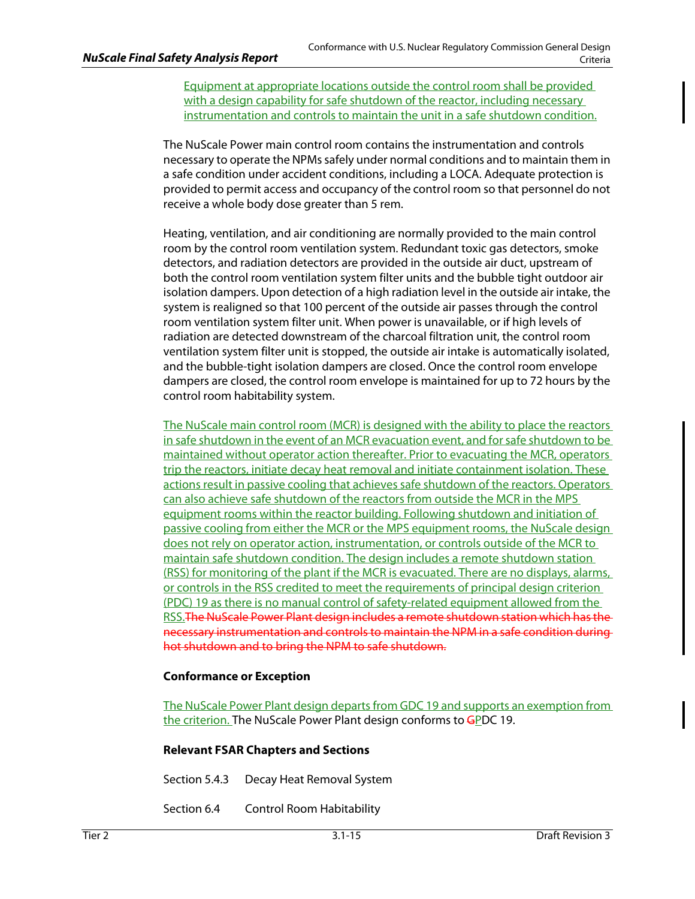Equipment at appropriate locations outside the control room shall be provided with a design capability for safe shutdown of the reactor, including necessary instrumentation and controls to maintain the unit in a safe shutdown condition.

The NuScale Power main control room contains the instrumentation and controls necessary to operate the NPMs safely under normal conditions and to maintain them in a safe condition under accident conditions, including a LOCA. Adequate protection is provided to permit access and occupancy of the control room so that personnel do not receive a whole body dose greater than 5 rem.

Heating, ventilation, and air conditioning are normally provided to the main control room by the control room ventilation system. Redundant toxic gas detectors, smoke detectors, and radiation detectors are provided in the outside air duct, upstream of both the control room ventilation system filter units and the bubble tight outdoor air isolation dampers. Upon detection of a high radiation level in the outside air intake, the system is realigned so that 100 percent of the outside air passes through the control room ventilation system filter unit. When power is unavailable, or if high levels of radiation are detected downstream of the charcoal filtration unit, the control room ventilation system filter unit is stopped, the outside air intake is automatically isolated, and the bubble-tight isolation dampers are closed. Once the control room envelope dampers are closed, the control room envelope is maintained for up to 72 hours by the control room habitability system.

The NuScale main control room (MCR) is designed with the ability to place the reactors in safe shutdown in the event of an MCR evacuation event, and for safe shutdown to be maintained without operator action thereafter. Prior to evacuating the MCR, operators trip the reactors, initiate decay heat removal and initiate containment isolation. These actions result in passive cooling that achieves safe shutdown of the reactors. Operators can also achieve safe shutdown of the reactors from outside the MCR in the MPS equipment rooms within the reactor building. Following shutdown and initiation of passive cooling from either the MCR or the MPS equipment rooms, the NuScale design does not rely on operator action, instrumentation, or controls outside of the MCR to maintain safe shutdown condition. The design includes a remote shutdown station (RSS) for monitoring of the plant if the MCR is evacuated. There are no displays, alarms, or controls in the RSS credited to meet the requirements of principal design criterion (PDC) 19 as there is no manual control of safety-related equipment allowed from the RSS.~~The NuScale Power Plant design includes a remote shutdown station which has the necessary instrumentation and controls to maintain the NPM in a safe condition during hot shutdown and to bring the NPM to safe shutdown.~~

**Conformance or Exception**

The NuScale Power Plant design departs from GDC 19 and supports an exemption from the criterion. The NuScale Power Plant design conforms to ~~G~~PDC 19.

**Relevant FSAR Chapters and Sections**

Section 5.4.3 Decay Heat Removal System

Section 6.4 Control Room Habitability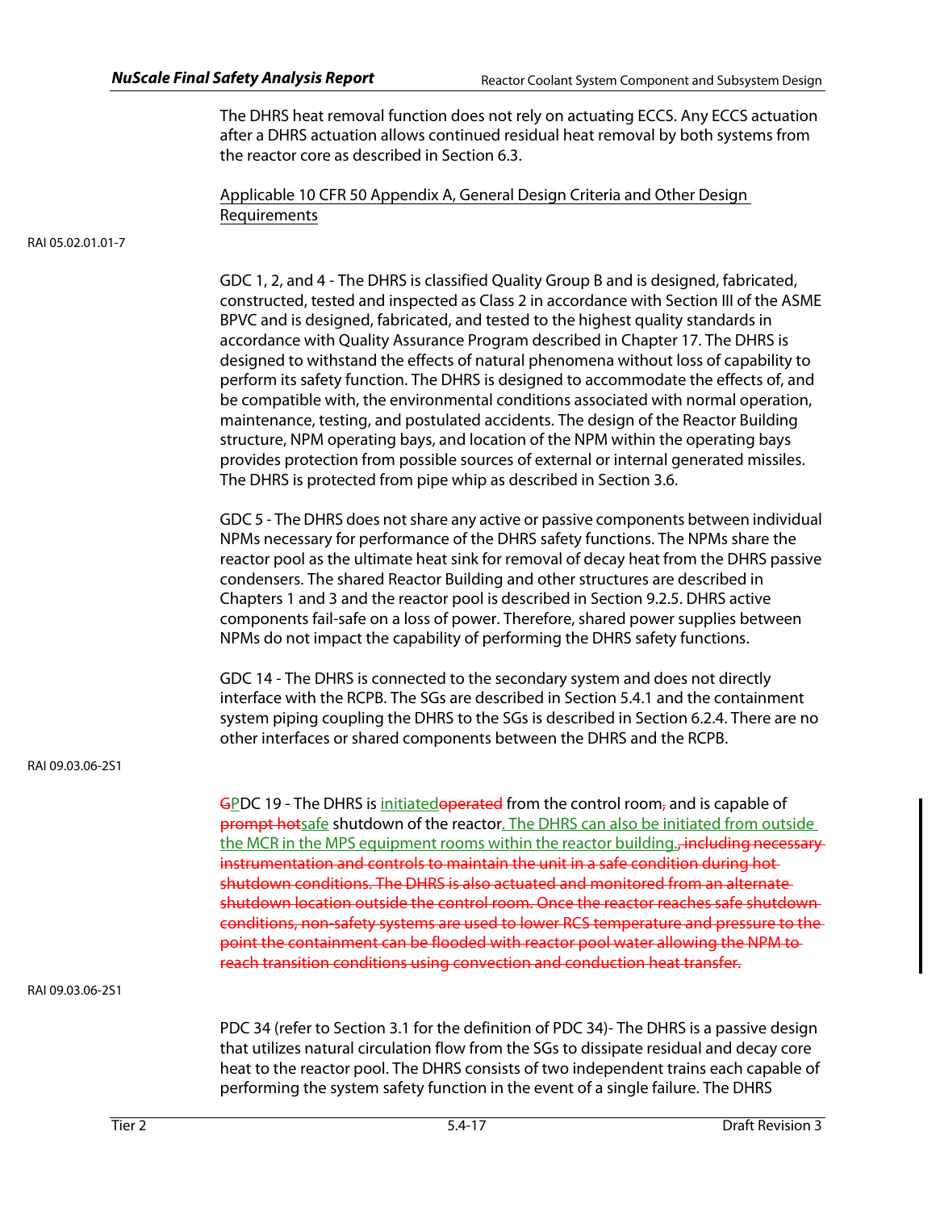The DHRS heat removal function does not rely on actuating ECCS. Any ECCS actuation after a DHRS actuation allows continued residual heat removal by both systems from the reactor core as described in Section 6.3.

Applicable 10 CFR 50 Appendix A, General Design Criteria and Other Design Requirements

RAI 05.02.01.01-7

GDC 1, 2, and 4 - The DHRS is classified Quality Group B and is designed, fabricated, constructed, tested and inspected as Class 2 in accordance with Section III of the ASME BPVC and is designed, fabricated, and tested to the highest quality standards in accordance with Quality Assurance Program described in Chapter 17. The DHRS is designed to withstand the effects of natural phenomena without loss of capability to perform its safety function. The DHRS is designed to accommodate the effects of, and be compatible with, the environmental conditions associated with normal operation, maintenance, testing, and postulated accidents. The design of the Reactor Building structure, NPM operating bays, and location of the NPM within the operating bays provides protection from possible sources of external or internal generated missiles. The DHRS is protected from pipe whip as described in Section 3.6.

GDC 5 - The DHRS does not share any active or passive components between individual NPMs necessary for performance of the DHRS safety functions. The NPMs share the reactor pool as the ultimate heat sink for removal of decay heat from the DHRS passive condensers. The shared Reactor Building and other structures are described in Chapters 1 and 3 and the reactor pool is described in Section 9.2.5. DHRS active components fail-safe on a loss of power. Therefore, shared power supplies between NPMs do not impact the capability of performing the DHRS safety functions.

GDC 14 - The DHRS is connected to the secondary system and does not directly interface with the RCPB. The SGs are described in Section 5.4.1 and the containment system piping coupling the DHRS to the SGs is described in Section 6.2.4. There are no other interfaces or shared components between the DHRS and the RCPB.

RAI 09.03.06-2S1

~~G~~PDC 19 - The DHRS is initiated~~operated~~ from the control room~~,~~ and is capable of ~~prompt hot~~safe shutdown of the reactor. The DHRS can also be initiated from outside the MCR in the MPS equipment rooms within the reactor building.~~, including necessary instrumentation and controls to maintain the unit in a safe condition during hot shutdown conditions. The DHRS is also actuated and monitored from an alternate shutdown location outside the control room. Once the reactor reaches safe shutdown conditions, non-safety systems are used to lower RCS temperature and pressure to the point the containment can be flooded with reactor pool water allowing the NPM to reach transition conditions using convection and conduction heat transfer.~~

RAI 09.03.06-2S1

PDC 34 (refer to Section 3.1 for the definition of PDC 34)- The DHRS is a passive design that utilizes natural circulation flow from the SGs to dissipate residual and decay core heat to the reactor pool. The DHRS consists of two independent trains each capable of performing the system safety function in the event of a single failure. The DHRS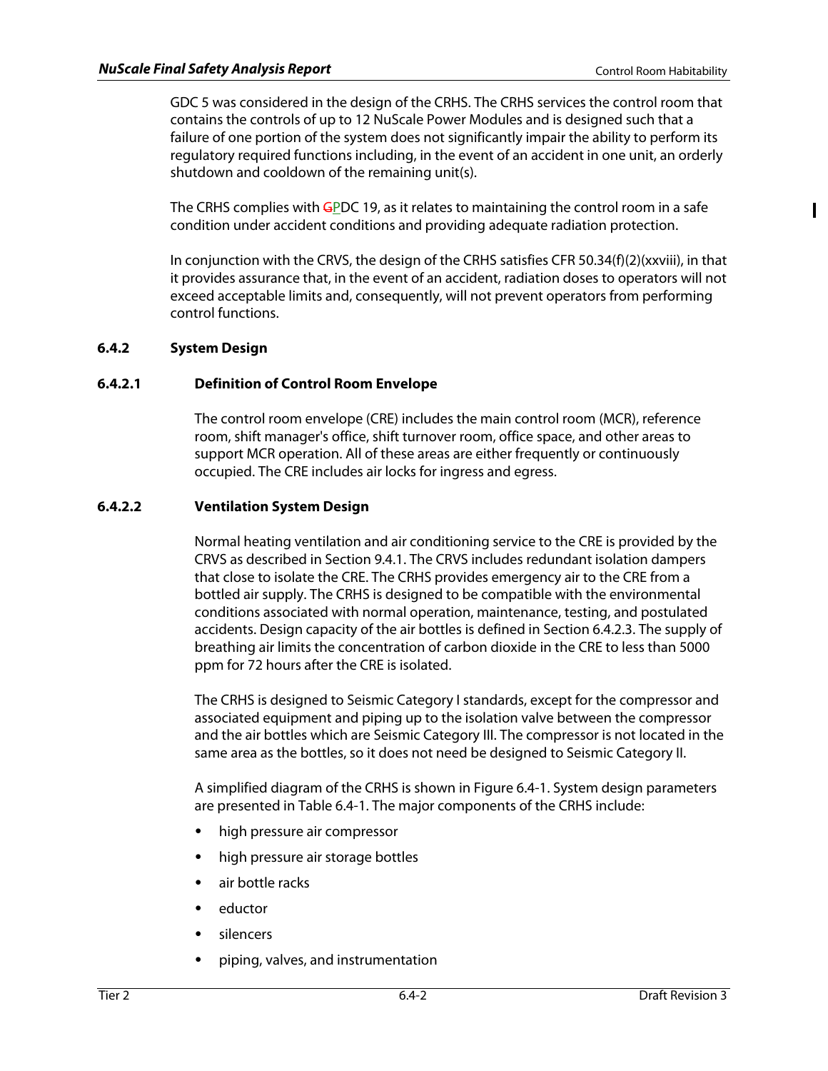GDC 5 was considered in the design of the CRHS. The CRHS services the control room that contains the controls of up to 12 NuScale Power Modules and is designed such that a failure of one portion of the system does not significantly impair the ability to perform its regulatory required functions including, in the event of an accident in one unit, an orderly shutdown and cooldown of the remaining unit(s).

The CRHS complies with GPDC 19, as it relates to maintaining the control room in a safe condition under accident conditions and providing adequate radiation protection.

In conjunction with the CRVS, the design of the CRHS satisfies CFR 50.34(f)(2)(xxviii), in that it provides assurance that, in the event of an accident, radiation doses to operators will not exceed acceptable limits and, consequently, will not prevent operators from performing control functions.

## 6.4.2 System Design

### 6.4.2.1 Definition of Control Room Envelope

The control room envelope (CRE) includes the main control room (MCR), reference room, shift manager's office, shift turnover room, office space, and other areas to support MCR operation. All of these areas are either frequently or continuously occupied. The CRE includes air locks for ingress and egress.

### 6.4.2.2 Ventilation System Design

Normal heating ventilation and air conditioning service to the CRE is provided by the CRVS as described in Section 9.4.1. The CRVS includes redundant isolation dampers that close to isolate the CRE. The CRHS provides emergency air to the CRE from a bottled air supply. The CRHS is designed to be compatible with the environmental conditions associated with normal operation, maintenance, testing, and postulated accidents. Design capacity of the air bottles is defined in Section 6.4.2.3. The supply of breathing air limits the concentration of carbon dioxide in the CRE to less than 5000 ppm for 72 hours after the CRE is isolated.

The CRHS is designed to Seismic Category I standards, except for the compressor and associated equipment and piping up to the isolation valve between the compressor and the air bottles which are Seismic Category III. The compressor is not located in the same area as the bottles, so it does not need be designed to Seismic Category II.

A simplified diagram of the CRHS is shown in Figure 6.4-1. System design parameters are presented in Table 6.4-1. The major components of the CRHS include:

- high pressure air compressor
- high pressure air storage bottles
- air bottle racks
- eductor
- silencers
- piping, valves, and instrumentation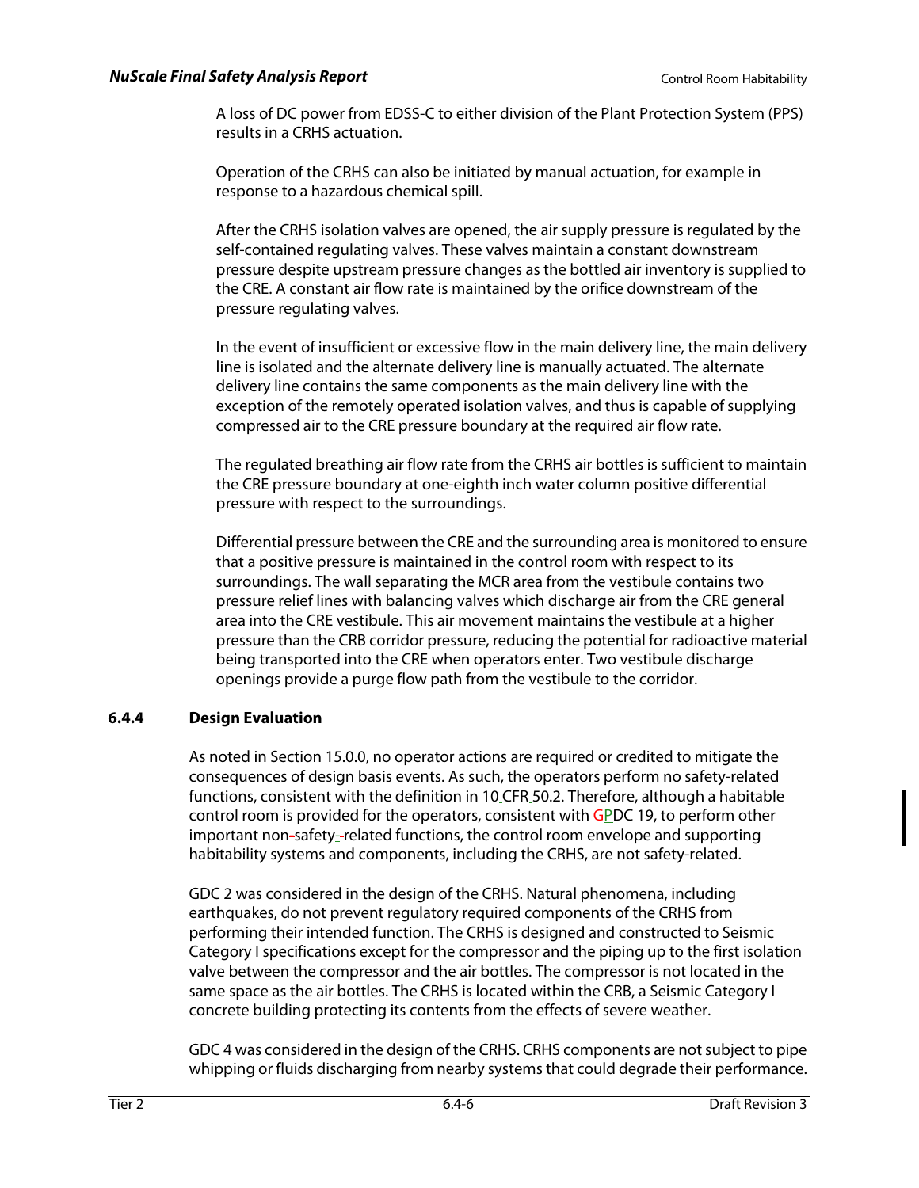A loss of DC power from EDSS-C to either division of the Plant Protection System (PPS) results in a CRHS actuation.

Operation of the CRHS can also be initiated by manual actuation, for example in response to a hazardous chemical spill.

After the CRHS isolation valves are opened, the air supply pressure is regulated by the self-contained regulating valves. These valves maintain a constant downstream pressure despite upstream pressure changes as the bottled air inventory is supplied to the CRE. A constant air flow rate is maintained by the orifice downstream of the pressure regulating valves.

In the event of insufficient or excessive flow in the main delivery line, the main delivery line is isolated and the alternate delivery line is manually actuated. The alternate delivery line contains the same components as the main delivery line with the exception of the remotely operated isolation valves, and thus is capable of supplying compressed air to the CRE pressure boundary at the required air flow rate.

The regulated breathing air flow rate from the CRHS air bottles is sufficient to maintain the CRE pressure boundary at one-eighth inch water column positive differential pressure with respect to the surroundings.

Differential pressure between the CRE and the surrounding area is monitored to ensure that a positive pressure is maintained in the control room with respect to its surroundings. The wall separating the MCR area from the vestibule contains two pressure relief lines with balancing valves which discharge air from the CRE general area into the CRE vestibule. This air movement maintains the vestibule at a higher pressure than the CRB corridor pressure, reducing the potential for radioactive material being transported into the CRE when operators enter. Two vestibule discharge openings provide a purge flow path from the vestibule to the corridor.

### 6.4.4 Design Evaluation

As noted in Section 15.0.0, no operator actions are required or credited to mitigate the consequences of design basis events. As such, the operators perform no safety-related functions, consistent with the definition in 10 CFR 50.2. Therefore, although a habitable control room is provided for the operators, consistent with PDC 19, to perform other important nonsafety-related functions, the control room envelope and supporting habitability systems and components, including the CRHS, are not safety-related.

GDC 2 was considered in the design of the CRHS. Natural phenomena, including earthquakes, do not prevent regulatory required components of the CRHS from performing their intended function. The CRHS is designed and constructed to Seismic Category I specifications except for the compressor and the piping up to the first isolation valve between the compressor and the air bottles. The compressor is not located in the same space as the air bottles. The CRHS is located within the CRB, a Seismic Category I concrete building protecting its contents from the effects of severe weather.

GDC 4 was considered in the design of the CRHS. CRHS components are not subject to pipe whipping or fluids discharging from nearby systems that could degrade their performance.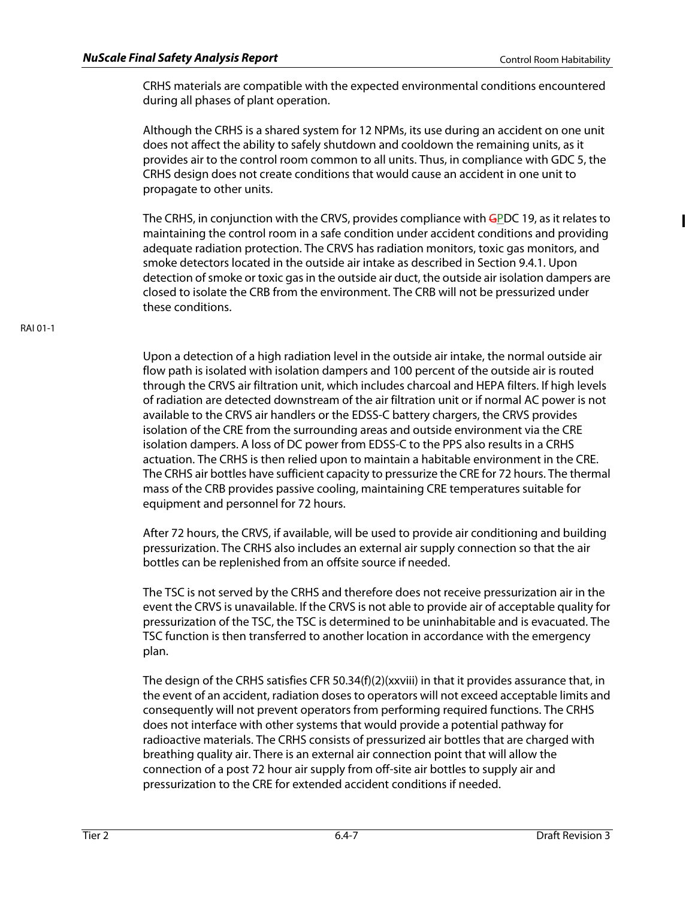CRHS materials are compatible with the expected environmental conditions encountered during all phases of plant operation.

Although the CRHS is a shared system for 12 NPMs, its use during an accident on one unit does not affect the ability to safely shutdown and cooldown the remaining units, as it provides air to the control room common to all units. Thus, in compliance with GDC 5, the CRHS design does not create conditions that would cause an accident in one unit to propagate to other units.

The CRHS, in conjunction with the CRVS, provides compliance with ~~G~~PDC 19, as it relates to maintaining the control room in a safe condition under accident conditions and providing adequate radiation protection. The CRVS has radiation monitors, toxic gas monitors, and smoke detectors located in the outside air intake as described in Section 9.4.1. Upon detection of smoke or toxic gas in the outside air duct, the outside air isolation dampers are closed to isolate the CRB from the environment. The CRB will not be pressurized under these conditions.

RAI 01-1

Upon a detection of a high radiation level in the outside air intake, the normal outside air flow path is isolated with isolation dampers and 100 percent of the outside air is routed through the CRVS air filtration unit, which includes charcoal and HEPA filters. If high levels of radiation are detected downstream of the air filtration unit or if normal AC power is not available to the CRVS air handlers or the EDSS-C battery chargers, the CRVS provides isolation of the CRE from the surrounding areas and outside environment via the CRE isolation dampers. A loss of DC power from EDSS-C to the PPS also results in a CRHS actuation. The CRHS is then relied upon to maintain a habitable environment in the CRE. The CRHS air bottles have sufficient capacity to pressurize the CRE for 72 hours. The thermal mass of the CRB provides passive cooling, maintaining CRE temperatures suitable for equipment and personnel for 72 hours.

After 72 hours, the CRVS, if available, will be used to provide air conditioning and building pressurization. The CRHS also includes an external air supply connection so that the air bottles can be replenished from an offsite source if needed.

The TSC is not served by the CRHS and therefore does not receive pressurization air in the event the CRVS is unavailable. If the CRVS is not able to provide air of acceptable quality for pressurization of the TSC, the TSC is determined to be uninhabitable and is evacuated. The TSC function is then transferred to another location in accordance with the emergency plan.

The design of the CRHS satisfies CFR 50.34(f)(2)(xxviii) in that it provides assurance that, in the event of an accident, radiation doses to operators will not exceed acceptable limits and consequently will not prevent operators from performing required functions. The CRHS does not interface with other systems that would provide a potential pathway for radioactive materials. The CRHS consists of pressurized air bottles that are charged with breathing quality air. There is an external air connection point that will allow the connection of a post 72 hour air supply from off-site air bottles to supply air and pressurization to the CRE for extended accident conditions if needed.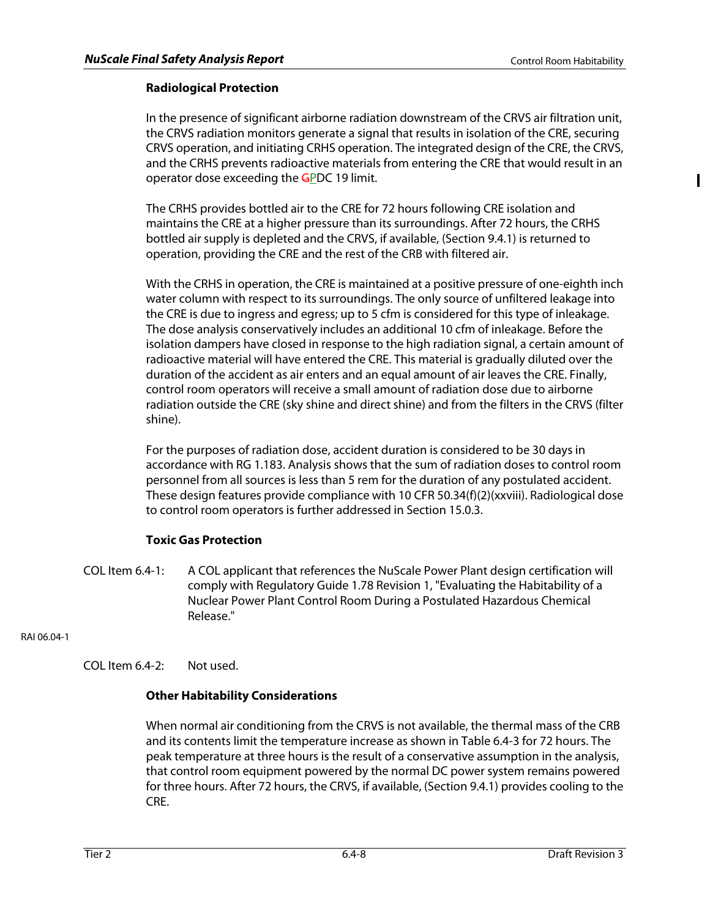### Radiological Protection

In the presence of significant airborne radiation downstream of the CRVS air filtration unit, the CRVS radiation monitors generate a signal that results in isolation of the CRE, securing CRVS operation, and initiating CRHS operation. The integrated design of the CRE, the CRVS, and the CRHS prevents radioactive materials from entering the CRE that would result in an operator dose exceeding the GPDC 19 limit.

The CRHS provides bottled air to the CRE for 72 hours following CRE isolation and maintains the CRE at a higher pressure than its surroundings. After 72 hours, the CRHS bottled air supply is depleted and the CRVS, if available, (Section 9.4.1) is returned to operation, providing the CRE and the rest of the CRB with filtered air.

With the CRHS in operation, the CRE is maintained at a positive pressure of one-eighth inch water column with respect to its surroundings. The only source of unfiltered leakage into the CRE is due to ingress and egress; up to 5 cfm is considered for this type of inleakage. The dose analysis conservatively includes an additional 10 cfm of inleakage. Before the isolation dampers have closed in response to the high radiation signal, a certain amount of radioactive material will have entered the CRE. This material is gradually diluted over the duration of the accident as air enters and an equal amount of air leaves the CRE. Finally, control room operators will receive a small amount of radiation dose due to airborne radiation outside the CRE (sky shine and direct shine) and from the filters in the CRVS (filter shine).

For the purposes of radiation dose, accident duration is considered to be 30 days in accordance with RG 1.183. Analysis shows that the sum of radiation doses to control room personnel from all sources is less than 5 rem for the duration of any postulated accident. These design features provide compliance with 10 CFR 50.34(f)(2)(xxviii). Radiological dose to control room operators is further addressed in Section 15.0.3.

### Toxic Gas Protection

COL Item 6.4-1: A COL applicant that references the NuScale Power Plant design certification will comply with Regulatory Guide 1.78 Revision 1, "Evaluating the Habitability of a Nuclear Power Plant Control Room During a Postulated Hazardous Chemical Release."

RAI 06.04-1

COL Item 6.4-2: Not used.

### Other Habitability Considerations

When normal air conditioning from the CRVS is not available, the thermal mass of the CRB and its contents limit the temperature increase as shown in Table 6.4-3 for 72 hours. The peak temperature at three hours is the result of a conservative assumption in the analysis, that control room equipment powered by the normal DC power system remains powered for three hours. After 72 hours, the CRVS, if available, (Section 9.4.1) provides cooling to the CRE.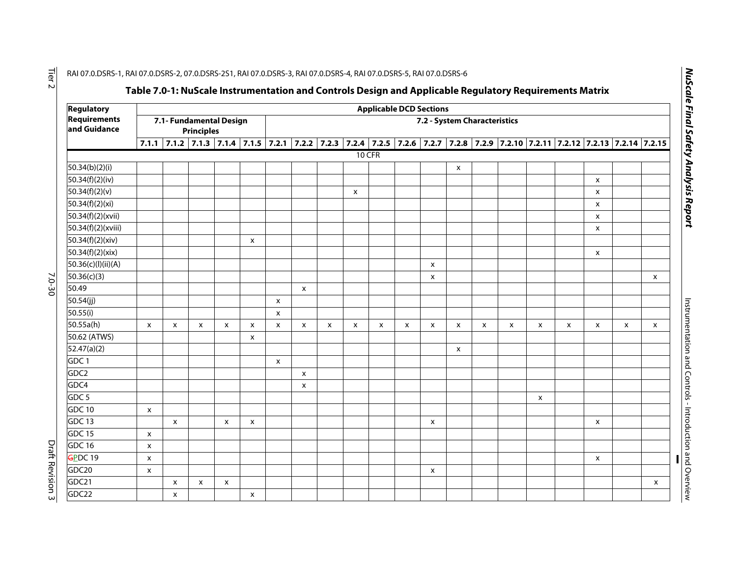RAI 07.0.DSRS-1, RAI 07.0.DSRS-2, 07.0.DSRS-2S1, RAI 07.0.DSRS-3, RAI 07.0.DSRS-4, RAI 07.0.DSRS-5, RAI 07.0.DSRS-6

**Table 7.0-1: NuScale Instrumentation and Controls Design and Applicable Regulatory Requirements Matrix**

| Regulatory Requirements and Guidance | Applicable DCD Sections | | | | | | | | | | | | | | | | | | | |
|---|---|---|---|---|---|---|---|---|---|---|---|---|---|---|---|---|---|---|---|---|
| | 7.1- Fundamental Design Principles | | | | | 7.2 - System Characteristics | | | | | | | | | | | | | | |
| | 7.1.1 | 7.1.2 | 7.1.3 | 7.1.4 | 7.1.5 | 7.2.1 | 7.2.2 | 7.2.3 | 7.2.4 | 7.2.5 | 7.2.6 | 7.2.7 | 7.2.8 | 7.2.9 | 7.2.10 | 7.2.11 | 7.2.12 | 7.2.13 | 7.2.14 | 7.2.15 |
| 10 CFR | | | | | | | | | | | | | | | | | | | | |
| 50.34(b)(2)(i) | | | | | | | | | | | | | x | | | | | | | |
| 50.34(f)(2)(iv) | | | | | | | | | | | | | | | | | | x | | |
| 50.34(f)(2)(v) | | | | | | | | | x | | | | | | | | | x | | |
| 50.34(f)(2)(xi) | | | | | | | | | | | | | | | | | | x | | |
| 50.34(f)(2)(xvii) | | | | | | | | | | | | | | | | | | x | | |
| 50.34(f)(2)(xviii) | | | | | | | | | | | | | | | | | | x | | |
| 50.34(f)(2)(xiv) | | | | | x | | | | | | | | | | | | | | | |
| 50.34(f)(2)(xix) | | | | | | | | | | | | | | | | | | x | | |
| 50.36(c)(l)(ii)(A) | | | | | | | | | | | | x | | | | | | | | |
| 50.36(c)(3) | | | | | | | | | | | | x | | | | | | | | x |
| 50.49 | | | | | | | x | | | | | | | | | | | | | |
| 50.54(jj) | | | | | | x | | | | | | | | | | | | | | |
| 50.55(i) | | | | | | x | | | | | | | | | | | | | | |
| 50.55a(h) | x | x | x | x | x | x | x | x | x | x | x | x | x | x | x | x | x | x | x | x |
| 50.62 (ATWS) | | | | | x | | | | | | | | | | | | | | | |
| 52.47(a)(2) | | | | | | | | | | | | | x | | | | | | | |
| GDC 1 | | | | | | x | | | | | | | | | | | | | | |
| GDC2 | | | | | | | x | | | | | | | | | | | | | |
| GDC4 | | | | | | | x | | | | | | | | | | | | | |
| GDC 5 | | | | | | | | | | | | | | | | x | | | | |
| GDC 10 | x | | | | | | | | | | | | | | | | | | | |
| GDC 13 | | x | | x | x | | | | | | | x | | | | | | x | | |
| GDC 15 | x | | | | | | | | | | | | | | | | | | | |
| GDC 16 | x | | | | | | | | | | | | | | | | | | | |
| ~~G~~PDC 19 | x | | | | | | | | | | | | | | | | | x | | |
| GDC20 | x | | | | | | | | | | | x | | | | | | | | |
| GDC21 | | x | x | x | | | | | | | | | | | | | | | | x |
| GDC22 | | x | | | x | | | | | | | | | | | | | | | |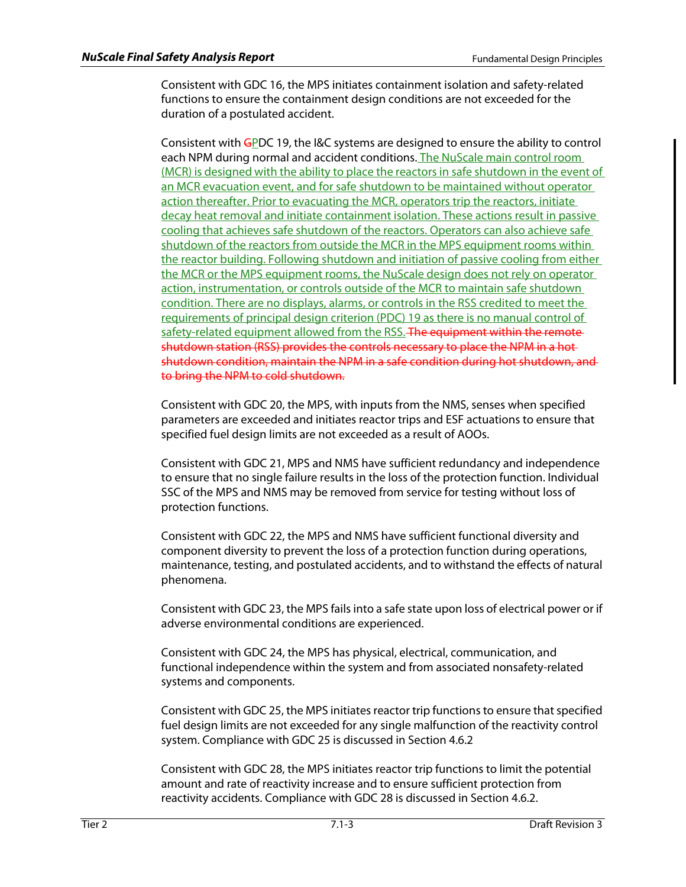Consistent with GDC 16, the MPS initiates containment isolation and safety-related functions to ensure the containment design conditions are not exceeded for the duration of a postulated accident.

Consistent with ~~G~~PDC 19, the I&C systems are designed to ensure the ability to control each NPM during normal and accident conditions. The NuScale main control room (MCR) is designed with the ability to place the reactors in safe shutdown in the event of an MCR evacuation event, and for safe shutdown to be maintained without operator action thereafter. Prior to evacuating the MCR, operators trip the reactors, initiate decay heat removal and initiate containment isolation. These actions result in passive cooling that achieves safe shutdown of the reactors. Operators can also achieve safe shutdown of the reactors from outside the MCR in the MPS equipment rooms within the reactor building. Following shutdown and initiation of passive cooling from either the MCR or the MPS equipment rooms, the NuScale design does not rely on operator action, instrumentation, or controls outside of the MCR to maintain safe shutdown condition. There are no displays, alarms, or controls in the RSS credited to meet the requirements of principal design criterion (PDC) 19 as there is no manual control of safety-related equipment allowed from the RSS. ~~The equipment within the remote shutdown station (RSS) provides the controls necessary to place the NPM in a hot shutdown condition, maintain the NPM in a safe condition during hot shutdown, and to bring the NPM to cold shutdown.~~

Consistent with GDC 20, the MPS, with inputs from the NMS, senses when specified parameters are exceeded and initiates reactor trips and ESF actuations to ensure that specified fuel design limits are not exceeded as a result of AOOs.

Consistent with GDC 21, MPS and NMS have sufficient redundancy and independence to ensure that no single failure results in the loss of the protection function. Individual SSC of the MPS and NMS may be removed from service for testing without loss of protection functions.

Consistent with GDC 22, the MPS and NMS have sufficient functional diversity and component diversity to prevent the loss of a protection function during operations, maintenance, testing, and postulated accidents, and to withstand the effects of natural phenomena.

Consistent with GDC 23, the MPS fails into a safe state upon loss of electrical power or if adverse environmental conditions are experienced.

Consistent with GDC 24, the MPS has physical, electrical, communication, and functional independence within the system and from associated nonsafety-related systems and components.

Consistent with GDC 25, the MPS initiates reactor trip functions to ensure that specified fuel design limits are not exceeded for any single malfunction of the reactivity control system. Compliance with GDC 25 is discussed in Section 4.6.2

Consistent with GDC 28, the MPS initiates reactor trip functions to limit the potential amount and rate of reactivity increase and to ensure sufficient protection from reactivity accidents. Compliance with GDC 28 is discussed in Section 4.6.2.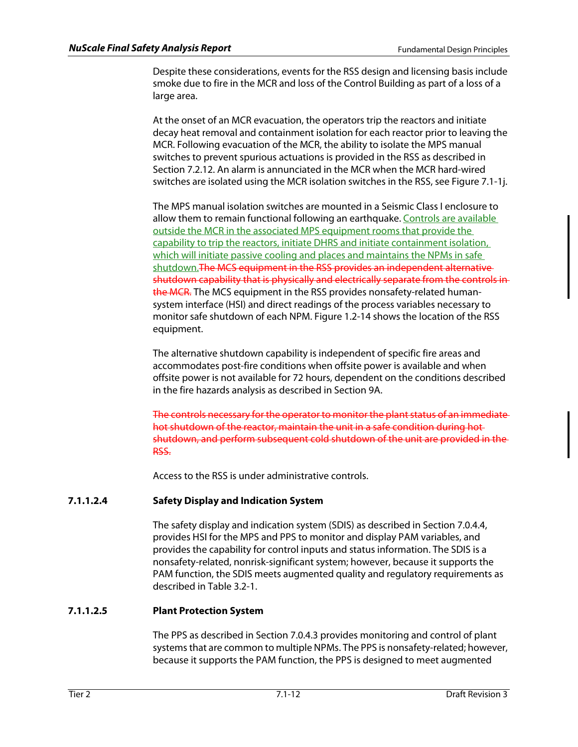Despite these considerations, events for the RSS design and licensing basis include smoke due to fire in the MCR and loss of the Control Building as part of a loss of a large area.

At the onset of an MCR evacuation, the operators trip the reactors and initiate decay heat removal and containment isolation for each reactor prior to leaving the MCR. Following evacuation of the MCR, the ability to isolate the MPS manual switches to prevent spurious actuations is provided in the RSS as described in Section 7.2.12. An alarm is annunciated in the MCR when the MCR hard-wired switches are isolated using the MCR isolation switches in the RSS, see Figure 7.1-1j.

The MPS manual isolation switches are mounted in a Seismic Class I enclosure to allow them to remain functional following an earthquake. Controls are available outside the MCR in the associated MPS equipment rooms that provide the capability to trip the reactors, initiate DHRS and initiate containment isolation, which will initiate passive cooling and places and maintains the NPMs in safe shutdown. ~~The MCS equipment in the RSS provides an independent alternative shutdown capability that is physically and electrically separate from the controls in the MCR.~~ The MCS equipment in the RSS provides nonsafety-related human-system interface (HSI) and direct readings of the process variables necessary to monitor safe shutdown of each NPM. Figure 1.2-14 shows the location of the RSS equipment.

The alternative shutdown capability is independent of specific fire areas and accommodates post-fire conditions when offsite power is available and when offsite power is not available for 72 hours, dependent on the conditions described in the fire hazards analysis as described in Section 9A.

~~The controls necessary for the operator to monitor the plant status of an immediate hot shutdown of the reactor, maintain the unit in a safe condition during hot shutdown, and perform subsequent cold shutdown of the unit are provided in the RSS.~~

Access to the RSS is under administrative controls.

#### 7.1.1.2.4 Safety Display and Indication System

The safety display and indication system (SDIS) as described in Section 7.0.4.4, provides HSI for the MPS and PPS to monitor and display PAM variables, and provides the capability for control inputs and status information. The SDIS is a nonsafety-related, nonrisk-significant system; however, because it supports the PAM function, the SDIS meets augmented quality and regulatory requirements as described in Table 3.2-1.

#### 7.1.1.2.5 Plant Protection System

The PPS as described in Section 7.0.4.3 provides monitoring and control of plant systems that are common to multiple NPMs. The PPS is nonsafety-related; however, because it supports the PAM function, the PPS is designed to meet augmented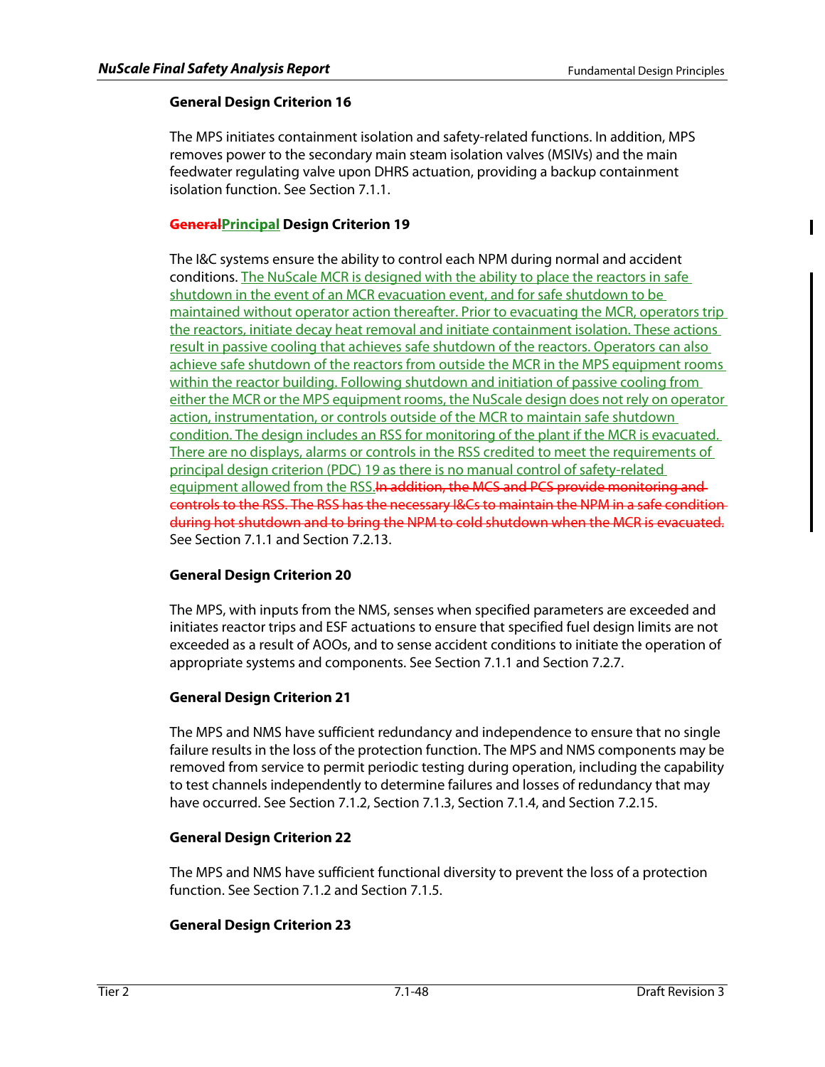**General Design Criterion 16**

The MPS initiates containment isolation and safety-related functions. In addition, MPS removes power to the secondary main steam isolation valves (MSIVs) and the main feedwater regulating valve upon DHRS actuation, providing a backup containment isolation function. See Section 7.1.1.

**~~General~~Principal Design Criterion 19**

The I&C systems ensure the ability to control each NPM during normal and accident conditions. The NuScale MCR is designed with the ability to place the reactors in safe shutdown in the event of an MCR evacuation event, and for safe shutdown to be maintained without operator action thereafter. Prior to evacuating the MCR, operators trip the reactors, initiate decay heat removal and initiate containment isolation. These actions result in passive cooling that achieves safe shutdown of the reactors. Operators can also achieve safe shutdown of the reactors from outside the MCR in the MPS equipment rooms within the reactor building. Following shutdown and initiation of passive cooling from either the MCR or the MPS equipment rooms, the NuScale design does not rely on operator action, instrumentation, or controls outside of the MCR to maintain safe shutdown condition. The design includes an RSS for monitoring of the plant if the MCR is evacuated. There are no displays, alarms or controls in the RSS credited to meet the requirements of principal design criterion (PDC) 19 as there is no manual control of safety-related equipment allowed from the RSS.~~In addition, the MCS and PCS provide monitoring and controls to the RSS. The RSS has the necessary I&Cs to maintain the NPM in a safe condition during hot shutdown and to bring the NPM to cold shutdown when the MCR is evacuated.~~ See Section 7.1.1 and Section 7.2.13.

**General Design Criterion 20**

The MPS, with inputs from the NMS, senses when specified parameters are exceeded and initiates reactor trips and ESF actuations to ensure that specified fuel design limits are not exceeded as a result of AOOs, and to sense accident conditions to initiate the operation of appropriate systems and components. See Section 7.1.1 and Section 7.2.7.

**General Design Criterion 21**

The MPS and NMS have sufficient redundancy and independence to ensure that no single failure results in the loss of the protection function. The MPS and NMS components may be removed from service to permit periodic testing during operation, including the capability to test channels independently to determine failures and losses of redundancy that may have occurred. See Section 7.1.2, Section 7.1.3, Section 7.1.4, and Section 7.2.15.

**General Design Criterion 22**

The MPS and NMS have sufficient functional diversity to prevent the loss of a protection function. See Section 7.1.2 and Section 7.1.5.

**General Design Criterion 23**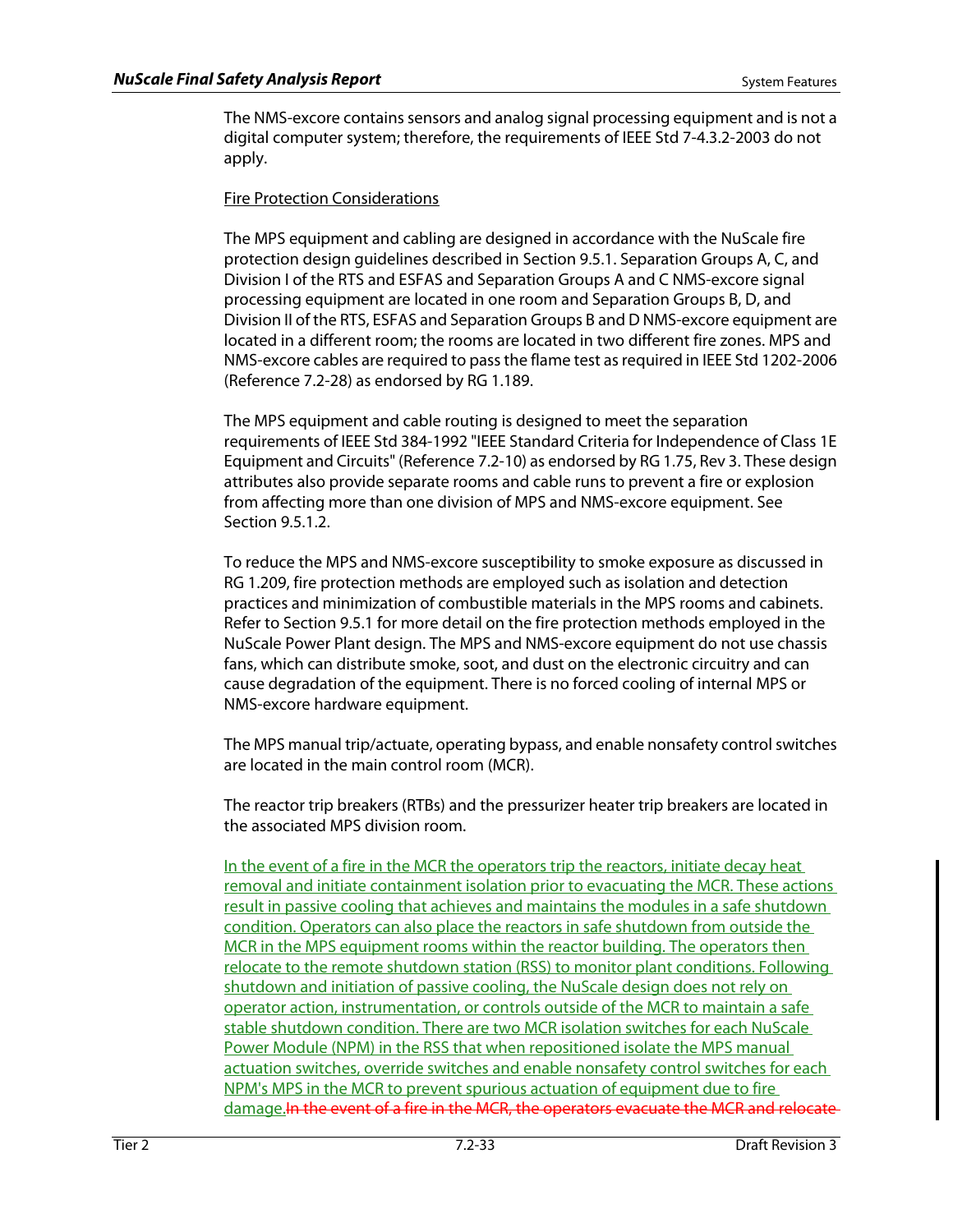The NMS-excore contains sensors and analog signal processing equipment and is not a digital computer system; therefore, the requirements of IEEE Std 7-4.3.2-2003 do not apply.

Fire Protection Considerations

The MPS equipment and cabling are designed in accordance with the NuScale fire protection design guidelines described in Section 9.5.1. Separation Groups A, C, and Division I of the RTS and ESFAS and Separation Groups A and C NMS-excore signal processing equipment are located in one room and Separation Groups B, D, and Division II of the RTS, ESFAS and Separation Groups B and D NMS-excore equipment are located in a different room; the rooms are located in two different fire zones. MPS and NMS-excore cables are required to pass the flame test as required in IEEE Std 1202-2006 (Reference 7.2-28) as endorsed by RG 1.189.

The MPS equipment and cable routing is designed to meet the separation requirements of IEEE Std 384-1992 "IEEE Standard Criteria for Independence of Class 1E Equipment and Circuits" (Reference 7.2-10) as endorsed by RG 1.75, Rev 3. These design attributes also provide separate rooms and cable runs to prevent a fire or explosion from affecting more than one division of MPS and NMS-excore equipment. See Section 9.5.1.2.

To reduce the MPS and NMS-excore susceptibility to smoke exposure as discussed in RG 1.209, fire protection methods are employed such as isolation and detection practices and minimization of combustible materials in the MPS rooms and cabinets. Refer to Section 9.5.1 for more detail on the fire protection methods employed in the NuScale Power Plant design. The MPS and NMS-excore equipment do not use chassis fans, which can distribute smoke, soot, and dust on the electronic circuitry and can cause degradation of the equipment. There is no forced cooling of internal MPS or NMS-excore hardware equipment.

The MPS manual trip/actuate, operating bypass, and enable nonsafety control switches are located in the main control room (MCR).

The reactor trip breakers (RTBs) and the pressurizer heater trip breakers are located in the associated MPS division room.

In the event of a fire in the MCR the operators trip the reactors, initiate decay heat removal and initiate containment isolation prior to evacuating the MCR. These actions result in passive cooling that achieves and maintains the modules in a safe shutdown condition. Operators can also place the reactors in safe shutdown from outside the MCR in the MPS equipment rooms within the reactor building. The operators then relocate to the remote shutdown station (RSS) to monitor plant conditions. Following shutdown and initiation of passive cooling, the NuScale design does not rely on operator action, instrumentation, or controls outside of the MCR to maintain a safe stable shutdown condition. There are two MCR isolation switches for each NuScale Power Module (NPM) in the RSS that when repositioned isolate the MPS manual actuation switches, override switches and enable nonsafety control switches for each NPM's MPS in the MCR to prevent spurious actuation of equipment due to fire damage.~~In the event of a fire in the MCR, the operators evacuate the MCR and relocate~~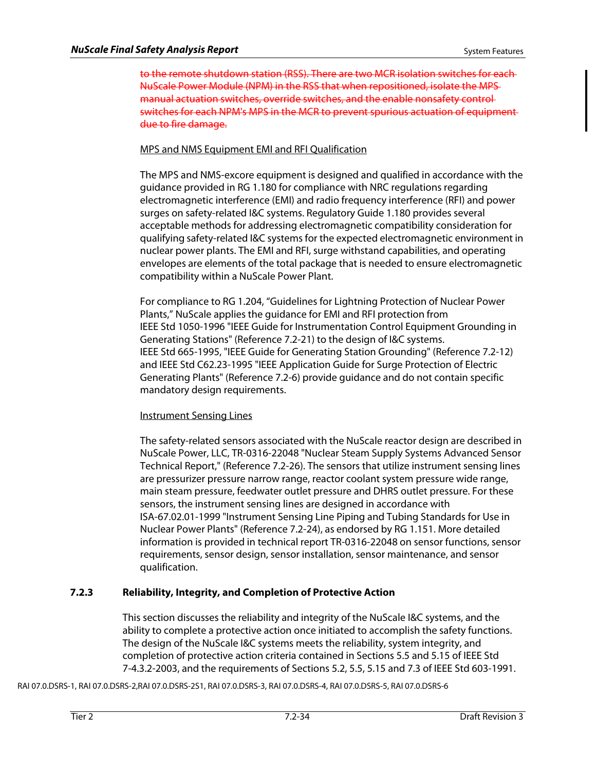~~to the remote shutdown station (RSS). There are two MCR isolation switches for each NuScale Power Module (NPM) in the RSS that when repositioned, isolate the MPS manual actuation switches, override switches, and the enable nonsafety control switches for each NPM's MPS in the MCR to prevent spurious actuation of equipment due to fire damage.~~

MPS and NMS Equipment EMI and RFI Qualification

The MPS and NMS-excore equipment is designed and qualified in accordance with the guidance provided in RG 1.180 for compliance with NRC regulations regarding electromagnetic interference (EMI) and radio frequency interference (RFI) and power surges on safety-related I&C systems. Regulatory Guide 1.180 provides several acceptable methods for addressing electromagnetic compatibility consideration for qualifying safety-related I&C systems for the expected electromagnetic environment in nuclear power plants. The EMI and RFI, surge withstand capabilities, and operating envelopes are elements of the total package that is needed to ensure electromagnetic compatibility within a NuScale Power Plant.

For compliance to RG 1.204, "Guidelines for Lightning Protection of Nuclear Power Plants," NuScale applies the guidance for EMI and RFI protection from IEEE Std 1050-1996 "IEEE Guide for Instrumentation Control Equipment Grounding in Generating Stations" (Reference 7.2-21) to the design of I&C systems. IEEE Std 665-1995, "IEEE Guide for Generating Station Grounding" (Reference 7.2-12) and IEEE Std C62.23-1995 "IEEE Application Guide for Surge Protection of Electric Generating Plants" (Reference 7.2-6) provide guidance and do not contain specific mandatory design requirements.

Instrument Sensing Lines

The safety-related sensors associated with the NuScale reactor design are described in NuScale Power, LLC, TR-0316-22048 "Nuclear Steam Supply Systems Advanced Sensor Technical Report," (Reference 7.2-26). The sensors that utilize instrument sensing lines are pressurizer pressure narrow range, reactor coolant system pressure wide range, main steam pressure, feedwater outlet pressure and DHRS outlet pressure. For these sensors, the instrument sensing lines are designed in accordance with ISA-67.02.01-1999 "Instrument Sensing Line Piping and Tubing Standards for Use in Nuclear Power Plants" (Reference 7.2-24), as endorsed by RG 1.151. More detailed information is provided in technical report TR-0316-22048 on sensor functions, sensor requirements, sensor design, sensor installation, sensor maintenance, and sensor qualification.

### 7.2.3 Reliability, Integrity, and Completion of Protective Action

This section discusses the reliability and integrity of the NuScale I&C systems, and the ability to complete a protective action once initiated to accomplish the safety functions. The design of the NuScale I&C systems meets the reliability, system integrity, and completion of protective action criteria contained in Sections 5.5 and 5.15 of IEEE Std 7-4.3.2-2003, and the requirements of Sections 5.2, 5.5, 5.15 and 7.3 of IEEE Std 603-1991.

RAI 07.0.DSRS-1, RAI 07.0.DSRS-2,RAI 07.0.DSRS-2S1, RAI 07.0.DSRS-3, RAI 07.0.DSRS-4, RAI 07.0.DSRS-5, RAI 07.0.DSRS-6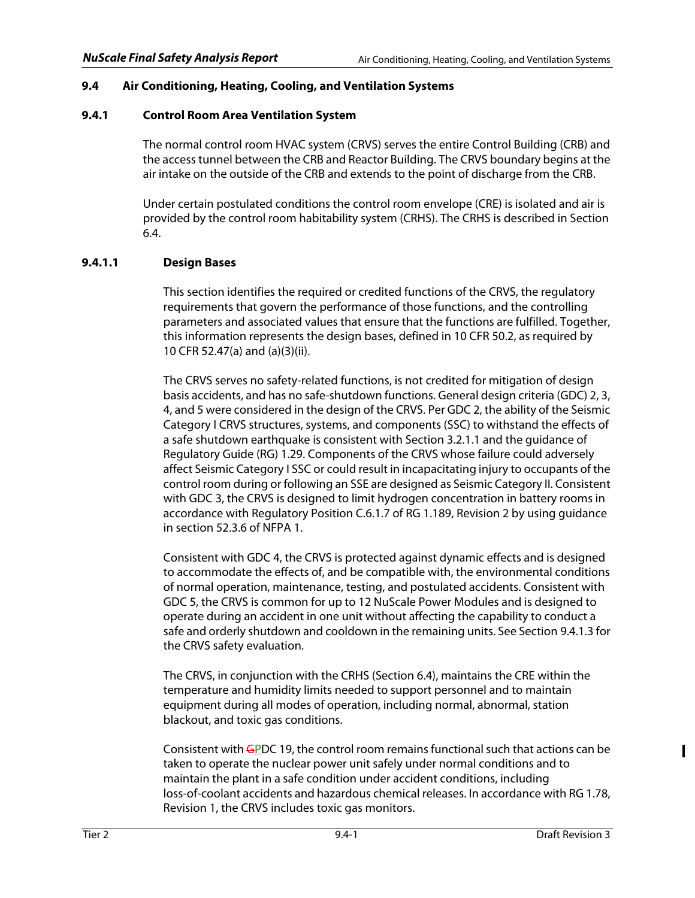## 9.4 Air Conditioning, Heating, Cooling, and Ventilation Systems

### 9.4.1 Control Room Area Ventilation System

The normal control room HVAC system (CRVS) serves the entire Control Building (CRB) and the access tunnel between the CRB and Reactor Building. The CRVS boundary begins at the air intake on the outside of the CRB and extends to the point of discharge from the CRB.

Under certain postulated conditions the control room envelope (CRE) is isolated and air is provided by the control room habitability system (CRHS). The CRHS is described in Section 6.4.

#### 9.4.1.1 Design Bases

This section identifies the required or credited functions of the CRVS, the regulatory requirements that govern the performance of those functions, and the controlling parameters and associated values that ensure that the functions are fulfilled. Together, this information represents the design bases, defined in 10 CFR 50.2, as required by 10 CFR 52.47(a) and (a)(3)(ii).

The CRVS serves no safety-related functions, is not credited for mitigation of design basis accidents, and has no safe-shutdown functions. General design criteria (GDC) 2, 3, 4, and 5 were considered in the design of the CRVS. Per GDC 2, the ability of the Seismic Category I CRVS structures, systems, and components (SSC) to withstand the effects of a safe shutdown earthquake is consistent with Section 3.2.1.1 and the guidance of Regulatory Guide (RG) 1.29. Components of the CRVS whose failure could adversely affect Seismic Category I SSC or could result in incapacitating injury to occupants of the control room during or following an SSE are designed as Seismic Category II. Consistent with GDC 3, the CRVS is designed to limit hydrogen concentration in battery rooms in accordance with Regulatory Position C.6.1.7 of RG 1.189, Revision 2 by using guidance in section 52.3.6 of NFPA 1.

Consistent with GDC 4, the CRVS is protected against dynamic effects and is designed to accommodate the effects of, and be compatible with, the environmental conditions of normal operation, maintenance, testing, and postulated accidents. Consistent with GDC 5, the CRVS is common for up to 12 NuScale Power Modules and is designed to operate during an accident in one unit without affecting the capability to conduct a safe and orderly shutdown and cooldown in the remaining units. See Section 9.4.1.3 for the CRVS safety evaluation.

The CRVS, in conjunction with the CRHS (Section 6.4), maintains the CRE within the temperature and humidity limits needed to support personnel and to maintain equipment during all modes of operation, including normal, abnormal, station blackout, and toxic gas conditions.

Consistent with GPDC 19, the control room remains functional such that actions can be taken to operate the nuclear power unit safely under normal conditions and to maintain the plant in a safe condition under accident conditions, including loss-of-coolant accidents and hazardous chemical releases. In accordance with RG 1.78, Revision 1, the CRVS includes toxic gas monitors.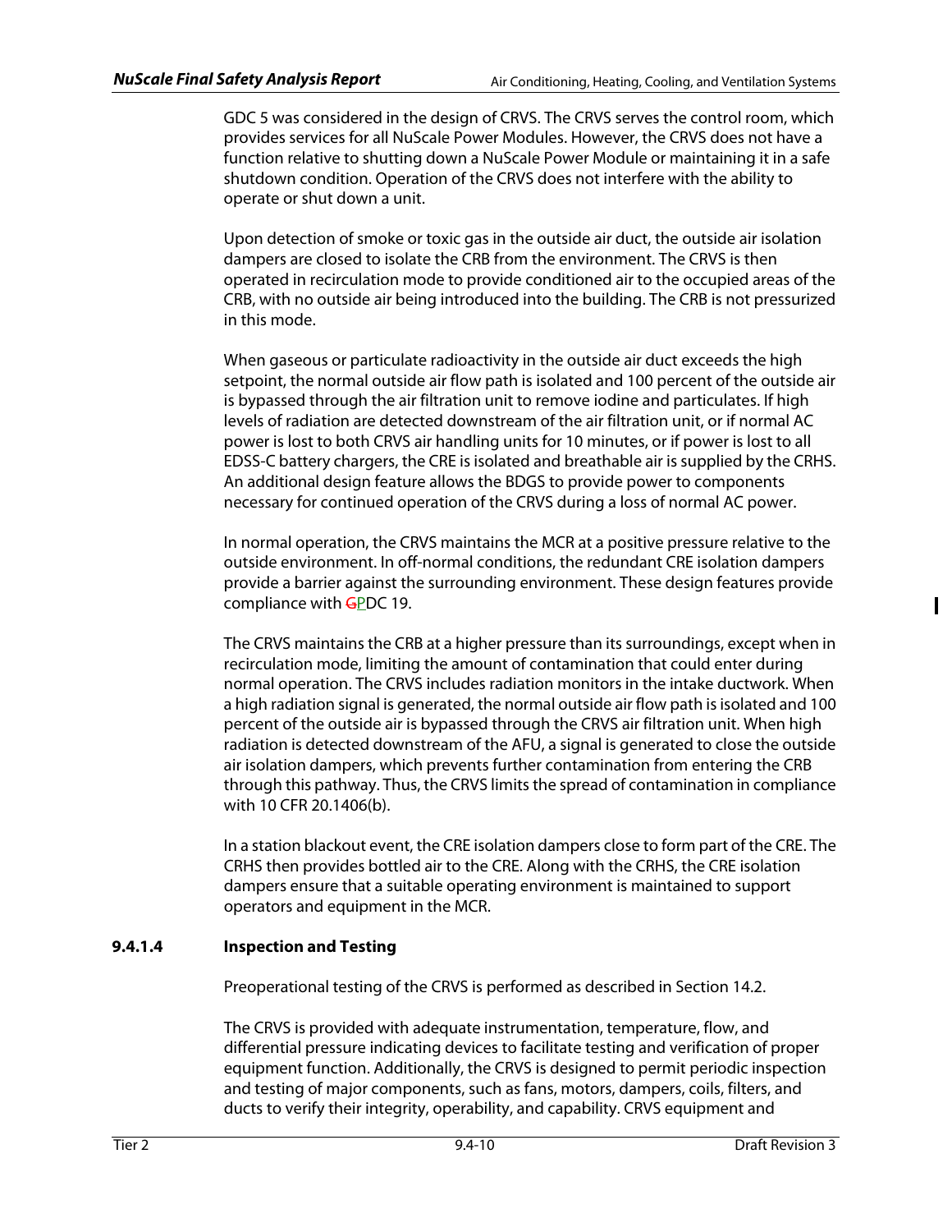GDC 5 was considered in the design of CRVS. The CRVS serves the control room, which provides services for all NuScale Power Modules. However, the CRVS does not have a function relative to shutting down a NuScale Power Module or maintaining it in a safe shutdown condition. Operation of the CRVS does not interfere with the ability to operate or shut down a unit.

Upon detection of smoke or toxic gas in the outside air duct, the outside air isolation dampers are closed to isolate the CRB from the environment. The CRVS is then operated in recirculation mode to provide conditioned air to the occupied areas of the CRB, with no outside air being introduced into the building. The CRB is not pressurized in this mode.

When gaseous or particulate radioactivity in the outside air duct exceeds the high setpoint, the normal outside air flow path is isolated and 100 percent of the outside air is bypassed through the air filtration unit to remove iodine and particulates. If high levels of radiation are detected downstream of the air filtration unit, or if normal AC power is lost to both CRVS air handling units for 10 minutes, or if power is lost to all EDSS-C battery chargers, the CRE is isolated and breathable air is supplied by the CRHS. An additional design feature allows the BDGS to provide power to components necessary for continued operation of the CRVS during a loss of normal AC power.

In normal operation, the CRVS maintains the MCR at a positive pressure relative to the outside environment. In off-normal conditions, the redundant CRE isolation dampers provide a barrier against the surrounding environment. These design features provide compliance with ~~G~~PDC 19.

The CRVS maintains the CRB at a higher pressure than its surroundings, except when in recirculation mode, limiting the amount of contamination that could enter during normal operation. The CRVS includes radiation monitors in the intake ductwork. When a high radiation signal is generated, the normal outside air flow path is isolated and 100 percent of the outside air is bypassed through the CRVS air filtration unit. When high radiation is detected downstream of the AFU, a signal is generated to close the outside air isolation dampers, which prevents further contamination from entering the CRB through this pathway. Thus, the CRVS limits the spread of contamination in compliance with 10 CFR 20.1406(b).

In a station blackout event, the CRE isolation dampers close to form part of the CRE. The CRHS then provides bottled air to the CRE. Along with the CRHS, the CRE isolation dampers ensure that a suitable operating environment is maintained to support operators and equipment in the MCR.

### 9.4.1.4 Inspection and Testing

Preoperational testing of the CRVS is performed as described in Section 14.2.

The CRVS is provided with adequate instrumentation, temperature, flow, and differential pressure indicating devices to facilitate testing and verification of proper equipment function. Additionally, the CRVS is designed to permit periodic inspection and testing of major components, such as fans, motors, dampers, coils, filters, and ducts to verify their integrity, operability, and capability. CRVS equipment and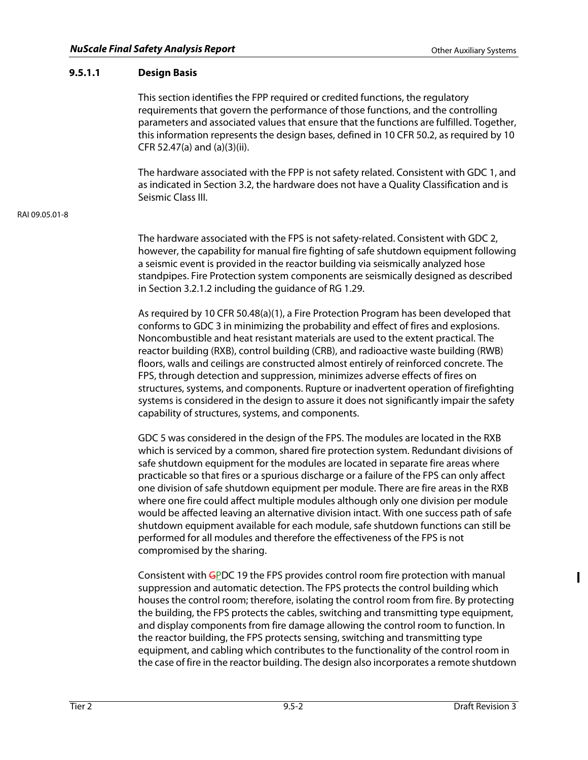### 9.5.1.1 Design Basis

This section identifies the FPP required or credited functions, the regulatory requirements that govern the performance of those functions, and the controlling parameters and associated values that ensure that the functions are fulfilled. Together, this information represents the design bases, defined in 10 CFR 50.2, as required by 10 CFR 52.47(a) and (a)(3)(ii).

The hardware associated with the FPP is not safety related. Consistent with GDC 1, and as indicated in Section 3.2, the hardware does not have a Quality Classification and is Seismic Class III.

RAI 09.05.01-8

The hardware associated with the FPS is not safety-related. Consistent with GDC 2, however, the capability for manual fire fighting of safe shutdown equipment following a seismic event is provided in the reactor building via seismically analyzed hose standpipes. Fire Protection system components are seismically designed as described in Section 3.2.1.2 including the guidance of RG 1.29.

As required by 10 CFR 50.48(a)(1), a Fire Protection Program has been developed that conforms to GDC 3 in minimizing the probability and effect of fires and explosions. Noncombustible and heat resistant materials are used to the extent practical. The reactor building (RXB), control building (CRB), and radioactive waste building (RWB) floors, walls and ceilings are constructed almost entirely of reinforced concrete. The FPS, through detection and suppression, minimizes adverse effects of fires on structures, systems, and components. Rupture or inadvertent operation of firefighting systems is considered in the design to assure it does not significantly impair the safety capability of structures, systems, and components.

GDC 5 was considered in the design of the FPS. The modules are located in the RXB which is serviced by a common, shared fire protection system. Redundant divisions of safe shutdown equipment for the modules are located in separate fire areas where practicable so that fires or a spurious discharge or a failure of the FPS can only affect one division of safe shutdown equipment per module. There are fire areas in the RXB where one fire could affect multiple modules although only one division per module would be affected leaving an alternative division intact. With one success path of safe shutdown equipment available for each module, safe shutdown functions can still be performed for all modules and therefore the effectiveness of the FPS is not compromised by the sharing.

Consistent with ~~G~~PDC 19 the FPS provides control room fire protection with manual suppression and automatic detection. The FPS protects the control building which houses the control room; therefore, isolating the control room from fire. By protecting the building, the FPS protects the cables, switching and transmitting type equipment, and display components from fire damage allowing the control room to function. In the reactor building, the FPS protects sensing, switching and transmitting type equipment, and cabling which contributes to the functionality of the control room in the case of fire in the reactor building. The design also incorporates a remote shutdown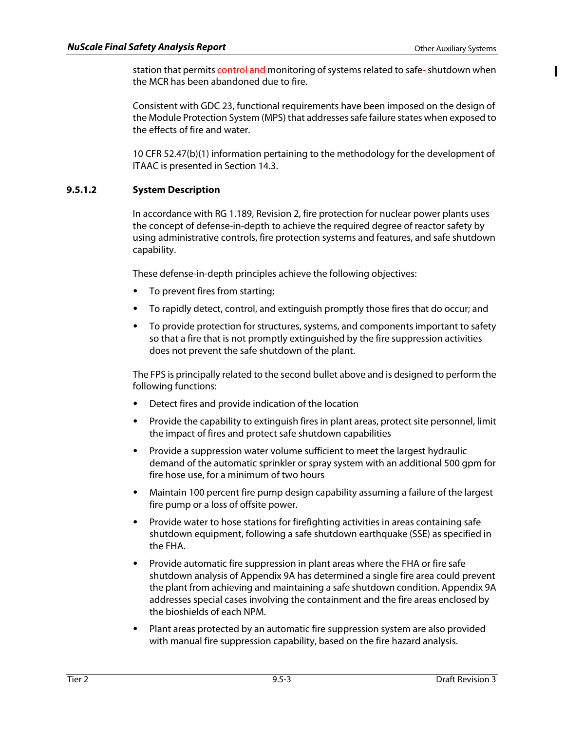station that permits ~~control and~~ monitoring of systems related to safe-shutdown when the MCR has been abandoned due to fire.

Consistent with GDC 23, functional requirements have been imposed on the design of the Module Protection System (MPS) that addresses safe failure states when exposed to the effects of fire and water.

10 CFR 52.47(b)(1) information pertaining to the methodology for the development of ITAAC is presented in Section 14.3.

### 9.5.1.2 System Description

In accordance with RG 1.189, Revision 2, fire protection for nuclear power plants uses the concept of defense-in-depth to achieve the required degree of reactor safety by using administrative controls, fire protection systems and features, and safe shutdown capability.

These defense-in-depth principles achieve the following objectives:

- To prevent fires from starting;
- To rapidly detect, control, and extinguish promptly those fires that do occur; and
- To provide protection for structures, systems, and components important to safety so that a fire that is not promptly extinguished by the fire suppression activities does not prevent the safe shutdown of the plant.

The FPS is principally related to the second bullet above and is designed to perform the following functions:

- Detect fires and provide indication of the location
- Provide the capability to extinguish fires in plant areas, protect site personnel, limit the impact of fires and protect safe shutdown capabilities
- Provide a suppression water volume sufficient to meet the largest hydraulic demand of the automatic sprinkler or spray system with an additional 500 gpm for fire hose use, for a minimum of two hours
- Maintain 100 percent fire pump design capability assuming a failure of the largest fire pump or a loss of offsite power.
- Provide water to hose stations for firefighting activities in areas containing safe shutdown equipment, following a safe shutdown earthquake (SSE) as specified in the FHA.
- Provide automatic fire suppression in plant areas where the FHA or fire safe shutdown analysis of Appendix 9A has determined a single fire area could prevent the plant from achieving and maintaining a safe shutdown condition. Appendix 9A addresses special cases involving the containment and the fire areas enclosed by the bioshields of each NPM.
- Plant areas protected by an automatic fire suppression system are also provided with manual fire suppression capability, based on the fire hazard analysis.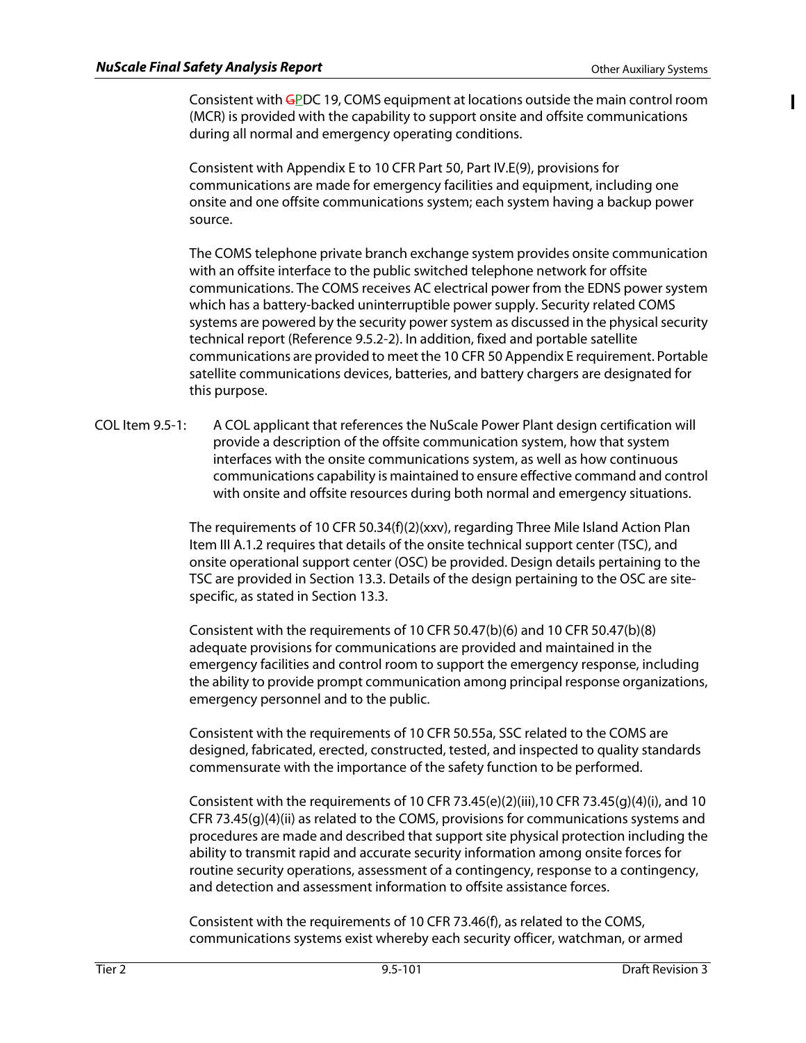Consistent with GPDC 19, COMS equipment at locations outside the main control room (MCR) is provided with the capability to support onsite and offsite communications during all normal and emergency operating conditions.

Consistent with Appendix E to 10 CFR Part 50, Part IV.E(9), provisions for communications are made for emergency facilities and equipment, including one onsite and one offsite communications system; each system having a backup power source.

The COMS telephone private branch exchange system provides onsite communication with an offsite interface to the public switched telephone network for offsite communications. The COMS receives AC electrical power from the EDNS power system which has a battery-backed uninterruptible power supply. Security related COMS systems are powered by the security power system as discussed in the physical security technical report (Reference 9.5.2-2). In addition, fixed and portable satellite communications are provided to meet the 10 CFR 50 Appendix E requirement. Portable satellite communications devices, batteries, and battery chargers are designated for this purpose.

COL Item 9.5-1: A COL applicant that references the NuScale Power Plant design certification will provide a description of the offsite communication system, how that system interfaces with the onsite communications system, as well as how continuous communications capability is maintained to ensure effective command and control with onsite and offsite resources during both normal and emergency situations.

The requirements of 10 CFR 50.34(f)(2)(xxv), regarding Three Mile Island Action Plan Item III A.1.2 requires that details of the onsite technical support center (TSC), and onsite operational support center (OSC) be provided. Design details pertaining to the TSC are provided in Section 13.3. Details of the design pertaining to the OSC are site-specific, as stated in Section 13.3.

Consistent with the requirements of 10 CFR 50.47(b)(6) and 10 CFR 50.47(b)(8) adequate provisions for communications are provided and maintained in the emergency facilities and control room to support the emergency response, including the ability to provide prompt communication among principal response organizations, emergency personnel and to the public.

Consistent with the requirements of 10 CFR 50.55a, SSC related to the COMS are designed, fabricated, erected, constructed, tested, and inspected to quality standards commensurate with the importance of the safety function to be performed.

Consistent with the requirements of 10 CFR 73.45(e)(2)(iii),10 CFR 73.45(g)(4)(i), and 10 CFR 73.45(g)(4)(ii) as related to the COMS, provisions for communications systems and procedures are made and described that support site physical protection including the ability to transmit rapid and accurate security information among onsite forces for routine security operations, assessment of a contingency, response to a contingency, and detection and assessment information to offsite assistance forces.

Consistent with the requirements of 10 CFR 73.46(f), as related to the COMS, communications systems exist whereby each security officer, watchman, or armed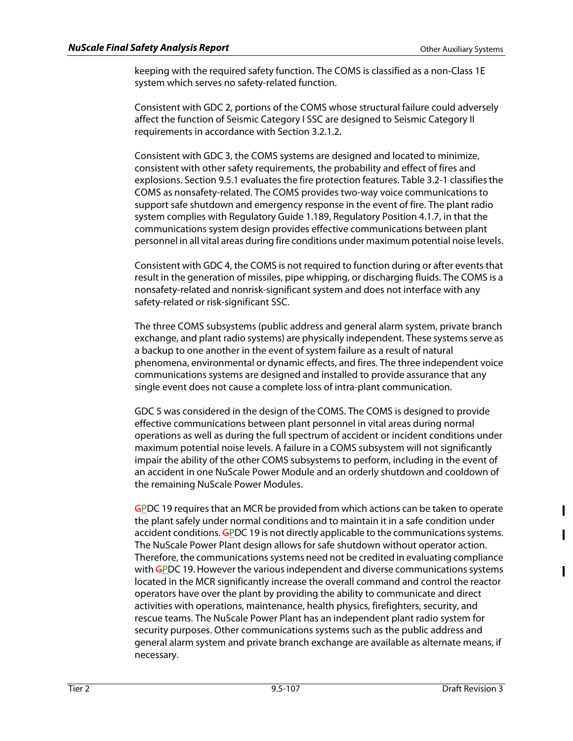keeping with the required safety function. The COMS is classified as a non-Class 1E system which serves no safety-related function.

Consistent with GDC 2, portions of the COMS whose structural failure could adversely affect the function of Seismic Category I SSC are designed to Seismic Category II requirements in accordance with Section 3.2.1.2.

Consistent with GDC 3, the COMS systems are designed and located to minimize, consistent with other safety requirements, the probability and effect of fires and explosions. Section 9.5.1 evaluates the fire protection features. Table 3.2-1 classifies the COMS as nonsafety-related. The COMS provides two-way voice communications to support safe shutdown and emergency response in the event of fire. The plant radio system complies with Regulatory Guide 1.189, Regulatory Position 4.1.7, in that the communications system design provides effective communications between plant personnel in all vital areas during fire conditions under maximum potential noise levels.

Consistent with GDC 4, the COMS is not required to function during or after events that result in the generation of missiles, pipe whipping, or discharging fluids. The COMS is a nonsafety-related and nonrisk-significant system and does not interface with any safety-related or risk-significant SSC.

The three COMS subsystems (public address and general alarm system, private branch exchange, and plant radio systems) are physically independent. These systems serve as a backup to one another in the event of system failure as a result of natural phenomena, environmental or dynamic effects, and fires. The three independent voice communications systems are designed and installed to provide assurance that any single event does not cause a complete loss of intra-plant communication.

GDC 5 was considered in the design of the COMS. The COMS is designed to provide effective communications between plant personnel in vital areas during normal operations as well as during the full spectrum of accident or incident conditions under maximum potential noise levels. A failure in a COMS subsystem will not significantly impair the ability of the other COMS subsystems to perform, including in the event of an accident in one NuScale Power Module and an orderly shutdown and cooldown of the remaining NuScale Power Modules.

~~G~~PDC 19 requires that an MCR be provided from which actions can be taken to operate the plant safely under normal conditions and to maintain it in a safe condition under accident conditions. ~~G~~PDC 19 is not directly applicable to the communications systems. The NuScale Power Plant design allows for safe shutdown without operator action. Therefore, the communications systems need not be credited in evaluating compliance with ~~G~~PDC 19. However the various independent and diverse communications systems located in the MCR significantly increase the overall command and control the reactor operators have over the plant by providing the ability to communicate and direct activities with operations, maintenance, health physics, firefighters, security, and rescue teams. The NuScale Power Plant has an independent plant radio system for security purposes. Other communications systems such as the public address and general alarm system and private branch exchange are available as alternate means, if necessary.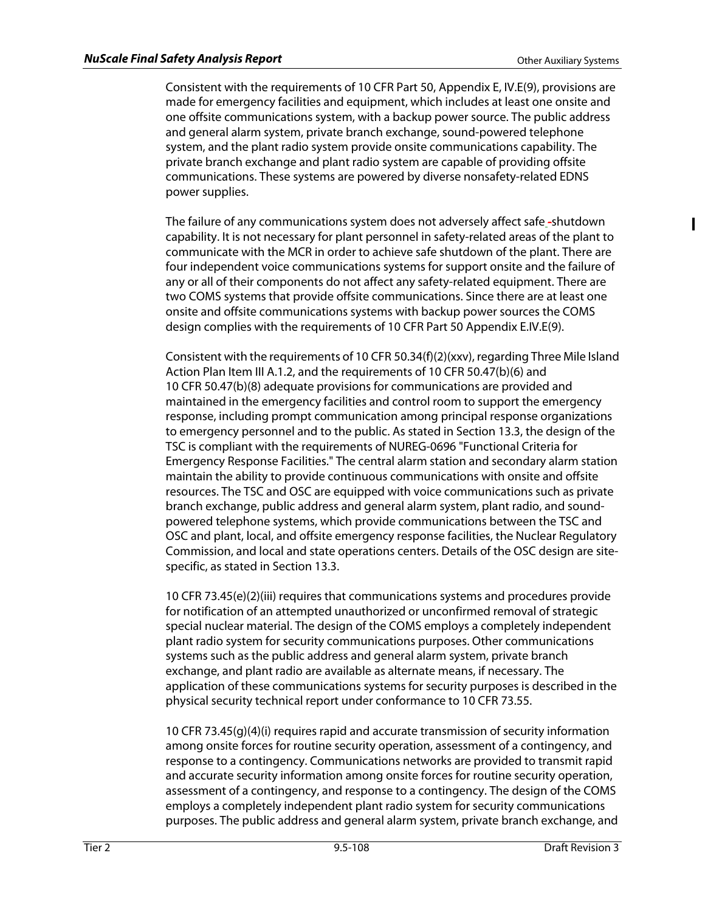Consistent with the requirements of 10 CFR Part 50, Appendix E, IV.E(9), provisions are made for emergency facilities and equipment, which includes at least one onsite and one offsite communications system, with a backup power source. The public address and general alarm system, private branch exchange, sound-powered telephone system, and the plant radio system provide onsite communications capability. The private branch exchange and plant radio system are capable of providing offsite communications. These systems are powered by diverse nonsafety-related EDNS power supplies.

The failure of any communications system does not adversely affect safe -shutdown capability. It is not necessary for plant personnel in safety-related areas of the plant to communicate with the MCR in order to achieve safe shutdown of the plant. There are four independent voice communications systems for support onsite and the failure of any or all of their components do not affect any safety-related equipment. There are two COMS systems that provide offsite communications. Since there are at least one onsite and offsite communications systems with backup power sources the COMS design complies with the requirements of 10 CFR Part 50 Appendix E.IV.E(9).

Consistent with the requirements of 10 CFR 50.34(f)(2)(xxv), regarding Three Mile Island Action Plan Item III A.1.2, and the requirements of 10 CFR 50.47(b)(6) and 10 CFR 50.47(b)(8) adequate provisions for communications are provided and maintained in the emergency facilities and control room to support the emergency response, including prompt communication among principal response organizations to emergency personnel and to the public. As stated in Section 13.3, the design of the TSC is compliant with the requirements of NUREG-0696 "Functional Criteria for Emergency Response Facilities." The central alarm station and secondary alarm station maintain the ability to provide continuous communications with onsite and offsite resources. The TSC and OSC are equipped with voice communications such as private branch exchange, public address and general alarm system, plant radio, and sound-powered telephone systems, which provide communications between the TSC and OSC and plant, local, and offsite emergency response facilities, the Nuclear Regulatory Commission, and local and state operations centers. Details of the OSC design are site-specific, as stated in Section 13.3.

10 CFR 73.45(e)(2)(iii) requires that communications systems and procedures provide for notification of an attempted unauthorized or unconfirmed removal of strategic special nuclear material. The design of the COMS employs a completely independent plant radio system for security communications purposes. Other communications systems such as the public address and general alarm system, private branch exchange, and plant radio are available as alternate means, if necessary. The application of these communications systems for security purposes is described in the physical security technical report under conformance to 10 CFR 73.55.

10 CFR 73.45(g)(4)(i) requires rapid and accurate transmission of security information among onsite forces for routine security operation, assessment of a contingency, and response to a contingency. Communications networks are provided to transmit rapid and accurate security information among onsite forces for routine security operation, assessment of a contingency, and response to a contingency. The design of the COMS employs a completely independent plant radio system for security communications purposes. The public address and general alarm system, private branch exchange, and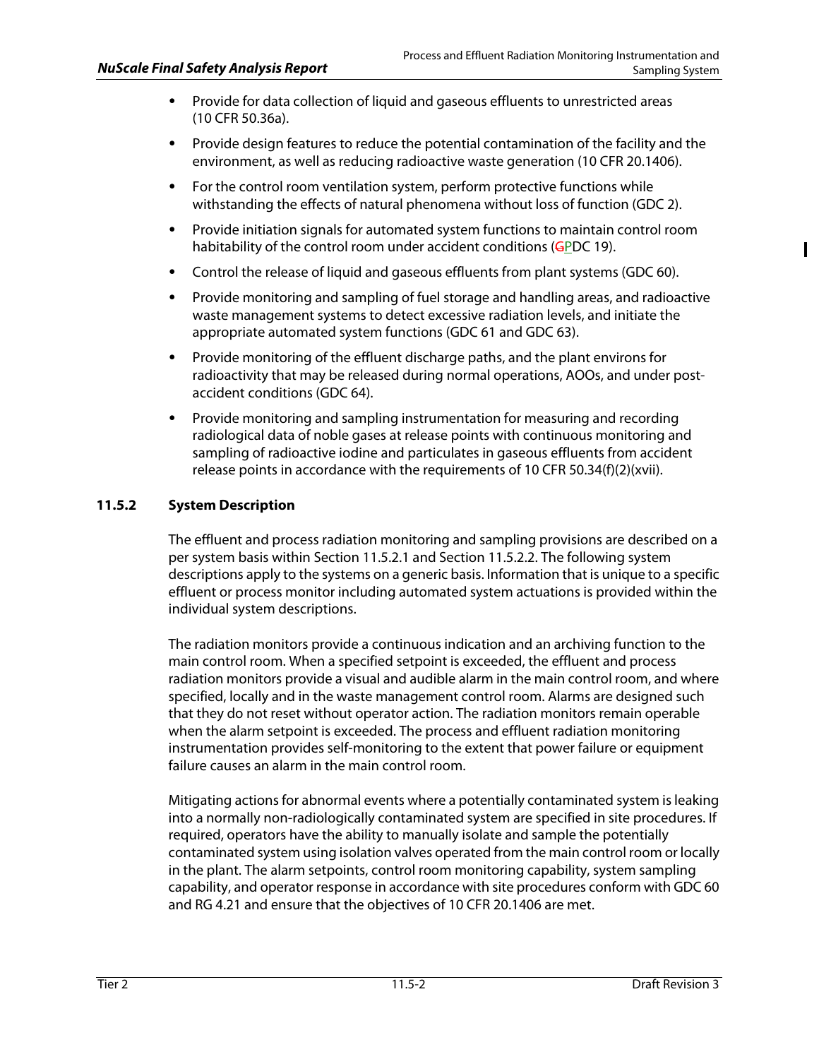- Provide for data collection of liquid and gaseous effluents to unrestricted areas (10 CFR 50.36a).
- Provide design features to reduce the potential contamination of the facility and the environment, as well as reducing radioactive waste generation (10 CFR 20.1406).
- For the control room ventilation system, perform protective functions while withstanding the effects of natural phenomena without loss of function (GDC 2).
- Provide initiation signals for automated system functions to maintain control room habitability of the control room under accident conditions (~~G~~PDC 19).
- Control the release of liquid and gaseous effluents from plant systems (GDC 60).
- Provide monitoring and sampling of fuel storage and handling areas, and radioactive waste management systems to detect excessive radiation levels, and initiate the appropriate automated system functions (GDC 61 and GDC 63).
- Provide monitoring of the effluent discharge paths, and the plant environs for radioactivity that may be released during normal operations, AOOs, and under post-accident conditions (GDC 64).
- Provide monitoring and sampling instrumentation for measuring and recording radiological data of noble gases at release points with continuous monitoring and sampling of radioactive iodine and particulates in gaseous effluents from accident release points in accordance with the requirements of 10 CFR 50.34(f)(2)(xvii).

### 11.5.2 System Description

The effluent and process radiation monitoring and sampling provisions are described on a per system basis within Section 11.5.2.1 and Section 11.5.2.2. The following system descriptions apply to the systems on a generic basis. Information that is unique to a specific effluent or process monitor including automated system actuations is provided within the individual system descriptions.

The radiation monitors provide a continuous indication and an archiving function to the main control room. When a specified setpoint is exceeded, the effluent and process radiation monitors provide a visual and audible alarm in the main control room, and where specified, locally and in the waste management control room. Alarms are designed such that they do not reset without operator action. The radiation monitors remain operable when the alarm setpoint is exceeded. The process and effluent radiation monitoring instrumentation provides self-monitoring to the extent that power failure or equipment failure causes an alarm in the main control room.

Mitigating actions for abnormal events where a potentially contaminated system is leaking into a normally non-radiologically contaminated system are specified in site procedures. If required, operators have the ability to manually isolate and sample the potentially contaminated system using isolation valves operated from the main control room or locally in the plant. The alarm setpoints, control room monitoring capability, system sampling capability, and operator response in accordance with site procedures conform with GDC 60 and RG 4.21 and ensure that the objectives of 10 CFR 20.1406 are met.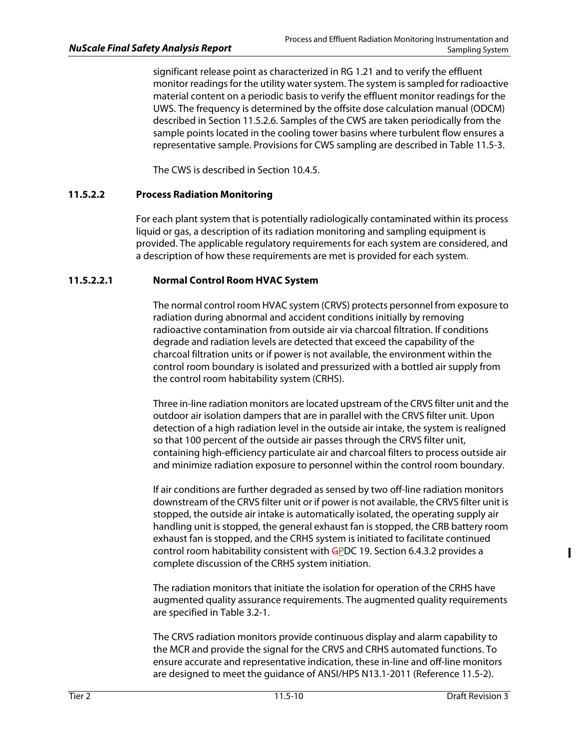significant release point as characterized in RG 1.21 and to verify the effluent monitor readings for the utility water system. The system is sampled for radioactive material content on a periodic basis to verify the effluent monitor readings for the UWS. The frequency is determined by the offsite dose calculation manual (ODCM) described in Section 11.5.2.6. Samples of the CWS are taken periodically from the sample points located in the cooling tower basins where turbulent flow ensures a representative sample. Provisions for CWS sampling are described in Table 11.5-3.

The CWS is described in Section 10.4.5.

### 11.5.2.2 Process Radiation Monitoring

For each plant system that is potentially radiologically contaminated within its process liquid or gas, a description of its radiation monitoring and sampling equipment is provided. The applicable regulatory requirements for each system are considered, and a description of how these requirements are met is provided for each system.

#### 11.5.2.2.1 Normal Control Room HVAC System

The normal control room HVAC system (CRVS) protects personnel from exposure to radiation during abnormal and accident conditions initially by removing radioactive contamination from outside air via charcoal filtration. If conditions degrade and radiation levels are detected that exceed the capability of the charcoal filtration units or if power is not available, the environment within the control room boundary is isolated and pressurized with a bottled air supply from the control room habitability system (CRHS).

Three in-line radiation monitors are located upstream of the CRVS filter unit and the outdoor air isolation dampers that are in parallel with the CRVS filter unit. Upon detection of a high radiation level in the outside air intake, the system is realigned so that 100 percent of the outside air passes through the CRVS filter unit, containing high-efficiency particulate air and charcoal filters to process outside air and minimize radiation exposure to personnel within the control room boundary.

If air conditions are further degraded as sensed by two off-line radiation monitors downstream of the CRVS filter unit or if power is not available, the CRVS filter unit is stopped, the outside air intake is automatically isolated, the operating supply air handling unit is stopped, the general exhaust fan is stopped, the CRB battery room exhaust fan is stopped, and the CRHS system is initiated to facilitate continued control room habitability consistent with PDC 19. Section 6.4.3.2 provides a complete discussion of the CRHS system initiation.

The radiation monitors that initiate the isolation for operation of the CRHS have augmented quality assurance requirements. The augmented quality requirements are specified in Table 3.2-1.

The CRVS radiation monitors provide continuous display and alarm capability to the MCR and provide the signal for the CRVS and CRHS automated functions. To ensure accurate and representative indication, these in-line and off-line monitors are designed to meet the guidance of ANSI/HPS N13.1-2011 (Reference 11.5-2).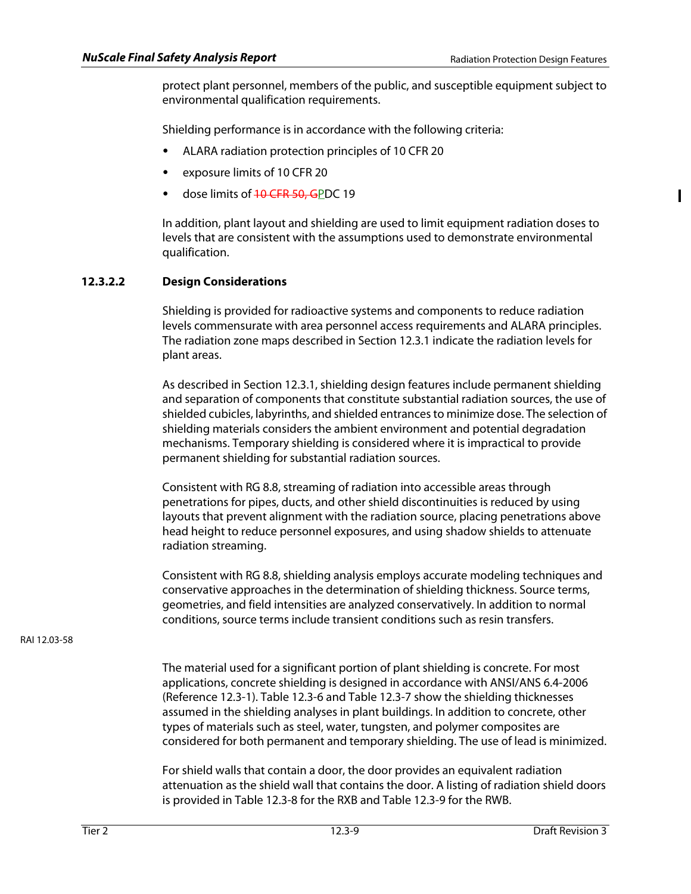protect plant personnel, members of the public, and susceptible equipment subject to environmental qualification requirements.

Shielding performance is in accordance with the following criteria:

- ALARA radiation protection principles of 10 CFR 20
- exposure limits of 10 CFR 20
- dose limits of ~~10 CFR 50, G~~PDC 19

In addition, plant layout and shielding are used to limit equipment radiation doses to levels that are consistent with the assumptions used to demonstrate environmental qualification.

### 12.3.2.2 Design Considerations

Shielding is provided for radioactive systems and components to reduce radiation levels commensurate with area personnel access requirements and ALARA principles. The radiation zone maps described in Section 12.3.1 indicate the radiation levels for plant areas.

As described in Section 12.3.1, shielding design features include permanent shielding and separation of components that constitute substantial radiation sources, the use of shielded cubicles, labyrinths, and shielded entrances to minimize dose. The selection of shielding materials considers the ambient environment and potential degradation mechanisms. Temporary shielding is considered where it is impractical to provide permanent shielding for substantial radiation sources.

Consistent with RG 8.8, streaming of radiation into accessible areas through penetrations for pipes, ducts, and other shield discontinuities is reduced by using layouts that prevent alignment with the radiation source, placing penetrations above head height to reduce personnel exposures, and using shadow shields to attenuate radiation streaming.

Consistent with RG 8.8, shielding analysis employs accurate modeling techniques and conservative approaches in the determination of shielding thickness. Source terms, geometries, and field intensities are analyzed conservatively. In addition to normal conditions, source terms include transient conditions such as resin transfers.

RAI 12.03-58

The material used for a significant portion of plant shielding is concrete. For most applications, concrete shielding is designed in accordance with ANSI/ANS 6.4-2006 (Reference 12.3-1). Table 12.3-6 and Table 12.3-7 show the shielding thicknesses assumed in the shielding analyses in plant buildings. In addition to concrete, other types of materials such as steel, water, tungsten, and polymer composites are considered for both permanent and temporary shielding. The use of lead is minimized.

For shield walls that contain a door, the door provides an equivalent radiation attenuation as the shield wall that contains the door. A listing of radiation shield doors is provided in Table 12.3-8 for the RXB and Table 12.3-9 for the RWB.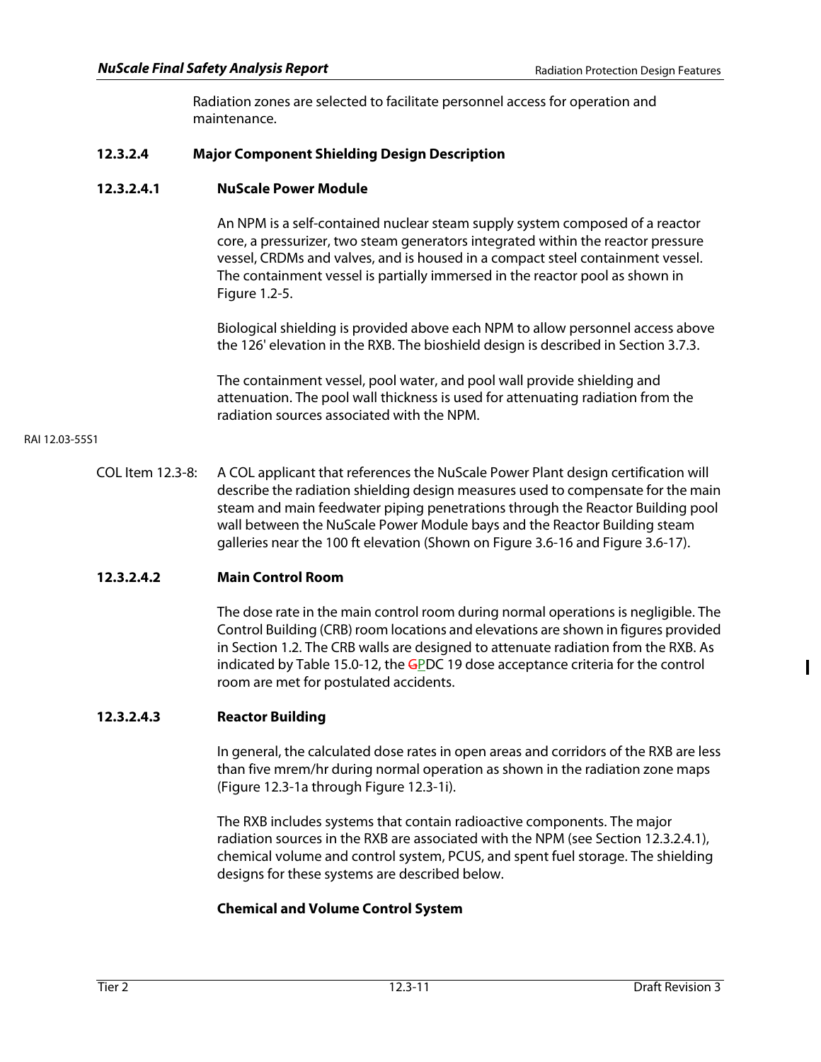Radiation zones are selected to facilitate personnel access for operation and maintenance.

### 12.3.2.4 Major Component Shielding Design Description

#### 12.3.2.4.1 NuScale Power Module

An NPM is a self-contained nuclear steam supply system composed of a reactor core, a pressurizer, two steam generators integrated within the reactor pressure vessel, CRDMs and valves, and is housed in a compact steel containment vessel. The containment vessel is partially immersed in the reactor pool as shown in Figure 1.2-5.

Biological shielding is provided above each NPM to allow personnel access above the 126' elevation in the RXB. The bioshield design is described in Section 3.7.3.

The containment vessel, pool water, and pool wall provide shielding and attenuation. The pool wall thickness is used for attenuating radiation from the radiation sources associated with the NPM.

RAI 12.03-55S1

COL Item 12.3-8: A COL applicant that references the NuScale Power Plant design certification will describe the radiation shielding design measures used to compensate for the main steam and main feedwater piping penetrations through the Reactor Building pool wall between the NuScale Power Module bays and the Reactor Building steam galleries near the 100 ft elevation (Shown on Figure 3.6-16 and Figure 3.6-17).

#### 12.3.2.4.2 Main Control Room

The dose rate in the main control room during normal operations is negligible. The Control Building (CRB) room locations and elevations are shown in figures provided in Section 1.2. The CRB walls are designed to attenuate radiation from the RXB. As indicated by Table 15.0-12, the ~~G~~PDC 19 dose acceptance criteria for the control room are met for postulated accidents.

#### 12.3.2.4.3 Reactor Building

In general, the calculated dose rates in open areas and corridors of the RXB are less than five mrem/hr during normal operation as shown in the radiation zone maps (Figure 12.3-1a through Figure 12.3-1i).

The RXB includes systems that contain radioactive components. The major radiation sources in the RXB are associated with the NPM (see Section 12.3.2.4.1), chemical volume and control system, PCUS, and spent fuel storage. The shielding designs for these systems are described below.

**Chemical and Volume Control System**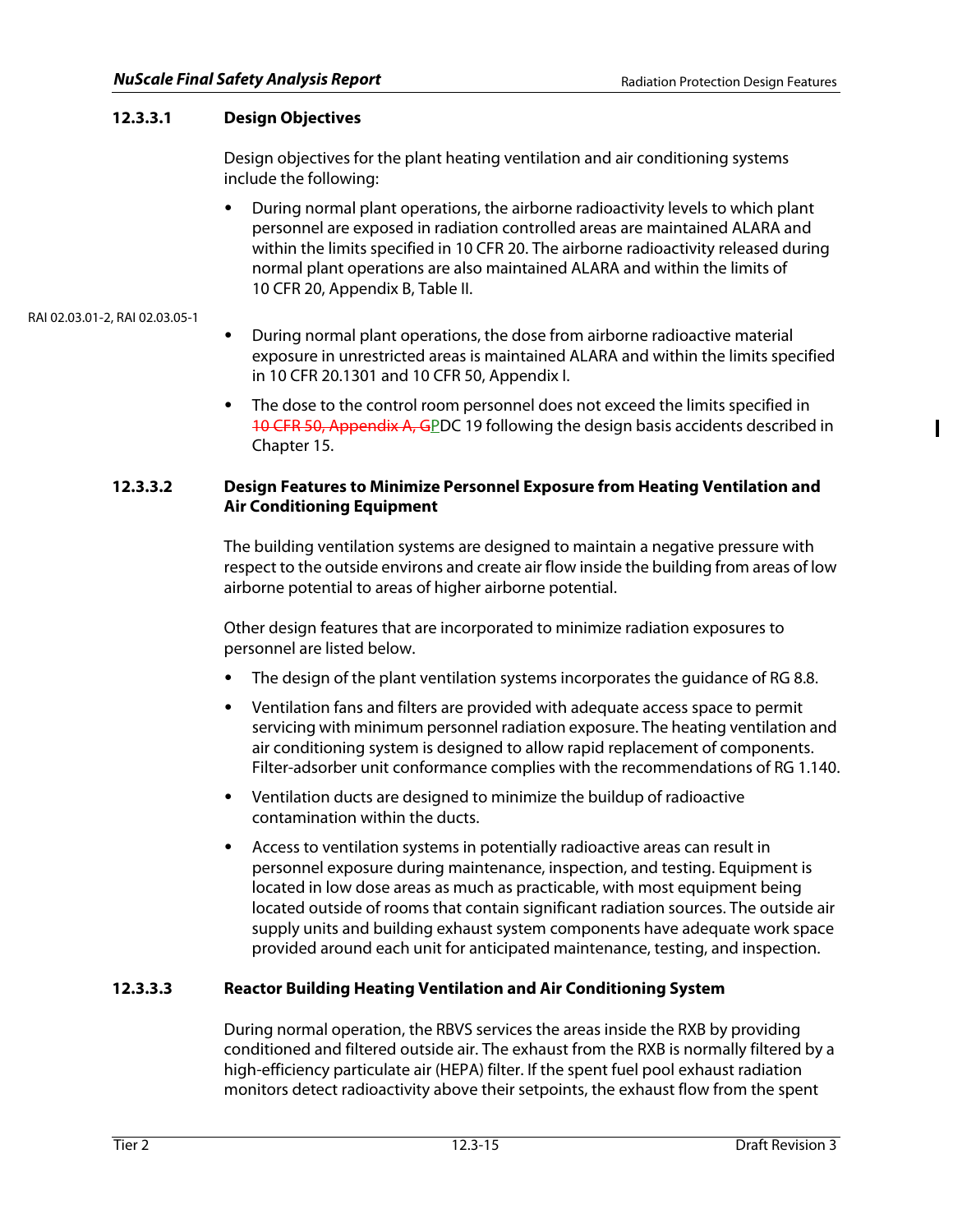### 12.3.3.1 Design Objectives

Design objectives for the plant heating ventilation and air conditioning systems include the following:

- During normal plant operations, the airborne radioactivity levels to which plant personnel are exposed in radiation controlled areas are maintained ALARA and within the limits specified in 10 CFR 20. The airborne radioactivity released during normal plant operations are also maintained ALARA and within the limits of 10 CFR 20, Appendix B, Table II.

RAI 02.03.01-2, RAI 02.03.05-1

- During normal plant operations, the dose from airborne radioactive material exposure in unrestricted areas is maintained ALARA and within the limits specified in 10 CFR 20.1301 and 10 CFR 50, Appendix I.
- The dose to the control room personnel does not exceed the limits specified in ~~10 CFR 50, Appendix A, G~~PDC 19 following the design basis accidents described in Chapter 15.

### 12.3.3.2 Design Features to Minimize Personnel Exposure from Heating Ventilation and Air Conditioning Equipment

The building ventilation systems are designed to maintain a negative pressure with respect to the outside environs and create air flow inside the building from areas of low airborne potential to areas of higher airborne potential.

Other design features that are incorporated to minimize radiation exposures to personnel are listed below.

- The design of the plant ventilation systems incorporates the guidance of RG 8.8.
- Ventilation fans and filters are provided with adequate access space to permit servicing with minimum personnel radiation exposure. The heating ventilation and air conditioning system is designed to allow rapid replacement of components. Filter-adsorber unit conformance complies with the recommendations of RG 1.140.
- Ventilation ducts are designed to minimize the buildup of radioactive contamination within the ducts.
- Access to ventilation systems in potentially radioactive areas can result in personnel exposure during maintenance, inspection, and testing. Equipment is located in low dose areas as much as practicable, with most equipment being located outside of rooms that contain significant radiation sources. The outside air supply units and building exhaust system components have adequate work space provided around each unit for anticipated maintenance, testing, and inspection.

### 12.3.3.3 Reactor Building Heating Ventilation and Air Conditioning System

During normal operation, the RBVS services the areas inside the RXB by providing conditioned and filtered outside air. The exhaust from the RXB is normally filtered by a high-efficiency particulate air (HEPA) filter. If the spent fuel pool exhaust radiation monitors detect radioactivity above their setpoints, the exhaust flow from the spent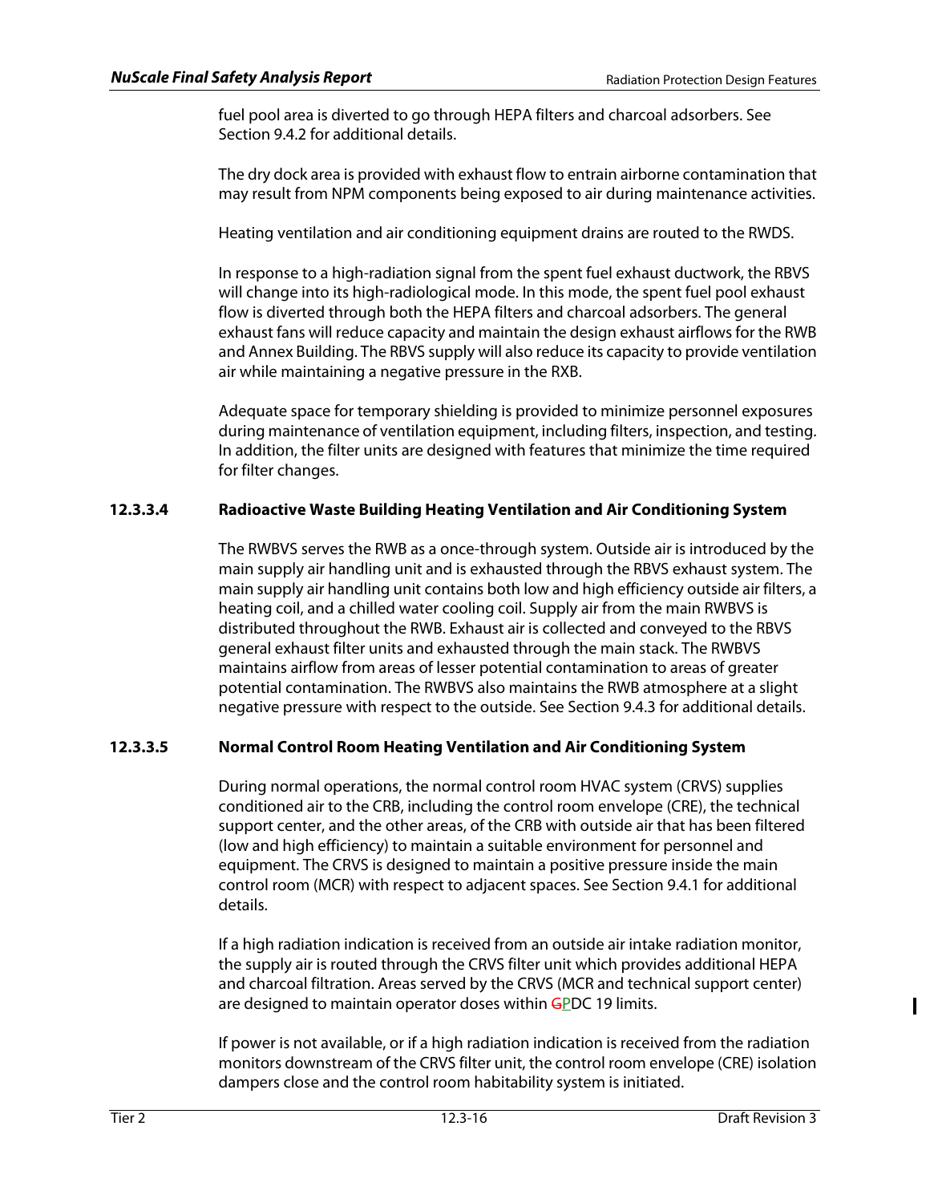fuel pool area is diverted to go through HEPA filters and charcoal adsorbers. See Section 9.4.2 for additional details.

The dry dock area is provided with exhaust flow to entrain airborne contamination that may result from NPM components being exposed to air during maintenance activities.

Heating ventilation and air conditioning equipment drains are routed to the RWDS.

In response to a high-radiation signal from the spent fuel exhaust ductwork, the RBVS will change into its high-radiological mode. In this mode, the spent fuel pool exhaust flow is diverted through both the HEPA filters and charcoal adsorbers. The general exhaust fans will reduce capacity and maintain the design exhaust airflows for the RWB and Annex Building. The RBVS supply will also reduce its capacity to provide ventilation air while maintaining a negative pressure in the RXB.

Adequate space for temporary shielding is provided to minimize personnel exposures during maintenance of ventilation equipment, including filters, inspection, and testing. In addition, the filter units are designed with features that minimize the time required for filter changes.

#### 12.3.3.4 Radioactive Waste Building Heating Ventilation and Air Conditioning System

The RWBVS serves the RWB as a once-through system. Outside air is introduced by the main supply air handling unit and is exhausted through the RBVS exhaust system. The main supply air handling unit contains both low and high efficiency outside air filters, a heating coil, and a chilled water cooling coil. Supply air from the main RWBVS is distributed throughout the RWB. Exhaust air is collected and conveyed to the RBVS general exhaust filter units and exhausted through the main stack. The RWBVS maintains airflow from areas of lesser potential contamination to areas of greater potential contamination. The RWBVS also maintains the RWB atmosphere at a slight negative pressure with respect to the outside. See Section 9.4.3 for additional details.

#### 12.3.3.5 Normal Control Room Heating Ventilation and Air Conditioning System

During normal operations, the normal control room HVAC system (CRVS) supplies conditioned air to the CRB, including the control room envelope (CRE), the technical support center, and the other areas, of the CRB with outside air that has been filtered (low and high efficiency) to maintain a suitable environment for personnel and equipment. The CRVS is designed to maintain a positive pressure inside the main control room (MCR) with respect to adjacent spaces. See Section 9.4.1 for additional details.

If a high radiation indication is received from an outside air intake radiation monitor, the supply air is routed through the CRVS filter unit which provides additional HEPA and charcoal filtration. Areas served by the CRVS (MCR and technical support center) are designed to maintain operator doses within ~~G~~PDC 19 limits.

If power is not available, or if a high radiation indication is received from the radiation monitors downstream of the CRVS filter unit, the control room envelope (CRE) isolation dampers close and the control room habitability system is initiated.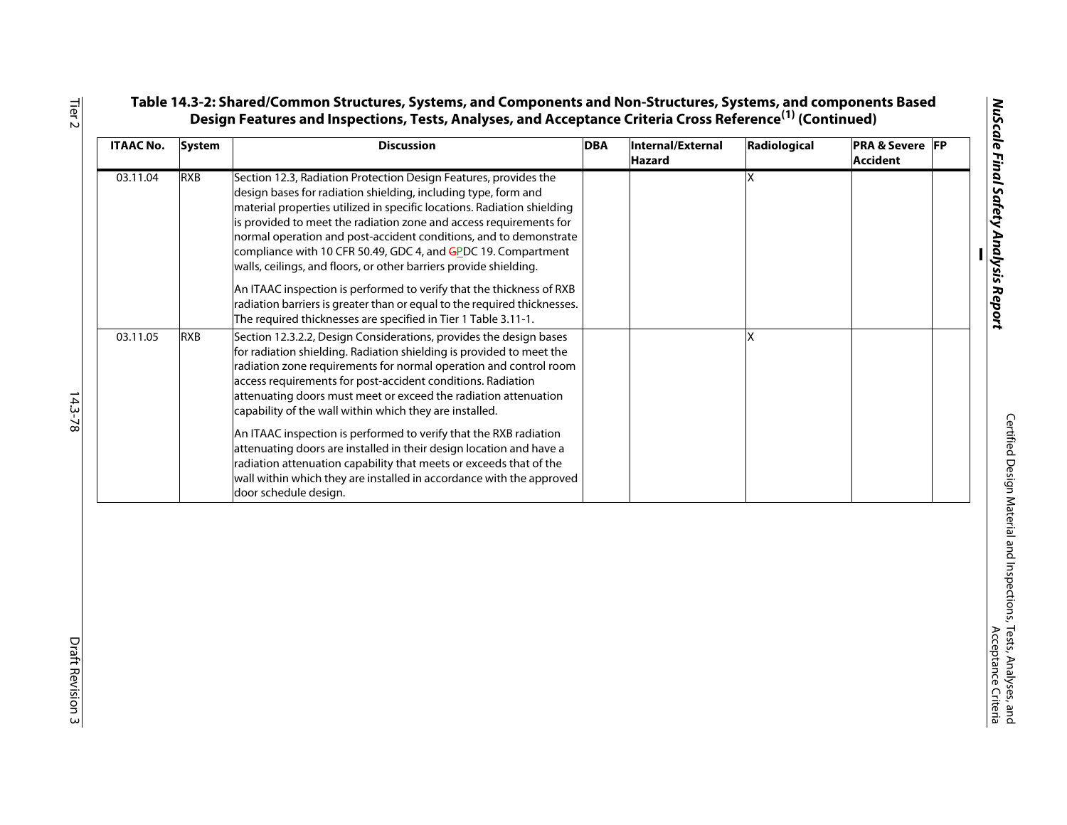**Table 14.3-2: Shared/Common Structures, Systems, and Components and Non-Structures, Systems, and components Based Design Features and Inspections, Tests, Analyses, and Acceptance Criteria Cross Reference[1] (Continued)**

| ITAAC No. | System | Discussion | DBA | Internal/External Hazard | Radiological | PRA & Severe Accident | FP |
|---|---|---|---|---|---|---|---|
| 03.11.04 | RXB | Section 12.3, Radiation Protection Design Features, provides the design bases for radiation shielding, including type, form and material properties utilized in specific locations. Radiation shielding is provided to meet the radiation zone and access requirements for normal operation and post-accident conditions, and to demonstrate compliance with 10 CFR 50.49, GDC 4, and ~~G~~PDC 19. Compartment walls, ceilings, and floors, or other barriers provide shielding.<br><br>An ITAAC inspection is performed to verify that the thickness of RXB radiation barriers is greater than or equal to the required thicknesses. The required thicknesses are specified in Tier 1 Table 3.11-1. | | | X | | |
| 03.11.05 | RXB | Section 12.3.2.2, Design Considerations, provides the design bases for radiation shielding. Radiation shielding is provided to meet the radiation zone requirements for normal operation and control room access requirements for post-accident conditions. Radiation attenuating doors must meet or exceed the radiation attenuation capability of the wall within which they are installed.<br><br>An ITAAC inspection is performed to verify that the RXB radiation attenuating doors are installed in their design location and have a radiation attenuation capability that meets or exceeds that of the wall within which they are installed in accordance with the approved door schedule design. | | | X | | |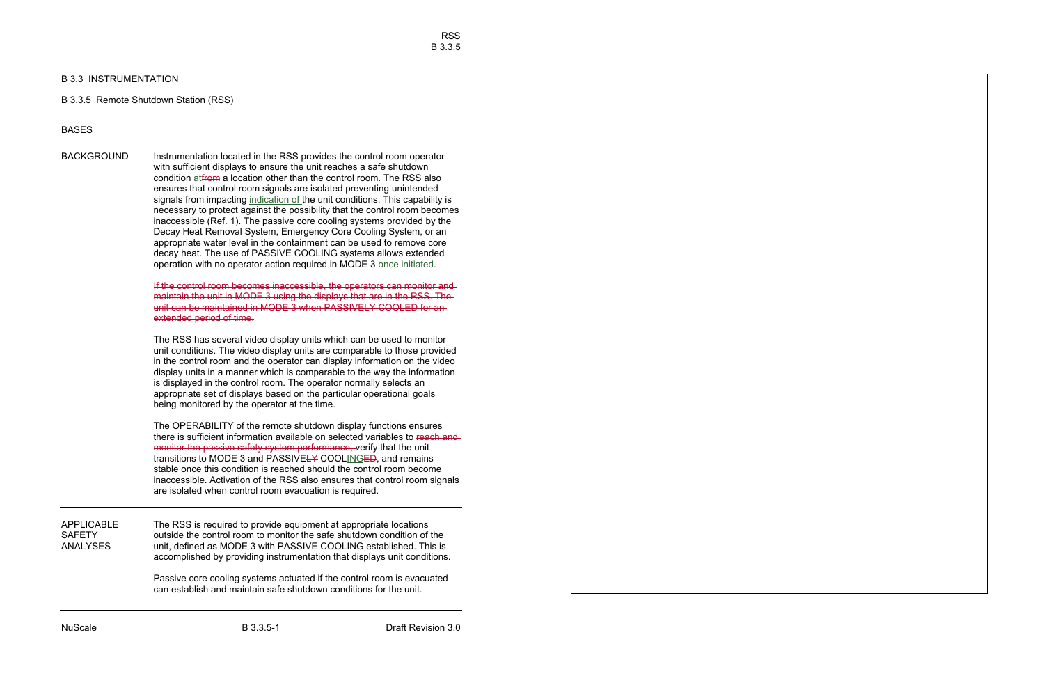## B 3.3 INSTRUMENTATION

### B 3.3.5 Remote Shutdown Station (RSS)

BASES

**BACKGROUND**

Instrumentation located in the RSS provides the control room operator with sufficient displays to ensure the unit reaches a safe shutdown condition ~~at~~from a location other than the control room. The RSS also ensures that control room signals are isolated preventing unintended signals from impacting indication of the unit conditions. This capability is necessary to protect against the possibility that the control room becomes inaccessible (Ref. 1). The passive core cooling systems provided by the Decay Heat Removal System, Emergency Core Cooling System, or an appropriate water level in the containment can be used to remove core decay heat. The use of PASSIVE COOLING systems allows extended operation with no operator action required in MODE 3 once initiated.

~~If the control room becomes inaccessible, the operators can monitor and maintain the unit in MODE 3 using the displays that are in the RSS. The unit can be maintained in MODE 3 when PASSIVELY COOLED for an extended period of time.~~

The RSS has several video display units which can be used to monitor unit conditions. The video display units are comparable to those provided in the control room and the operator can display information on the video display units in a manner which is comparable to the way the information is displayed in the control room. The operator normally selects an appropriate set of displays based on the particular operational goals being monitored by the operator at the time.

The OPERABILITY of the remote shutdown display functions ensures there is sufficient information available on selected variables to ~~reach and monitor the passive safety system performance,~~ verify that the unit transitions to MODE 3 and PASSIVE~~LY~~ COOLING~~ED~~, and remains stable once this condition is reached should the control room become inaccessible. Activation of the RSS also ensures that control room signals are isolated when control room evacuation is required.

**APPLICABLE SAFETY ANALYSES**

The RSS is required to provide equipment at appropriate locations outside the control room to monitor the safe shutdown condition of the unit, defined as MODE 3 with PASSIVE COOLING established. This is accomplished by providing instrumentation that displays unit conditions.

Passive core cooling systems actuated if the control room is evacuated can establish and maintain safe shutdown conditions for the unit.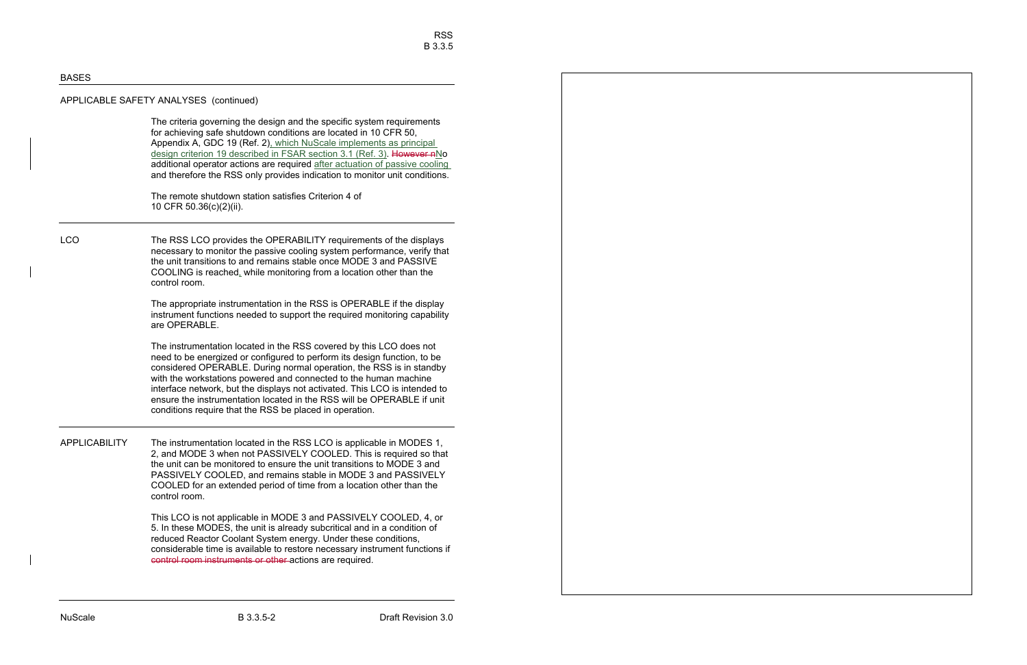## BASES

### APPLICABLE SAFETY ANALYSES (continued)

The criteria governing the design and the specific system requirements for achieving safe shutdown conditions are located in 10 CFR 50, Appendix A, GDC 19 (Ref. 2), which NuScale implements as principal design criterion 19 described in FSAR section 3.1 (Ref. 3). ~~However n~~No additional operator actions are required after actuation of passive cooling and therefore the RSS only provides indication to monitor unit conditions.

The remote shutdown station satisfies Criterion 4 of 10 CFR 50.36(c)(2)(ii).

### LCO

The RSS LCO provides the OPERABILITY requirements of the displays necessary to monitor the passive cooling system performance, verify that the unit transitions to and remains stable once MODE 3 and PASSIVE COOLING is reached, while monitoring from a location other than the control room.

The appropriate instrumentation in the RSS is OPERABLE if the display instrument functions needed to support the required monitoring capability are OPERABLE.

The instrumentation located in the RSS covered by this LCO does not need to be energized or configured to perform its design function, to be considered OPERABLE. During normal operation, the RSS is in standby with the workstations powered and connected to the human machine interface network, but the displays not activated. This LCO is intended to ensure the instrumentation located in the RSS will be OPERABLE if unit conditions require that the RSS be placed in operation.

### APPLICABILITY

The instrumentation located in the RSS LCO is applicable in MODES 1, 2, and MODE 3 when not PASSIVELY COOLED. This is required so that the unit can be monitored to ensure the unit transitions to MODE 3 and PASSIVELY COOLED, and remains stable in MODE 3 and PASSIVELY COOLED for an extended period of time from a location other than the control room.

This LCO is not applicable in MODE 3 and PASSIVELY COOLED, 4, or 5. In these MODES, the unit is already subcritical and in a condition of reduced Reactor Coolant System energy. Under these conditions, considerable time is available to restore necessary instrument functions if ~~control room instruments or other~~ actions are required.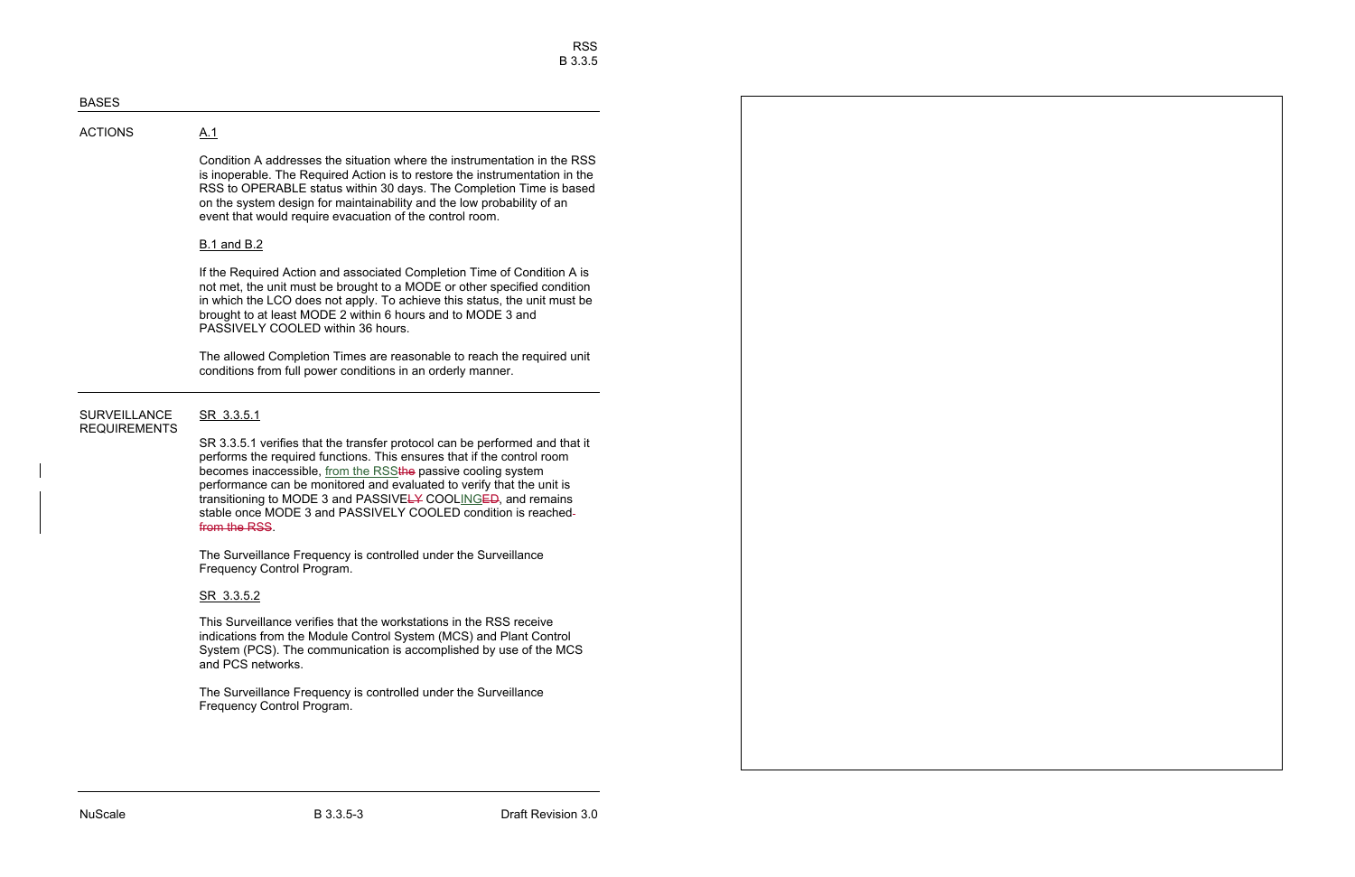BASES

## ACTIONS

A.1

Condition A addresses the situation where the instrumentation in the RSS is inoperable. The Required Action is to restore the instrumentation in the RSS to OPERABLE status within 30 days. The Completion Time is based on the system design for maintainability and the low probability of an event that would require evacuation of the control room.

B.1 and B.2

If the Required Action and associated Completion Time of Condition A is not met, the unit must be brought to a MODE or other specified condition in which the LCO does not apply. To achieve this status, the unit must be brought to at least MODE 2 within 6 hours and to MODE 3 and PASSIVELY COOLED within 36 hours.

The allowed Completion Times are reasonable to reach the required unit conditions from full power conditions in an orderly manner.

## SURVEILLANCE REQUIREMENTS

SR 3.3.5.1

SR 3.3.5.1 verifies that the transfer protocol can be performed and that it performs the required functions. This ensures that if the control room becomes inaccessible, <ins>from the RSS</ins>~~the~~ passive cooling system performance can be monitored and evaluated to verify that the unit is transitioning to MODE 3 and PASSIVE~~LY~~ COOL<ins>ING</ins>~~ED~~, and remains stable once MODE 3 and PASSIVELY COOLED condition is reached ~~from the RSS~~.

The Surveillance Frequency is controlled under the Surveillance Frequency Control Program.

SR 3.3.5.2

This Surveillance verifies that the workstations in the RSS receive indications from the Module Control System (MCS) and Plant Control System (PCS). The communication is accomplished by use of the MCS and PCS networks.

The Surveillance Frequency is controlled under the Surveillance Frequency Control Program.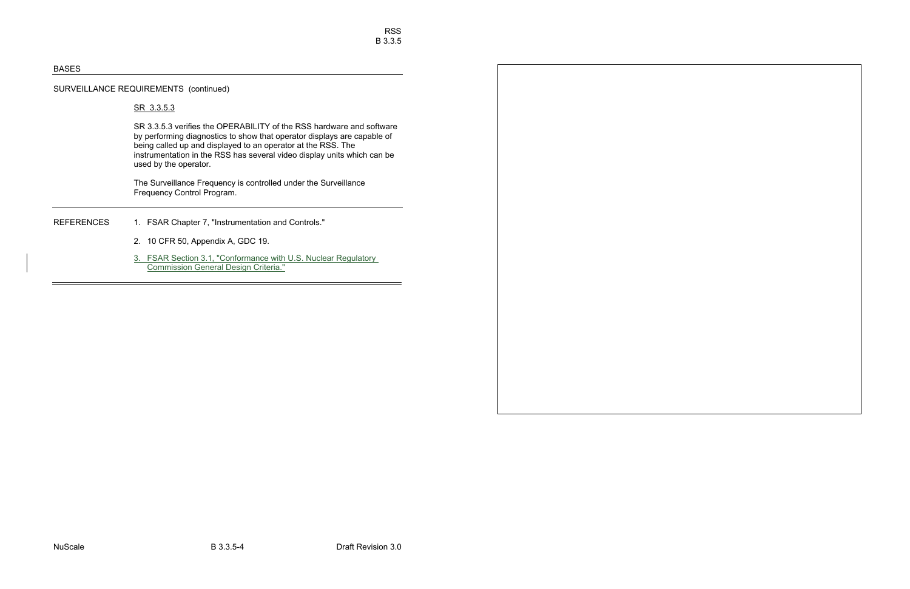## BASES

### SURVEILLANCE REQUIREMENTS (continued)

SR 3.3.5.3

SR 3.3.5.3 verifies the OPERABILITY of the RSS hardware and software by performing diagnostics to show that operator displays are capable of being called up and displayed to an operator at the RSS. The instrumentation in the RSS has several video display units which can be used by the operator.

The Surveillance Frequency is controlled under the Surveillance Frequency Control Program.

### REFERENCES

1. FSAR Chapter 7, "Instrumentation and Controls."
2. 10 CFR 50, Appendix A, GDC 19.
3. FSAR Section 3.1, "Conformance with U.S. Nuclear Regulatory Commission General Design Criteria."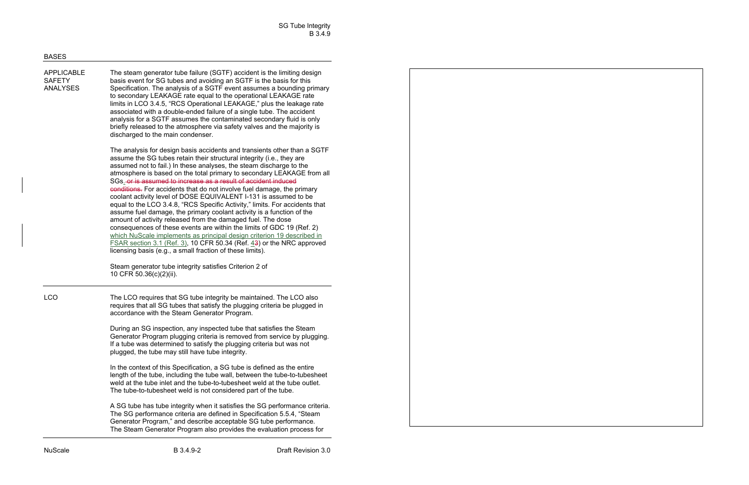BASES

## APPLICABLE SAFETY ANALYSES

The steam generator tube failure (SGTF) accident is the limiting design basis event for SG tubes and avoiding an SGTF is the basis for this Specification. The analysis of a SGTF event assumes a bounding primary to secondary LEAKAGE rate equal to the operational LEAKAGE rate limits in LCO 3.4.5, "RCS Operational LEAKAGE," plus the leakage rate associated with a double-ended failure of a single tube. The accident analysis for a SGTF assumes the contaminated secondary fluid is only briefly released to the atmosphere via safety valves and the majority is discharged to the main condenser.

The analysis for design basis accidents and transients other than a SGTF assume the SG tubes retain their structural integrity (i.e., they are assumed not to fail.) In these analyses, the steam discharge to the atmosphere is based on the total primary to secondary LEAKAGE from all SGs. ~~or is assumed to increase as a result of accident induced conditions.~~ For accidents that do not involve fuel damage, the primary coolant activity level of DOSE EQUIVALENT I-131 is assumed to be equal to the LCO 3.4.8, "RCS Specific Activity," limits. For accidents that assume fuel damage, the primary coolant activity is a function of the amount of activity released from the damaged fuel. The dose consequences of these events are within the limits of GDC 19 (Ref. 2) which NuScale implements as principal design criterion 19 described in FSAR section 3.1 (Ref. 3), 10 CFR 50.34 (Ref. 4~~3~~) or the NRC approved licensing basis (e.g., a small fraction of these limits).

Steam generator tube integrity satisfies Criterion 2 of 10 CFR 50.36(c)(2)(ii).

## LCO

The LCO requires that SG tube integrity be maintained. The LCO also requires that all SG tubes that satisfy the plugging criteria be plugged in accordance with the Steam Generator Program.

During an SG inspection, any inspected tube that satisfies the Steam Generator Program plugging criteria is removed from service by plugging. If a tube was determined to satisfy the plugging criteria but was not plugged, the tube may still have tube integrity.

In the context of this Specification, a SG tube is defined as the entire length of the tube, including the tube wall, between the tube-to-tubesheet weld at the tube inlet and the tube-to-tubesheet weld at the tube outlet. The tube-to-tubesheet weld is not considered part of the tube.

A SG tube has tube integrity when it satisfies the SG performance criteria. The SG performance criteria are defined in Specification 5.5.4, "Steam Generator Program," and describe acceptable SG tube performance. The Steam Generator Program also provides the evaluation process for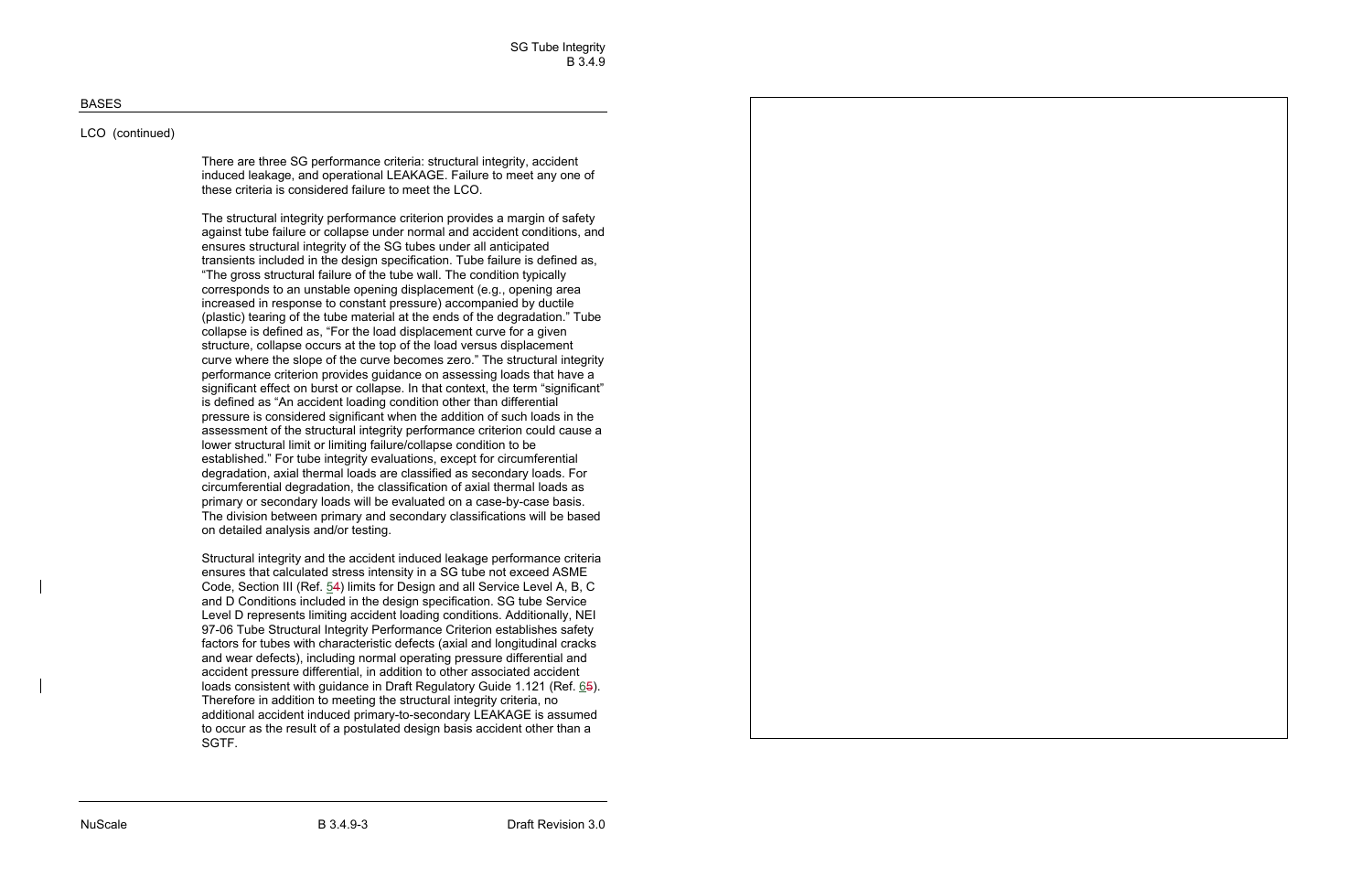BASES

LCO (continued)

There are three SG performance criteria: structural integrity, accident induced leakage, and operational LEAKAGE. Failure to meet any one of these criteria is considered failure to meet the LCO.

The structural integrity performance criterion provides a margin of safety against tube failure or collapse under normal and accident conditions, and ensures structural integrity of the SG tubes under all anticipated transients included in the design specification. Tube failure is defined as, “The gross structural failure of the tube wall. The condition typically corresponds to an unstable opening displacement (e.g., opening area increased in response to constant pressure) accompanied by ductile (plastic) tearing of the tube material at the ends of the degradation.” Tube collapse is defined as, “For the load displacement curve for a given structure, collapse occurs at the top of the load versus displacement curve where the slope of the curve becomes zero.” The structural integrity performance criterion provides guidance on assessing loads that have a significant effect on burst or collapse. In that context, the term “significant” is defined as “An accident loading condition other than differential pressure is considered significant when the addition of such loads in the assessment of the structural integrity performance criterion could cause a lower structural limit or limiting failure/collapse condition to be established.” For tube integrity evaluations, except for circumferential degradation, axial thermal loads are classified as secondary loads. For circumferential degradation, the classification of axial thermal loads as primary or secondary loads will be evaluated on a case-by-case basis. The division between primary and secondary classifications will be based on detailed analysis and/or testing.

Structural integrity and the accident induced leakage performance criteria ensures that calculated stress intensity in a SG tube not exceed ASME Code, Section III (Ref. 54) limits for Design and all Service Level A, B, C and D Conditions included in the design specification. SG tube Service Level D represents limiting accident loading conditions. Additionally, NEI 97-06 Tube Structural Integrity Performance Criterion establishes safety factors for tubes with characteristic defects (axial and longitudinal cracks and wear defects), including normal operating pressure differential and accident pressure differential, in addition to other associated accident loads consistent with guidance in Draft Regulatory Guide 1.121 (Ref. 65). Therefore in addition to meeting the structural integrity criteria, no additional accident induced primary-to-secondary LEAKAGE is assumed to occur as the result of a postulated design basis accident other than a SGTF.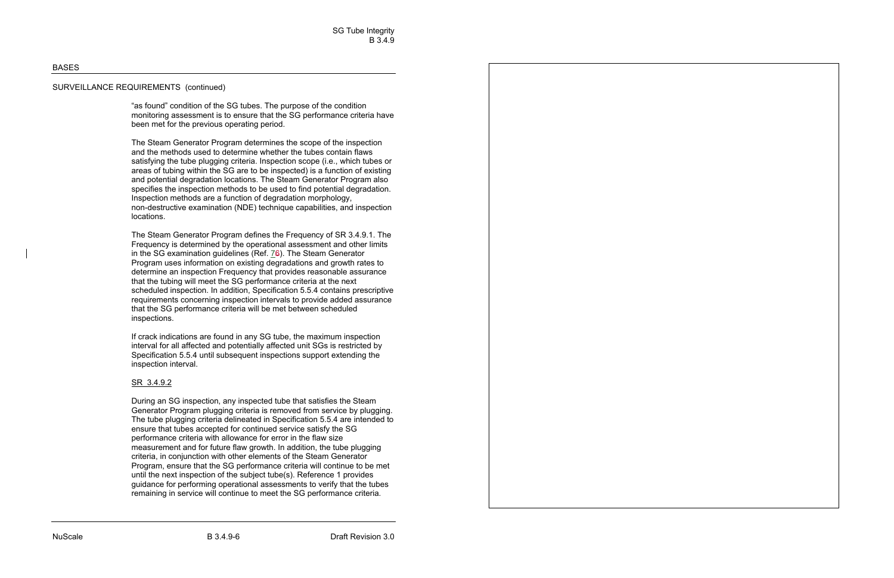## BASES

### SURVEILLANCE REQUIREMENTS (continued)

"as found" condition of the SG tubes. The purpose of the condition monitoring assessment is to ensure that the SG performance criteria have been met for the previous operating period.

The Steam Generator Program determines the scope of the inspection and the methods used to determine whether the tubes contain flaws satisfying the tube plugging criteria. Inspection scope (i.e., which tubes or areas of tubing within the SG are to be inspected) is a function of existing and potential degradation locations. The Steam Generator Program also specifies the inspection methods to be used to find potential degradation. Inspection methods are a function of degradation morphology, non-destructive examination (NDE) technique capabilities, and inspection locations.

The Steam Generator Program defines the Frequency of SR 3.4.9.1. The Frequency is determined by the operational assessment and other limits in the SG examination guidelines (Ref. 76). The Steam Generator Program uses information on existing degradations and growth rates to determine an inspection Frequency that provides reasonable assurance that the tubing will meet the SG performance criteria at the next scheduled inspection. In addition, Specification 5.5.4 contains prescriptive requirements concerning inspection intervals to provide added assurance that the SG performance criteria will be met between scheduled inspections.

If crack indications are found in any SG tube, the maximum inspection interval for all affected and potentially affected unit SGs is restricted by Specification 5.5.4 until subsequent inspections support extending the inspection interval.

SR 3.4.9.2

During an SG inspection, any inspected tube that satisfies the Steam Generator Program plugging criteria is removed from service by plugging. The tube plugging criteria delineated in Specification 5.5.4 are intended to ensure that tubes accepted for continued service satisfy the SG performance criteria with allowance for error in the flaw size measurement and for future flaw growth. In addition, the tube plugging criteria, in conjunction with other elements of the Steam Generator Program, ensure that the SG performance criteria will continue to be met until the next inspection of the subject tube(s). Reference 1 provides guidance for performing operational assessments to verify that the tubes remaining in service will continue to meet the SG performance criteria.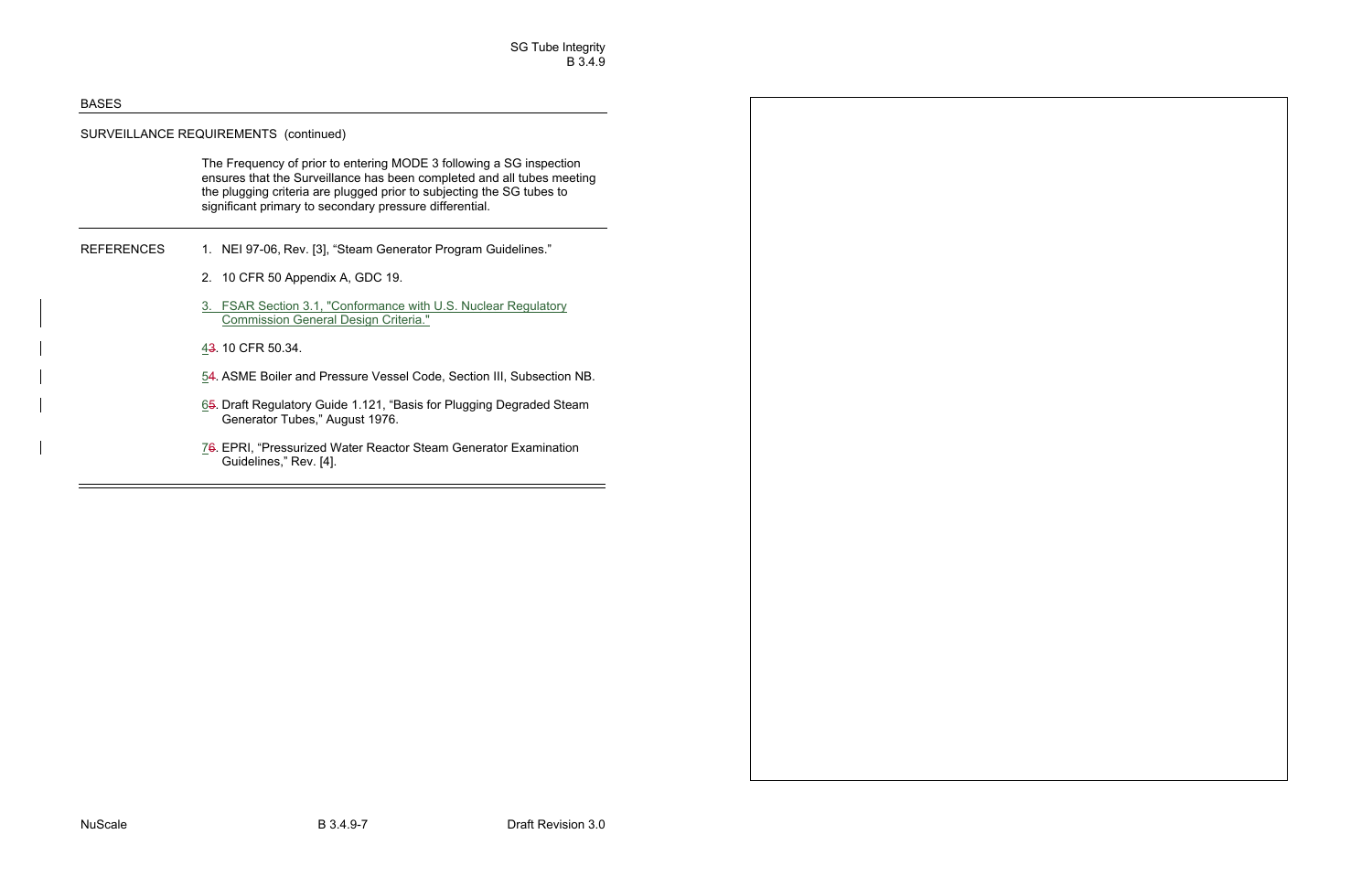## BASES

### SURVEILLANCE REQUIREMENTS (continued)

The Frequency of prior to entering MODE 3 following a SG inspection ensures that the Surveillance has been completed and all tubes meeting the plugging criteria are plugged prior to subjecting the SG tubes to significant primary to secondary pressure differential.

### REFERENCES

1. NEI 97-06, Rev. [3], “Steam Generator Program Guidelines.”
2. 10 CFR 50 Appendix A, GDC 19.
3. FSAR Section 3.1, "Conformance with U.S. Nuclear Regulatory Commission General Design Criteria."
4. ~~3~~. 10 CFR 50.34.
5. ~~4~~. ASME Boiler and Pressure Vessel Code, Section III, Subsection NB.
6. ~~5~~. Draft Regulatory Guide 1.121, “Basis for Plugging Degraded Steam Generator Tubes,” August 1976.
7. ~~6~~. EPRI, “Pressurized Water Reactor Steam Generator Examination Guidelines,” Rev. [4].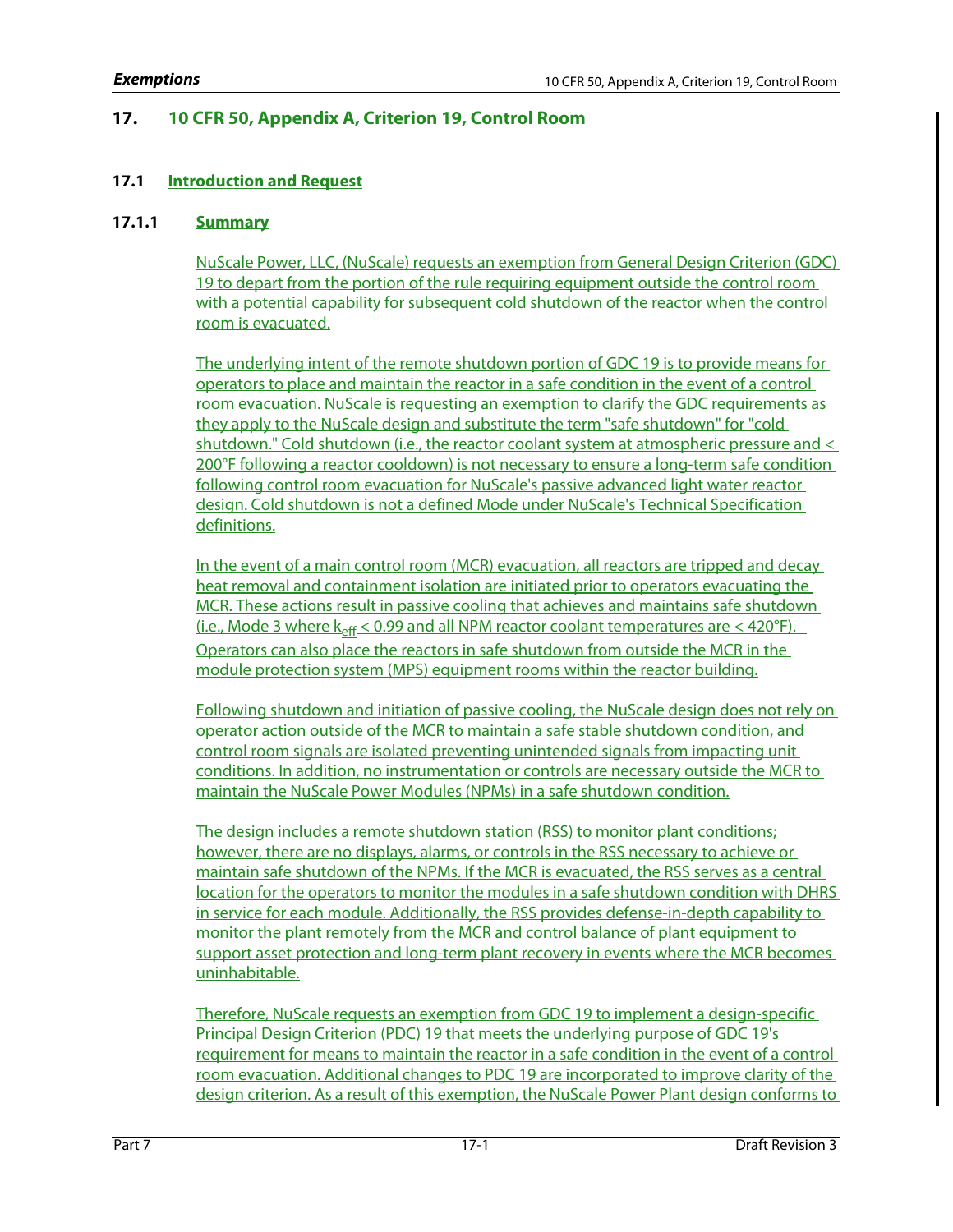# 17. 10 CFR 50, Appendix A, Criterion 19, Control Room

## 17.1 Introduction and Request

### 17.1.1 Summary

NuScale Power, LLC, (NuScale) requests an exemption from General Design Criterion (GDC) 19 to depart from the portion of the rule requiring equipment outside the control room with a potential capability for subsequent cold shutdown of the reactor when the control room is evacuated.

The underlying intent of the remote shutdown portion of GDC 19 is to provide means for operators to place and maintain the reactor in a safe condition in the event of a control room evacuation. NuScale is requesting an exemption to clarify the GDC requirements as they apply to the NuScale design and substitute the term "safe shutdown" for "cold shutdown." Cold shutdown (i.e., the reactor coolant system at atmospheric pressure and < 200°F following a reactor cooldown) is not necessary to ensure a long-term safe condition following control room evacuation for NuScale's passive advanced light water reactor design. Cold shutdown is not a defined Mode under NuScale's Technical Specification definitions.

In the event of a main control room (MCR) evacuation, all reactors are tripped and decay heat removal and containment isolation are initiated prior to operators evacuating the MCR. These actions result in passive cooling that achieves and maintains safe shutdown (i.e., Mode 3 where $k_{eff} < 0.99$ and all NPM reactor coolant temperatures are < 420°F). Operators can also place the reactors in safe shutdown from outside the MCR in the module protection system (MPS) equipment rooms within the reactor building.

Following shutdown and initiation of passive cooling, the NuScale design does not rely on operator action outside of the MCR to maintain a safe stable shutdown condition, and control room signals are isolated preventing unintended signals from impacting unit conditions. In addition, no instrumentation or controls are necessary outside the MCR to maintain the NuScale Power Modules (NPMs) in a safe shutdown condition.

The design includes a remote shutdown station (RSS) to monitor plant conditions; however, there are no displays, alarms, or controls in the RSS necessary to achieve or maintain safe shutdown of the NPMs. If the MCR is evacuated, the RSS serves as a central location for the operators to monitor the modules in a safe shutdown condition with DHRS in service for each module. Additionally, the RSS provides defense-in-depth capability to monitor the plant remotely from the MCR and control balance of plant equipment to support asset protection and long-term plant recovery in events where the MCR becomes uninhabitable.

Therefore, NuScale requests an exemption from GDC 19 to implement a design-specific Principal Design Criterion (PDC) 19 that meets the underlying purpose of GDC 19's requirement for means to maintain the reactor in a safe condition in the event of a control room evacuation. Additional changes to PDC 19 are incorporated to improve clarity of the design criterion. As a result of this exemption, the NuScale Power Plant design conforms to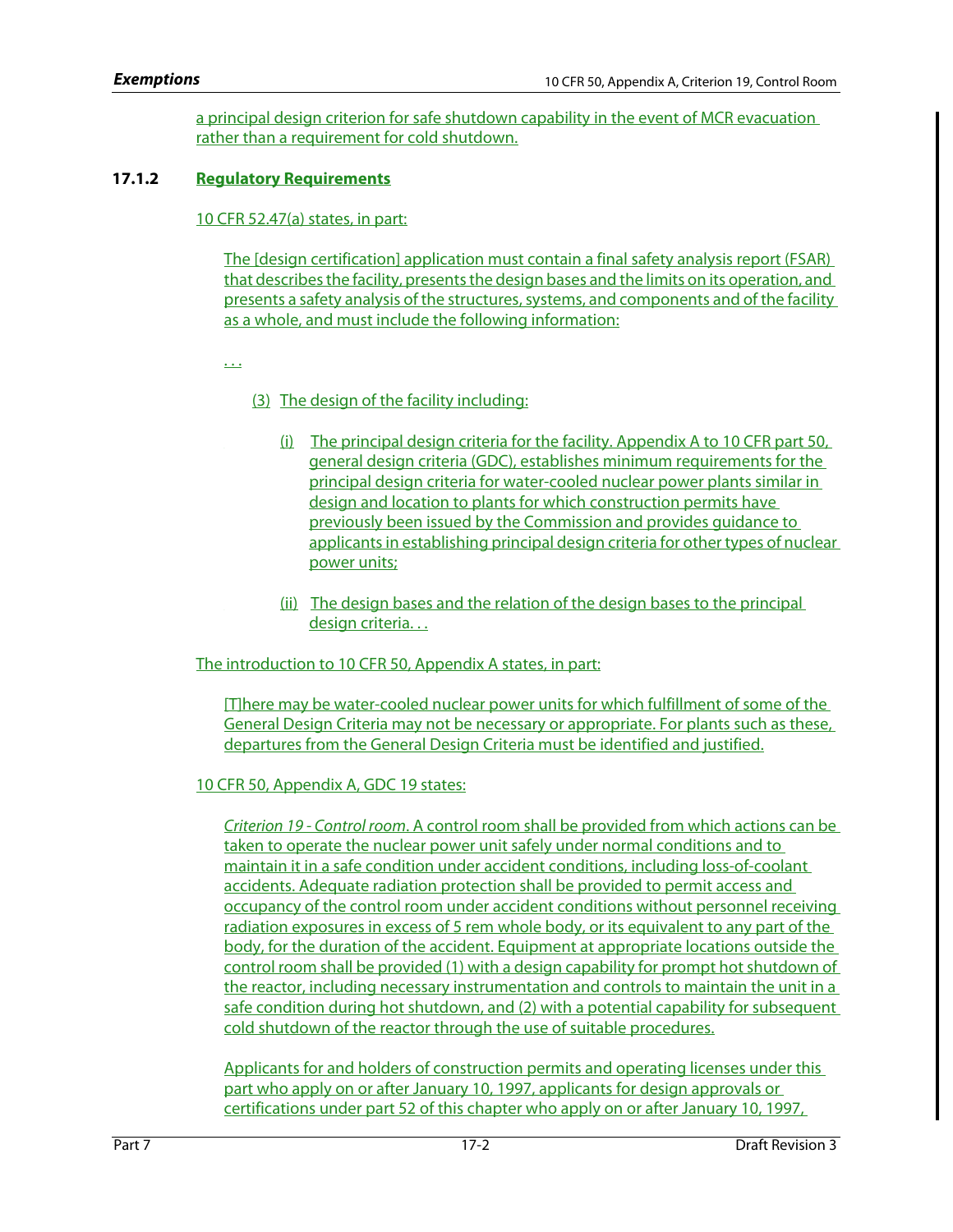a principal design criterion for safe shutdown capability in the event of MCR evacuation rather than a requirement for cold shutdown.

### 17.1.2 Regulatory Requirements

10 CFR 52.47(a) states, in part:

> The [design certification] application must contain a final safety analysis report (FSAR) that describes the facility, presents the design bases and the limits on its operation, and presents a safety analysis of the structures, systems, and components and of the facility as a whole, and must include the following information:
>
> . . .
>
> (3) The design of the facility including:
>
> (i) The principal design criteria for the facility. Appendix A to 10 CFR part 50, general design criteria (GDC), establishes minimum requirements for the principal design criteria for water-cooled nuclear power plants similar in design and location to plants for which construction permits have previously been issued by the Commission and provides guidance to applicants in establishing principal design criteria for other types of nuclear power units;
>
> (ii) The design bases and the relation of the design bases to the principal design criteria. . .

The introduction to 10 CFR 50, Appendix A states, in part:

> [T]here may be water-cooled nuclear power units for which fulfillment of some of the General Design Criteria may not be necessary or appropriate. For plants such as these, departures from the General Design Criteria must be identified and justified.

10 CFR 50, Appendix A, GDC 19 states:

> *Criterion 19 - Control room*. A control room shall be provided from which actions can be taken to operate the nuclear power unit safely under normal conditions and to maintain it in a safe condition under accident conditions, including loss-of-coolant accidents. Adequate radiation protection shall be provided to permit access and occupancy of the control room under accident conditions without personnel receiving radiation exposures in excess of 5 rem whole body, or its equivalent to any part of the body, for the duration of the accident. Equipment at appropriate locations outside the control room shall be provided (1) with a design capability for prompt hot shutdown of the reactor, including necessary instrumentation and controls to maintain the unit in a safe condition during hot shutdown, and (2) with a potential capability for subsequent cold shutdown of the reactor through the use of suitable procedures.
>
> Applicants for and holders of construction permits and operating licenses under this part who apply on or after January 10, 1997, applicants for design approvals or certifications under part 52 of this chapter who apply on or after January 10, 1997,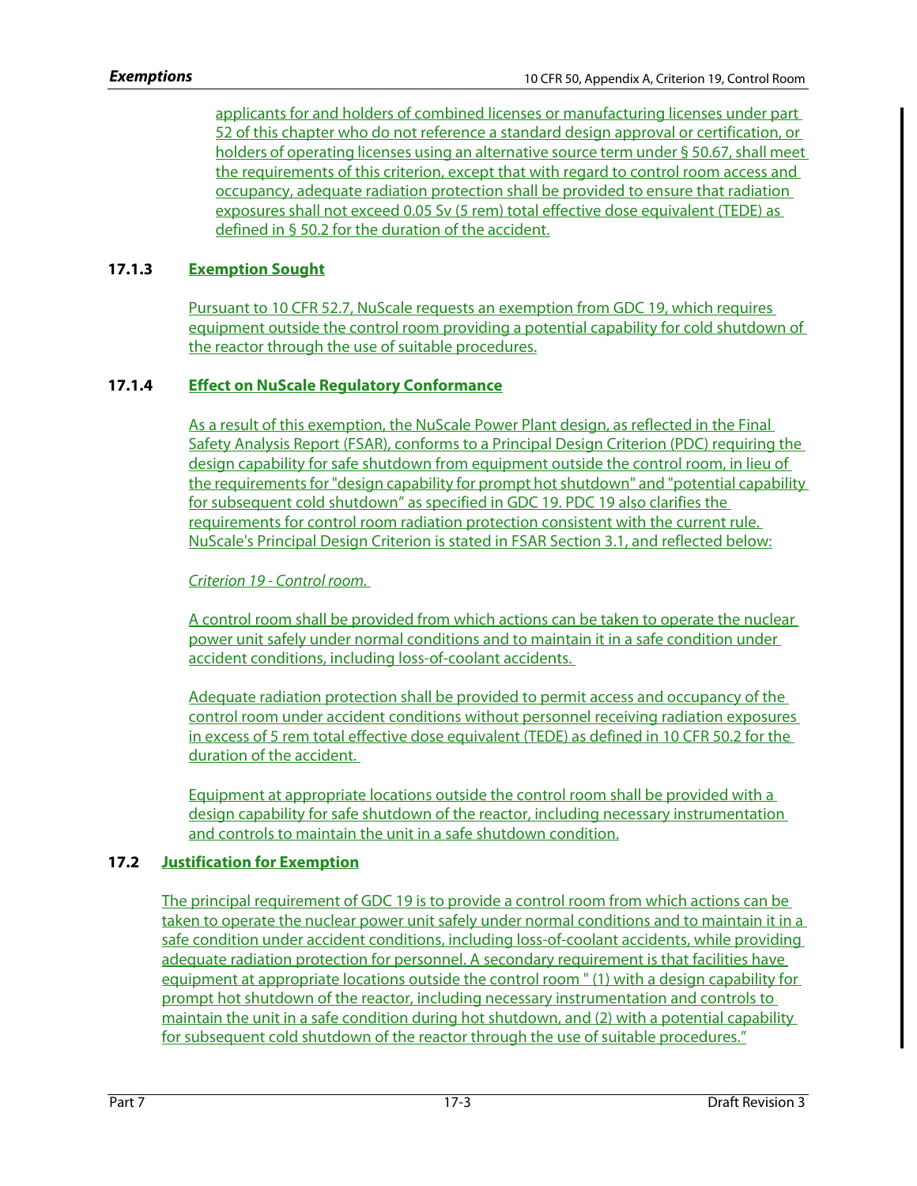applicants for and holders of combined licenses or manufacturing licenses under part 52 of this chapter who do not reference a standard design approval or certification, or holders of operating licenses using an alternative source term under § 50.67, shall meet the requirements of this criterion, except that with regard to control room access and occupancy, adequate radiation protection shall be provided to ensure that radiation exposures shall not exceed 0.05 Sv (5 rem) total effective dose equivalent (TEDE) as defined in § 50.2 for the duration of the accident.

### 17.1.3 Exemption Sought

Pursuant to 10 CFR 52.7, NuScale requests an exemption from GDC 19, which requires equipment outside the control room providing a potential capability for cold shutdown of the reactor through the use of suitable procedures.

### 17.1.4 Effect on NuScale Regulatory Conformance

As a result of this exemption, the NuScale Power Plant design, as reflected in the Final Safety Analysis Report (FSAR), conforms to a Principal Design Criterion (PDC) requiring the design capability for safe shutdown from equipment outside the control room, in lieu of the requirements for "design capability for prompt hot shutdown" and "potential capability for subsequent cold shutdown" as specified in GDC 19. PDC 19 also clarifies the requirements for control room radiation protection consistent with the current rule. NuScale's Principal Design Criterion is stated in FSAR Section 3.1, and reflected below:

*Criterion 19 - Control room.*

A control room shall be provided from which actions can be taken to operate the nuclear power unit safely under normal conditions and to maintain it in a safe condition under accident conditions, including loss-of-coolant accidents.

Adequate radiation protection shall be provided to permit access and occupancy of the control room under accident conditions without personnel receiving radiation exposures in excess of 5 rem total effective dose equivalent (TEDE) as defined in 10 CFR 50.2 for the duration of the accident.

Equipment at appropriate locations outside the control room shall be provided with a design capability for safe shutdown of the reactor, including necessary instrumentation and controls to maintain the unit in a safe shutdown condition.

## 17.2 Justification for Exemption

The principal requirement of GDC 19 is to provide a control room from which actions can be taken to operate the nuclear power unit safely under normal conditions and to maintain it in a safe condition under accident conditions, including loss-of-coolant accidents, while providing adequate radiation protection for personnel. A secondary requirement is that facilities have equipment at appropriate locations outside the control room " (1) with a design capability for prompt hot shutdown of the reactor, including necessary instrumentation and controls to maintain the unit in a safe condition during hot shutdown, and (2) with a potential capability for subsequent cold shutdown of the reactor through the use of suitable procedures."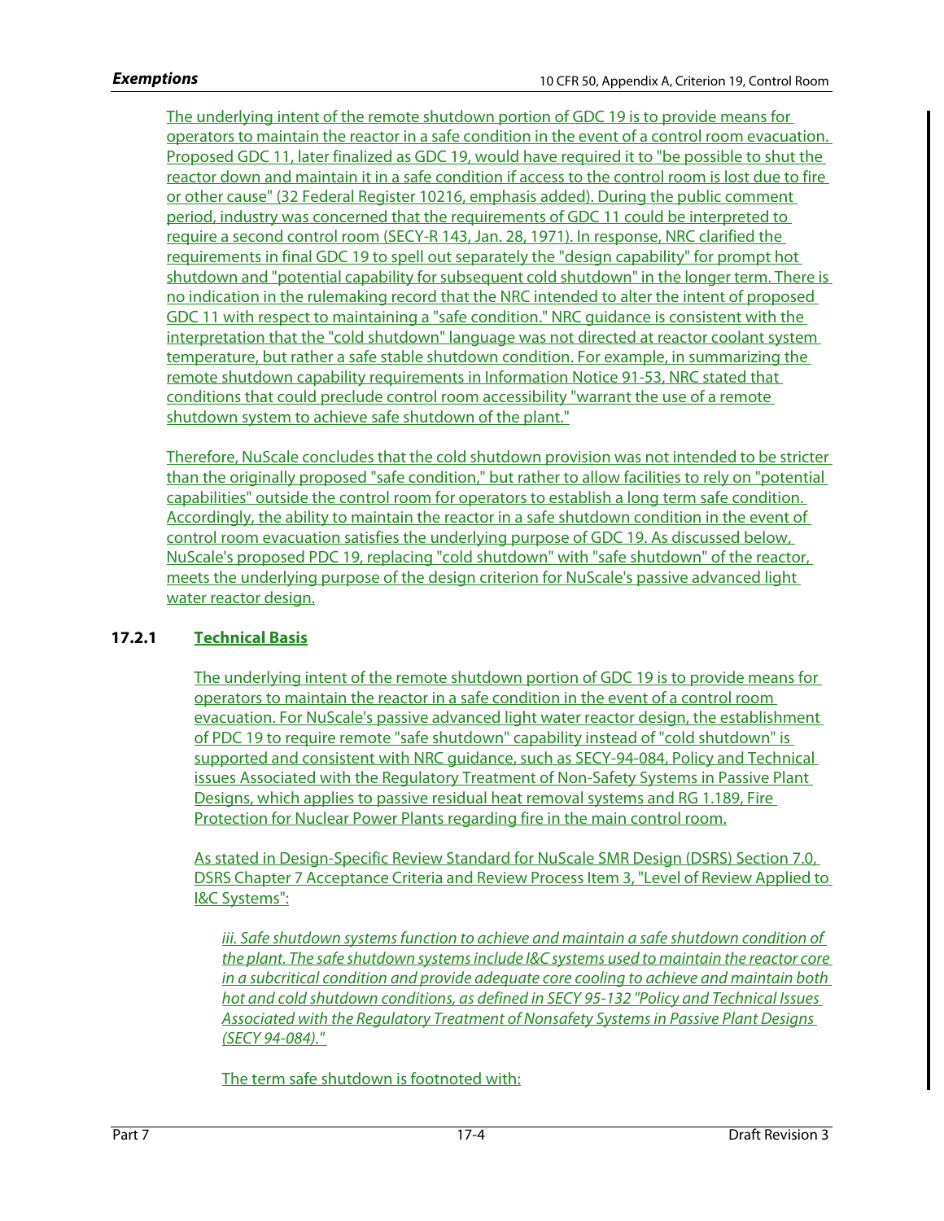The underlying intent of the remote shutdown portion of GDC 19 is to provide means for operators to maintain the reactor in a safe condition in the event of a control room evacuation. Proposed GDC 11, later finalized as GDC 19, would have required it to "be possible to shut the reactor down and maintain it in a safe condition if access to the control room is lost due to fire or other cause" (32 Federal Register 10216, emphasis added). During the public comment period, industry was concerned that the requirements of GDC 11 could be interpreted to require a second control room (SECY-R 143, Jan. 28, 1971). In response, NRC clarified the requirements in final GDC 19 to spell out separately the "design capability" for prompt hot shutdown and "potential capability for subsequent cold shutdown" in the longer term. There is no indication in the rulemaking record that the NRC intended to alter the intent of proposed GDC 11 with respect to maintaining a "safe condition." NRC guidance is consistent with the interpretation that the "cold shutdown" language was not directed at reactor coolant system temperature, but rather a safe stable shutdown condition. For example, in summarizing the remote shutdown capability requirements in Information Notice 91-53, NRC stated that conditions that could preclude control room accessibility "warrant the use of a remote shutdown system to achieve safe shutdown of the plant."

Therefore, NuScale concludes that the cold shutdown provision was not intended to be stricter than the originally proposed "safe condition," but rather to allow facilities to rely on "potential capabilities" outside the control room for operators to establish a long term safe condition. Accordingly, the ability to maintain the reactor in a safe shutdown condition in the event of control room evacuation satisfies the underlying purpose of GDC 19. As discussed below, NuScale's proposed PDC 19, replacing "cold shutdown" with "safe shutdown" of the reactor, meets the underlying purpose of the design criterion for NuScale's passive advanced light water reactor design.

### 17.2.1 Technical Basis

The underlying intent of the remote shutdown portion of GDC 19 is to provide means for operators to maintain the reactor in a safe condition in the event of a control room evacuation. For NuScale's passive advanced light water reactor design, the establishment of PDC 19 to require remote "safe shutdown" capability instead of "cold shutdown" is supported and consistent with NRC guidance, such as SECY-94-084, Policy and Technical issues Associated with the Regulatory Treatment of Non-Safety Systems in Passive Plant Designs, which applies to passive residual heat removal systems and RG 1.189, Fire Protection for Nuclear Power Plants regarding fire in the main control room.

As stated in Design-Specific Review Standard for NuScale SMR Design (DSRS) Section 7.0, DSRS Chapter 7 Acceptance Criteria and Review Process Item 3, "Level of Review Applied to I&C Systems":

> *iii. Safe shutdown systems function to achieve and maintain a safe shutdown condition of the plant. The safe shutdown systems include I&C systems used to maintain the reactor core in a subcritical condition and provide adequate core cooling to achieve and maintain both hot and cold shutdown conditions, as defined in SECY 95-132 "Policy and Technical Issues Associated with the Regulatory Treatment of Nonsafety Systems in Passive Plant Designs (SECY 94-084)."*

The term safe shutdown is footnoted with: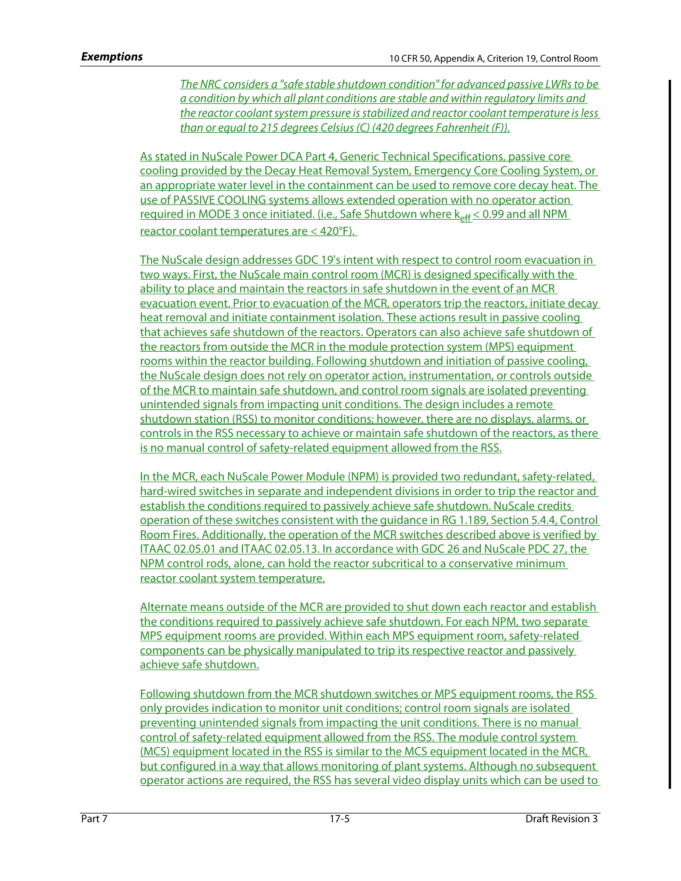*The NRC considers a "safe stable shutdown condition" for advanced passive LWRs to be a condition by which all plant conditions are stable and within regulatory limits and the reactor coolant system pressure is stabilized and reactor coolant temperature is less than or equal to 215 degrees Celsius (C) (420 degrees Fahrenheit (F)).*

As stated in NuScale Power DCA Part 4, Generic Technical Specifications, passive core cooling provided by the Decay Heat Removal System, Emergency Core Cooling System, or an appropriate water level in the containment can be used to remove core decay heat. The use of PASSIVE COOLING systems allows extended operation with no operator action required in MODE 3 once initiated. (i.e., Safe Shutdown where $k_{eff} < 0.99$ and all NPM reactor coolant temperatures are < 420°F).

The NuScale design addresses GDC 19's intent with respect to control room evacuation in two ways. First, the NuScale main control room (MCR) is designed specifically with the ability to place and maintain the reactors in safe shutdown in the event of an MCR evacuation event. Prior to evacuation of the MCR, operators trip the reactors, initiate decay heat removal and initiate containment isolation. These actions result in passive cooling that achieves safe shutdown of the reactors. Operators can also achieve safe shutdown of the reactors from outside the MCR in the module protection system (MPS) equipment rooms within the reactor building. Following shutdown and initiation of passive cooling, the NuScale design does not rely on operator action, instrumentation, or controls outside of the MCR to maintain safe shutdown, and control room signals are isolated preventing unintended signals from impacting unit conditions. The design includes a remote shutdown station (RSS) to monitor conditions; however, there are no displays, alarms, or controls in the RSS necessary to achieve or maintain safe shutdown of the reactors, as there is no manual control of safety-related equipment allowed from the RSS.

In the MCR, each NuScale Power Module (NPM) is provided two redundant, safety-related, hard-wired switches in separate and independent divisions in order to trip the reactor and establish the conditions required to passively achieve safe shutdown. NuScale credits operation of these switches consistent with the guidance in RG 1.189, Section 5.4.4, Control Room Fires. Additionally, the operation of the MCR switches described above is verified by ITAAC 02.05.01 and ITAAC 02.05.13. In accordance with GDC 26 and NuScale PDC 27, the NPM control rods, alone, can hold the reactor subcritical to a conservative minimum reactor coolant system temperature.

Alternate means outside of the MCR are provided to shut down each reactor and establish the conditions required to passively achieve safe shutdown. For each NPM, two separate MPS equipment rooms are provided. Within each MPS equipment room, safety-related components can be physically manipulated to trip its respective reactor and passively achieve safe shutdown.

Following shutdown from the MCR shutdown switches or MPS equipment rooms, the RSS only provides indication to monitor unit conditions; control room signals are isolated preventing unintended signals from impacting the unit conditions. There is no manual control of safety-related equipment allowed from the RSS. The module control system (MCS) equipment located in the RSS is similar to the MCS equipment located in the MCR, but configured in a way that allows monitoring of plant systems. Although no subsequent operator actions are required, the RSS has several video display units which can be used to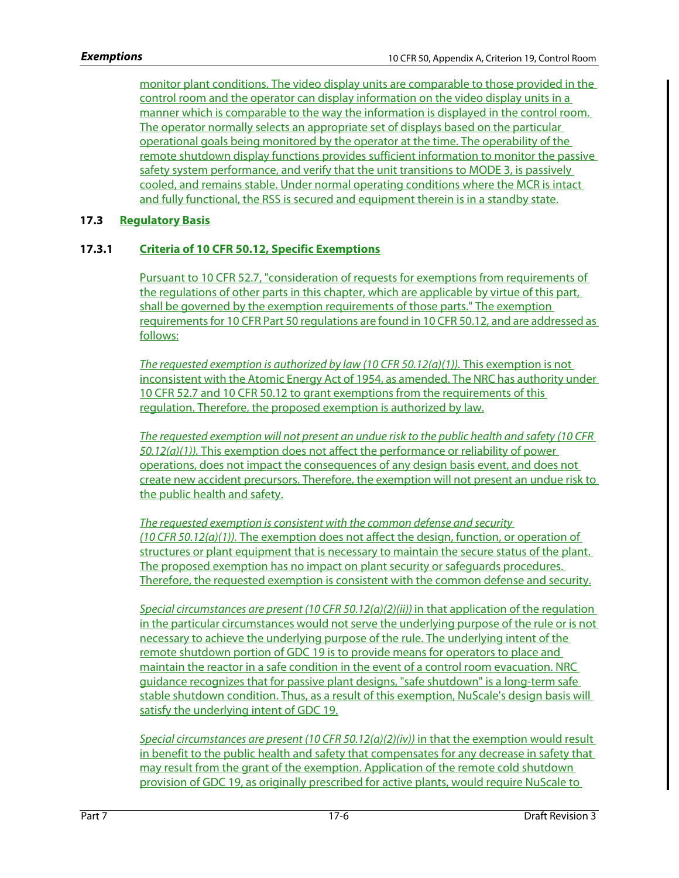monitor plant conditions. The video display units are comparable to those provided in the control room and the operator can display information on the video display units in a manner which is comparable to the way the information is displayed in the control room. The operator normally selects an appropriate set of displays based on the particular operational goals being monitored by the operator at the time. The operability of the remote shutdown display functions provides sufficient information to monitor the passive safety system performance, and verify that the unit transitions to MODE 3, is passively cooled, and remains stable. Under normal operating conditions where the MCR is intact and fully functional, the RSS is secured and equipment therein is in a standby state.

## 17.3 Regulatory Basis

### 17.3.1 Criteria of 10 CFR 50.12, Specific Exemptions

Pursuant to 10 CFR 52.7, "consideration of requests for exemptions from requirements of the regulations of other parts in this chapter, which are applicable by virtue of this part, shall be governed by the exemption requirements of those parts." The exemption requirements for 10 CFR Part 50 regulations are found in 10 CFR 50.12, and are addressed as follows:

*The requested exemption is authorized by law (10 CFR 50.12(a)(1)).* This exemption is not inconsistent with the Atomic Energy Act of 1954, as amended. The NRC has authority under 10 CFR 52.7 and 10 CFR 50.12 to grant exemptions from the requirements of this regulation. Therefore, the proposed exemption is authorized by law.

*The requested exemption will not present an undue risk to the public health and safety (10 CFR 50.12(a)(1)).* This exemption does not affect the performance or reliability of power operations, does not impact the consequences of any design basis event, and does not create new accident precursors. Therefore, the exemption will not present an undue risk to the public health and safety.

*The requested exemption is consistent with the common defense and security (10 CFR 50.12(a)(1)).* The exemption does not affect the design, function, or operation of structures or plant equipment that is necessary to maintain the secure status of the plant. The proposed exemption has no impact on plant security or safeguards procedures. Therefore, the requested exemption is consistent with the common defense and security.

*Special circumstances are present (10 CFR 50.12(a)(2)(ii))* in that application of the regulation in the particular circumstances would not serve the underlying purpose of the rule or is not necessary to achieve the underlying purpose of the rule. The underlying intent of the remote shutdown portion of GDC 19 is to provide means for operators to place and maintain the reactor in a safe condition in the event of a control room evacuation. NRC guidance recognizes that for passive plant designs, "safe shutdown" is a long-term safe stable shutdown condition. Thus, as a result of this exemption, NuScale's design basis will satisfy the underlying intent of GDC 19.

*Special circumstances are present (10 CFR 50.12(a)(2)(iv))* in that the exemption would result in benefit to the public health and safety that compensates for any decrease in safety that may result from the grant of the exemption. Application of the remote cold shutdown provision of GDC 19, as originally prescribed for active plants, would require NuScale to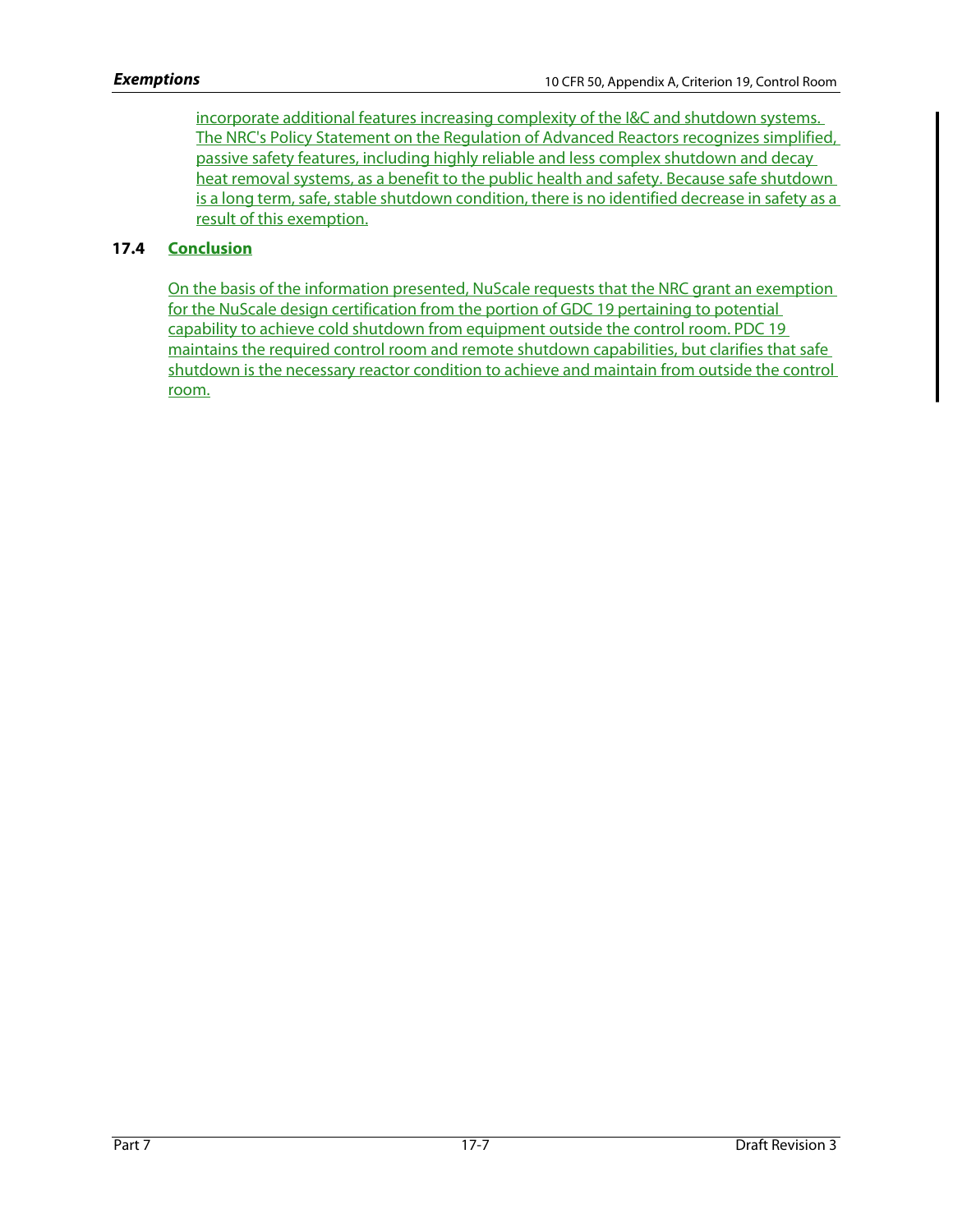incorporate additional features increasing complexity of the I&C and shutdown systems. The NRC's Policy Statement on the Regulation of Advanced Reactors recognizes simplified, passive safety features, including highly reliable and less complex shutdown and decay heat removal systems, as a benefit to the public health and safety. Because safe shutdown is a long term, safe, stable shutdown condition, there is no identified decrease in safety as a result of this exemption.

## 17.4 Conclusion

On the basis of the information presented, NuScale requests that the NRC grant an exemption for the NuScale design certification from the portion of GDC 19 pertaining to potential capability to achieve cold shutdown from equipment outside the control room. PDC 19 maintains the required control room and remote shutdown capabilities, but clarifies that safe shutdown is the necessary reactor condition to achieve and maintain from outside the control room.